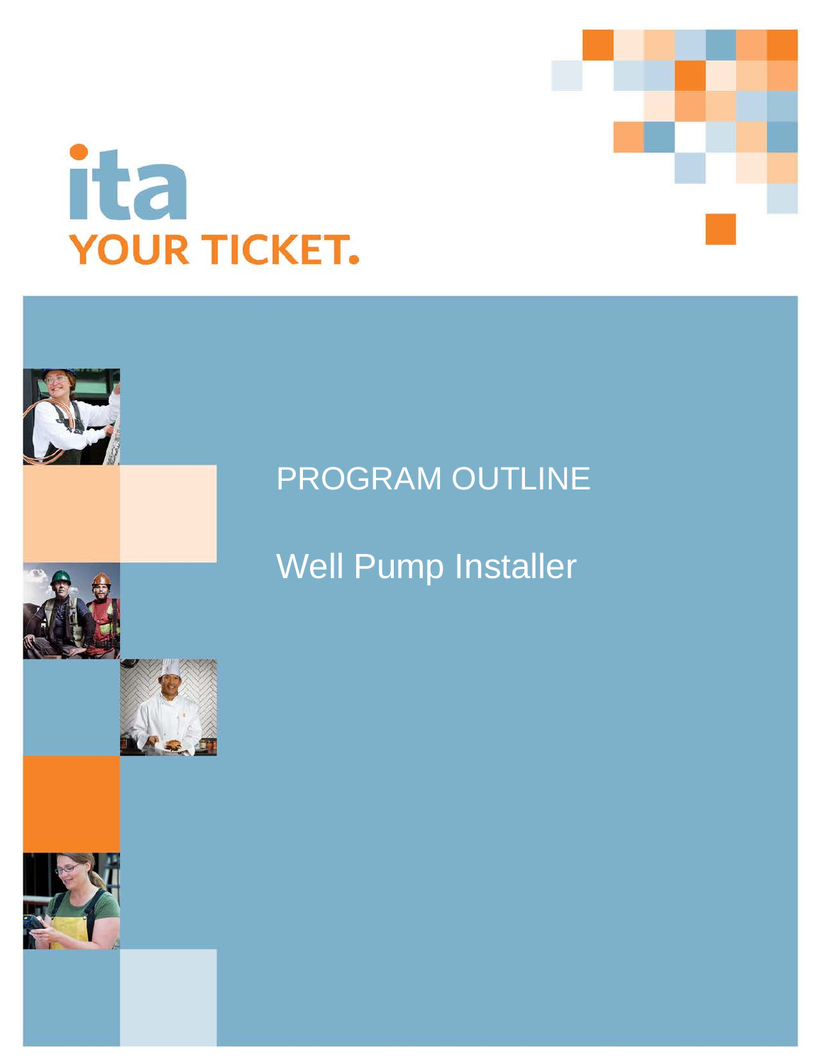ita

YOUR TICKET.

# PROGRAM OUTLINE

# Well Pump Installer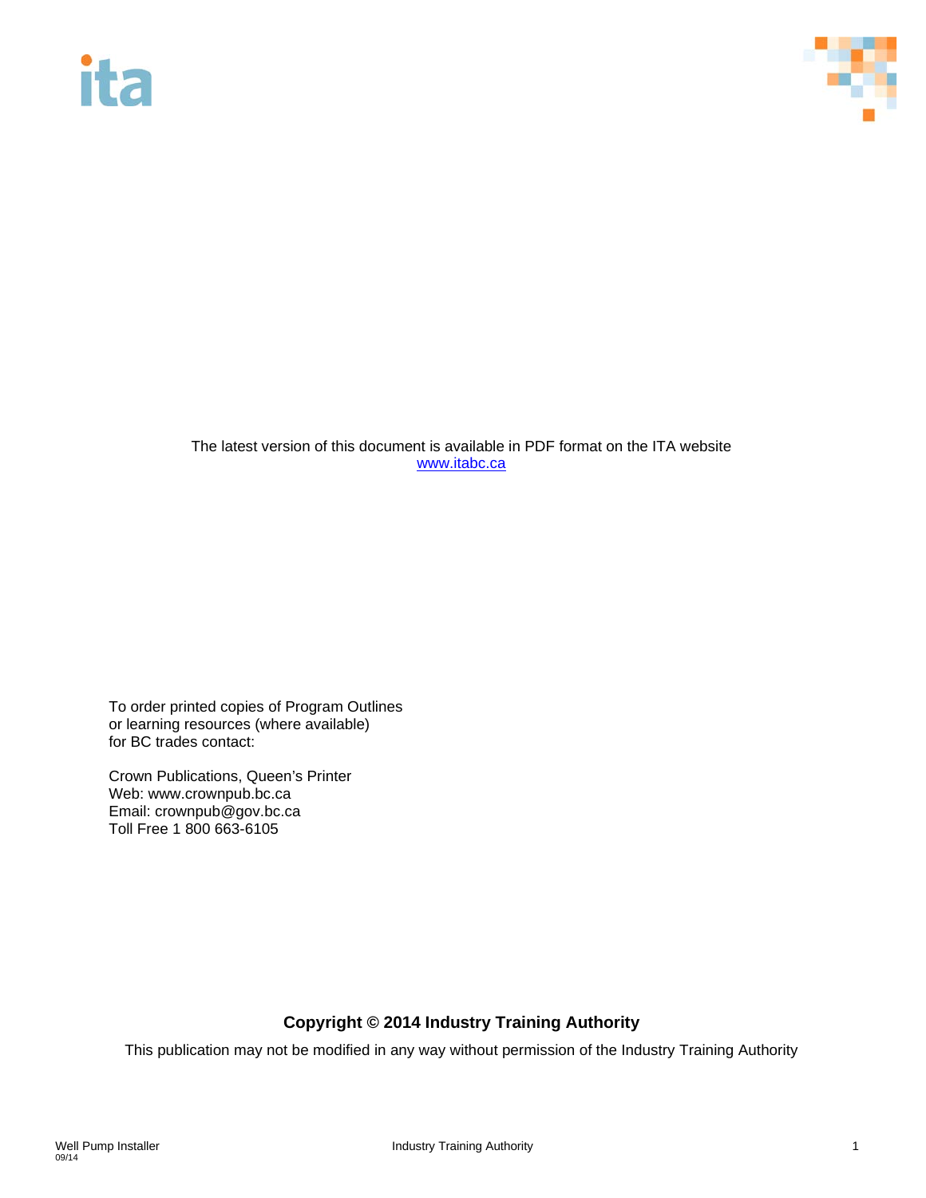The latest version of this document is available in PDF format on the ITA website
[www.itabc.ca](http://www.itabc.ca)

To order printed copies of Program Outlines
or learning resources (where available)
for BC trades contact:

Crown Publications, Queen's Printer
Web: www.crownpub.bc.ca
Email: crownpub@gov.bc.ca
Toll Free 1 800 663-6105

**Copyright © 2014 Industry Training Authority**

This publication may not be modified in any way without permission of the Industry Training Authority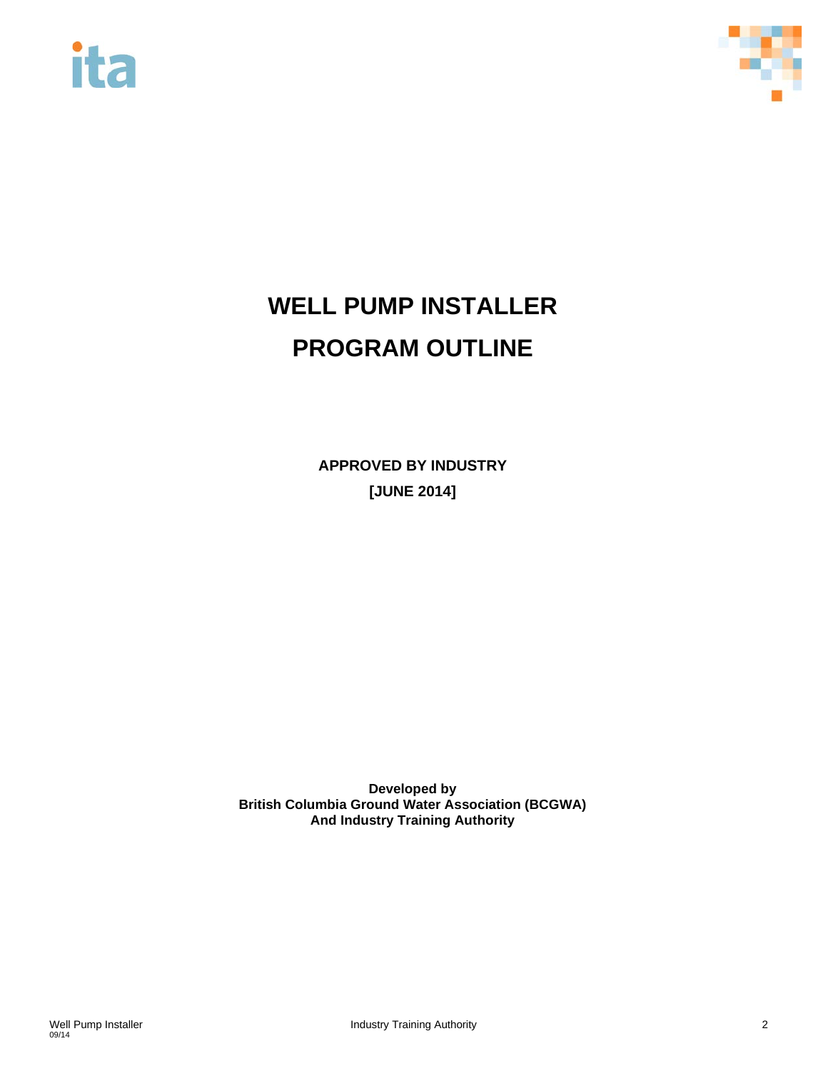# WELL PUMP INSTALLER
# PROGRAM OUTLINE

**APPROVED BY INDUSTRY**

**[JUNE 2014]**

**Developed by**
**British Columbia Ground Water Association (BCGWA)**
**And Industry Training Authority**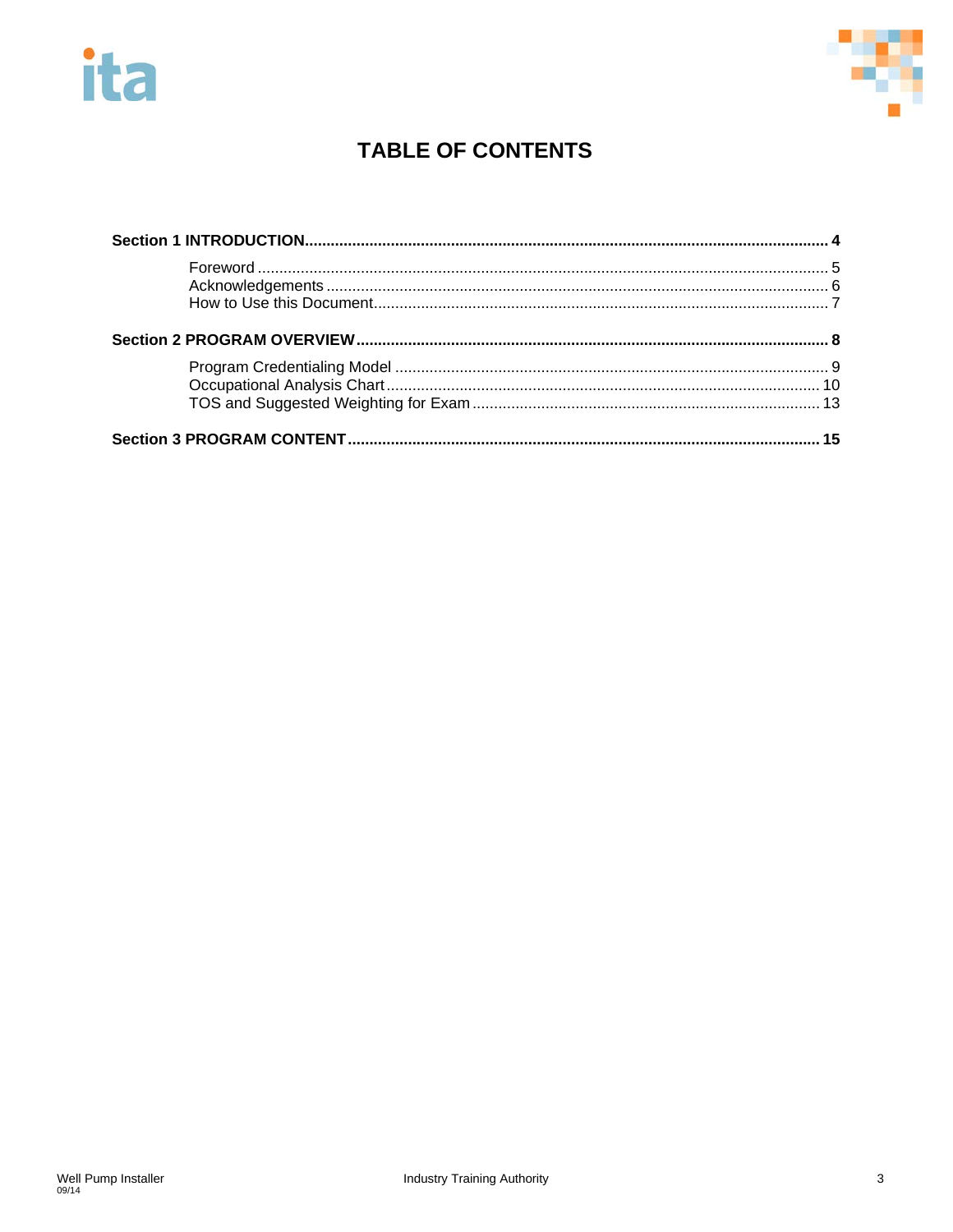# TABLE OF CONTENTS

**Section 1 INTRODUCTION ........................................................ 4**

- Foreword ........................................................ 5
- Acknowledgements ........................................................ 6
- How to Use this Document ........................................................ 7

**Section 2 PROGRAM OVERVIEW ........................................................ 8**

- Program Credentialing Model ........................................................ 9
- Occupational Analysis Chart ........................................................ 10
- TOS and Suggested Weighting for Exam ........................................................ 13

**Section 3 PROGRAM CONTENT ........................................................ 15**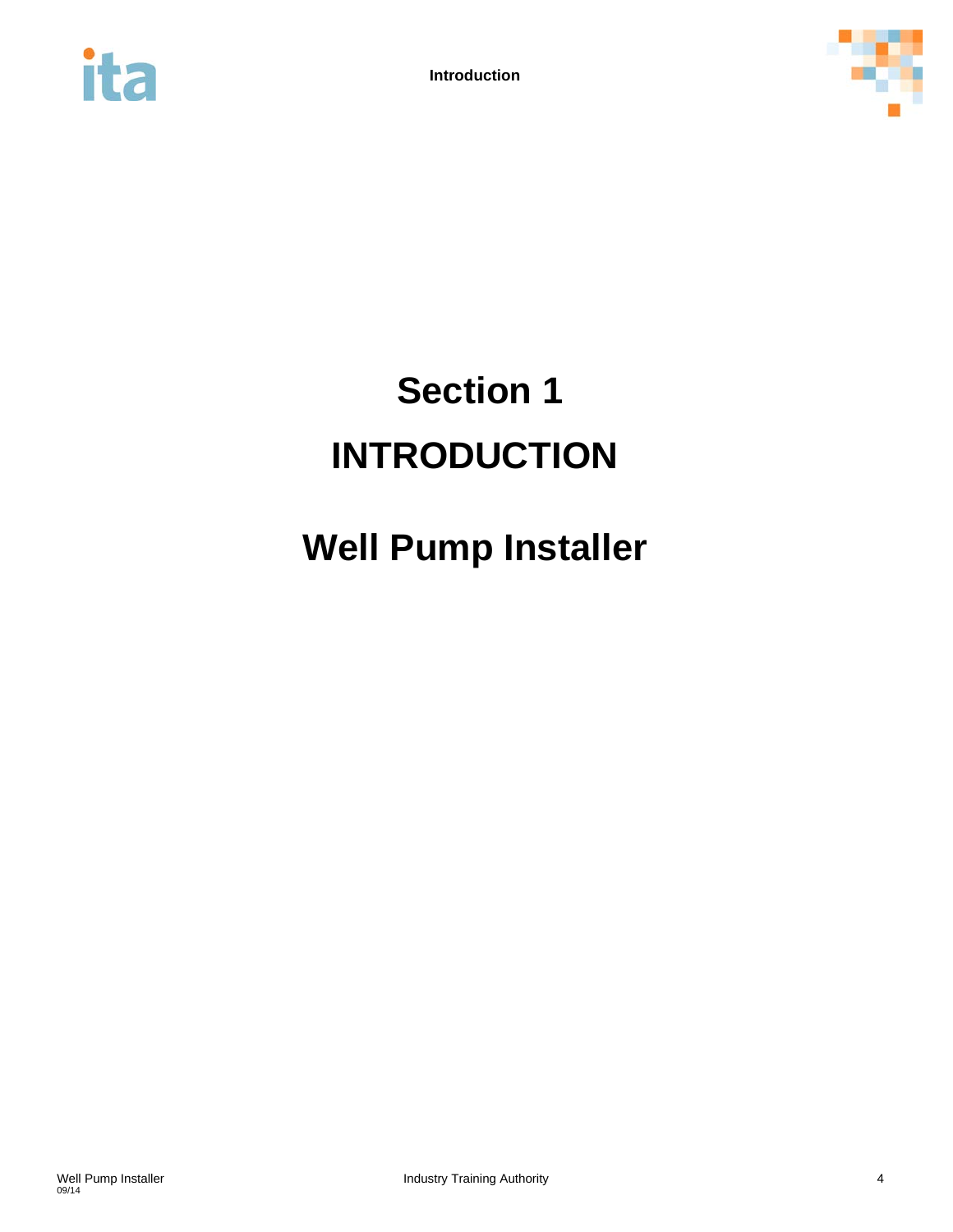# Section 1

# INTRODUCTION

# Well Pump Installer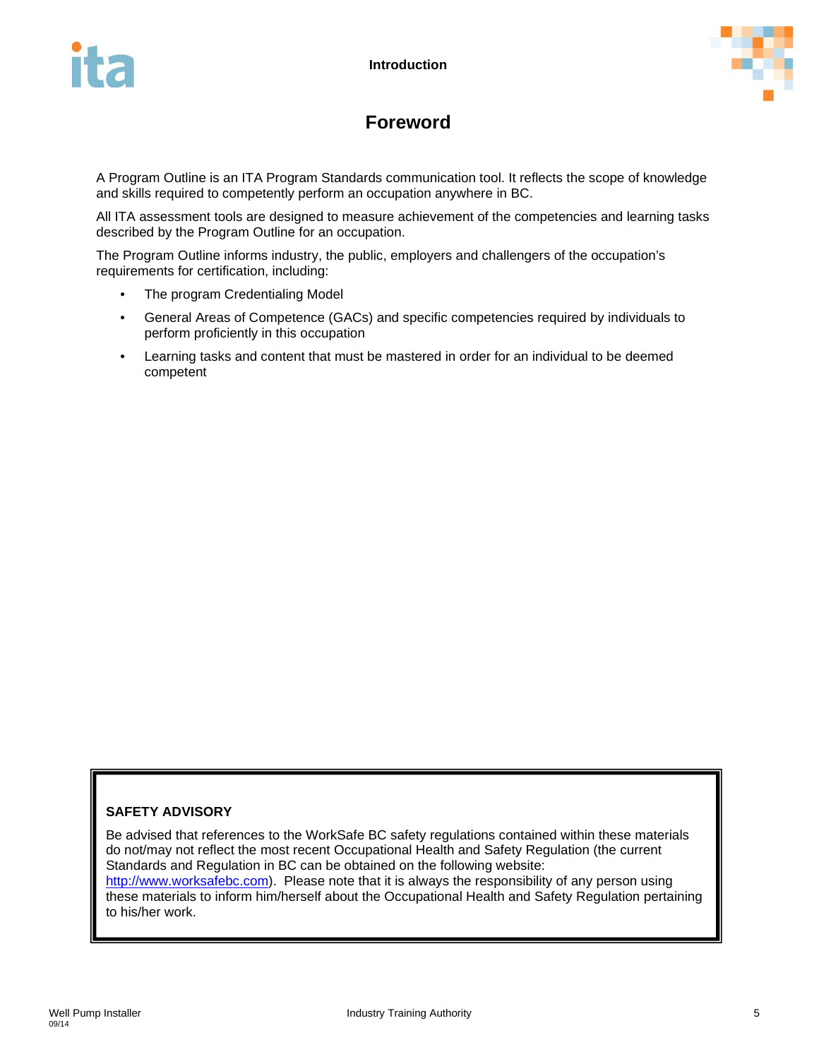# Foreword

A Program Outline is an ITA Program Standards communication tool. It reflects the scope of knowledge and skills required to competently perform an occupation anywhere in BC.

All ITA assessment tools are designed to measure achievement of the competencies and learning tasks described by the Program Outline for an occupation.

The Program Outline informs industry, the public, employers and challengers of the occupation's requirements for certification, including:

- The program Credentialing Model
- General Areas of Competence (GACs) and specific competencies required by individuals to perform proficiently in this occupation
- Learning tasks and content that must be mastered in order for an individual to be deemed competent

**SAFETY ADVISORY**

Be advised that references to the WorkSafe BC safety regulations contained within these materials do not/may not reflect the most recent Occupational Health and Safety Regulation (the current Standards and Regulation in BC can be obtained on the following website: http://www.worksafebc.com). Please note that it is always the responsibility of any person using these materials to inform him/herself about the Occupational Health and Safety Regulation pertaining to his/her work.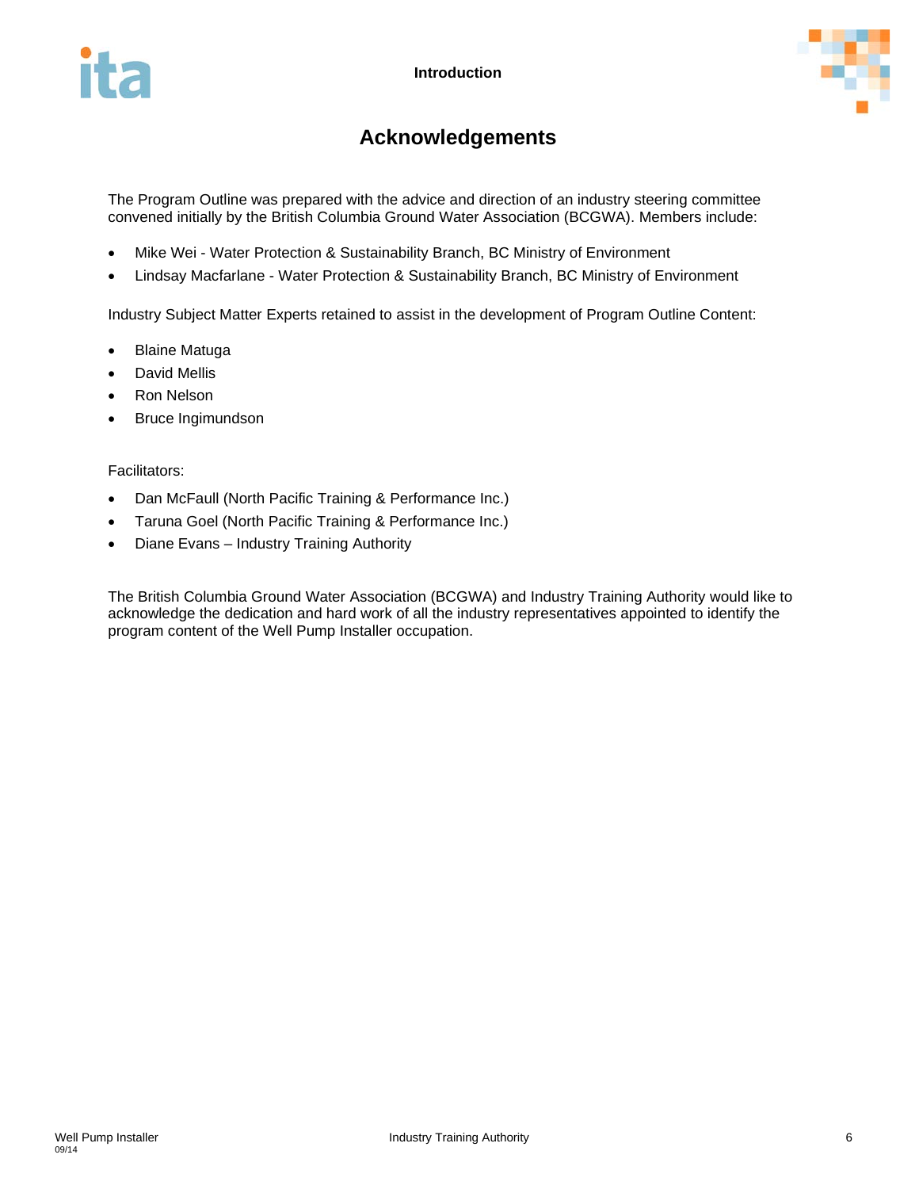# Acknowledgements

The Program Outline was prepared with the advice and direction of an industry steering committee convened initially by the British Columbia Ground Water Association (BCGWA). Members include:

- Mike Wei - Water Protection & Sustainability Branch, BC Ministry of Environment
- Lindsay Macfarlane - Water Protection & Sustainability Branch, BC Ministry of Environment

Industry Subject Matter Experts retained to assist in the development of Program Outline Content:

- Blaine Matuga
- David Mellis
- Ron Nelson
- Bruce Ingimundson

Facilitators:

- Dan McFaull (North Pacific Training & Performance Inc.)
- Taruna Goel (North Pacific Training & Performance Inc.)
- Diane Evans – Industry Training Authority

The British Columbia Ground Water Association (BCGWA) and Industry Training Authority would like to acknowledge the dedication and hard work of all the industry representatives appointed to identify the program content of the Well Pump Installer occupation.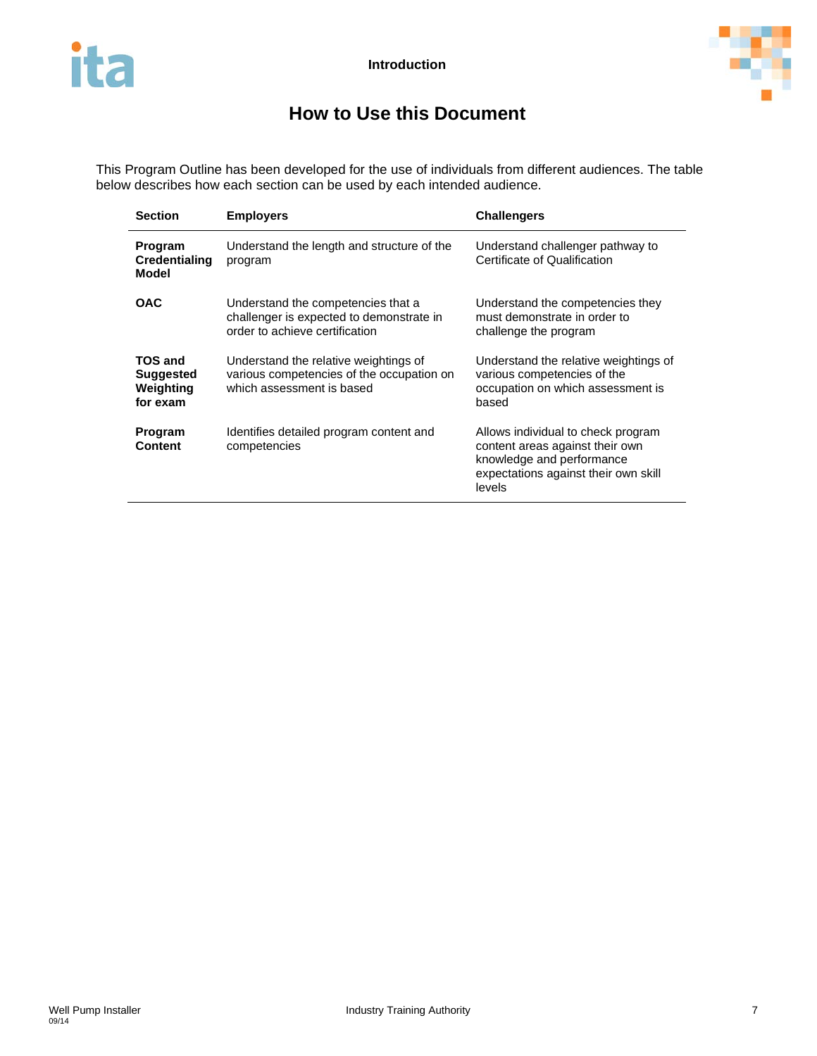# How to Use this Document

This Program Outline has been developed for the use of individuals from different audiences. The table below describes how each section can be used by each intended audience.

| Section | Employers | Challengers |
|---|---|---|
| **Program Credentialing Model** | Understand the length and structure of the program | Understand challenger pathway to Certificate of Qualification |
| **OAC** | Understand the competencies that a challenger is expected to demonstrate in order to achieve certification | Understand the competencies they must demonstrate in order to challenge the program |
| **TOS and Suggested Weighting for exam** | Understand the relative weightings of various competencies of the occupation on which assessment is based | Understand the relative weightings of various competencies of the occupation on which assessment is based |
| **Program Content** | Identifies detailed program content and competencies | Allows individual to check program content areas against their own knowledge and performance expectations against their own skill levels |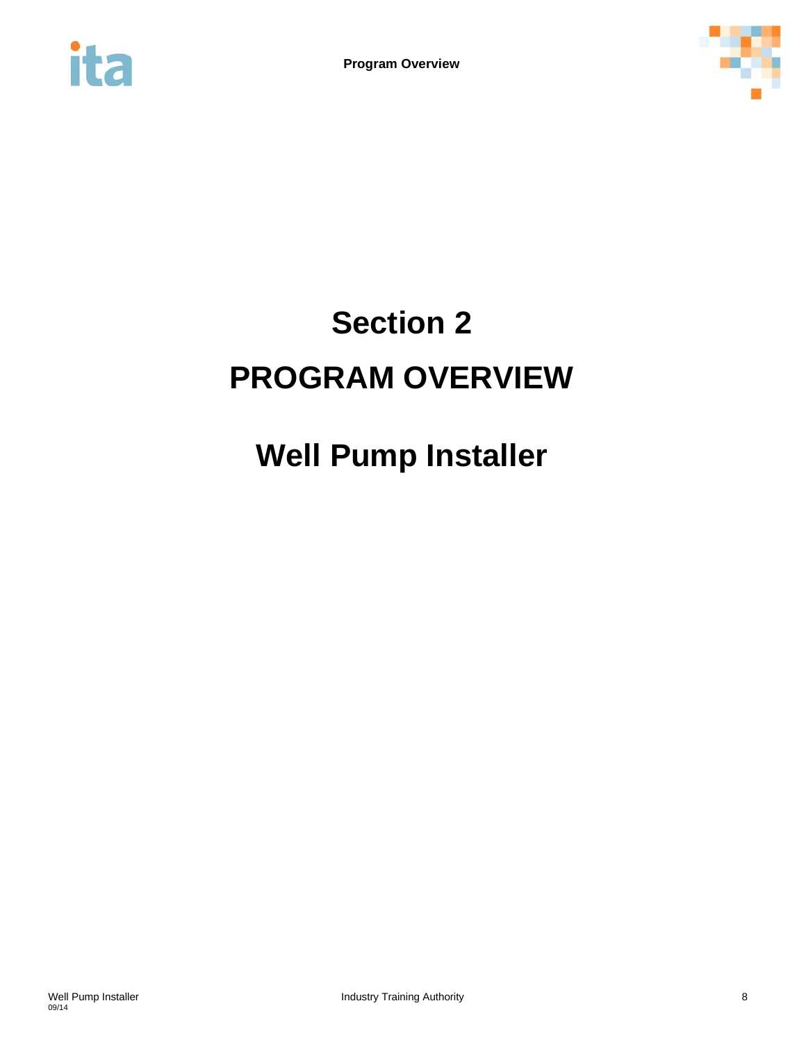# Section 2

# PROGRAM OVERVIEW

# Well Pump Installer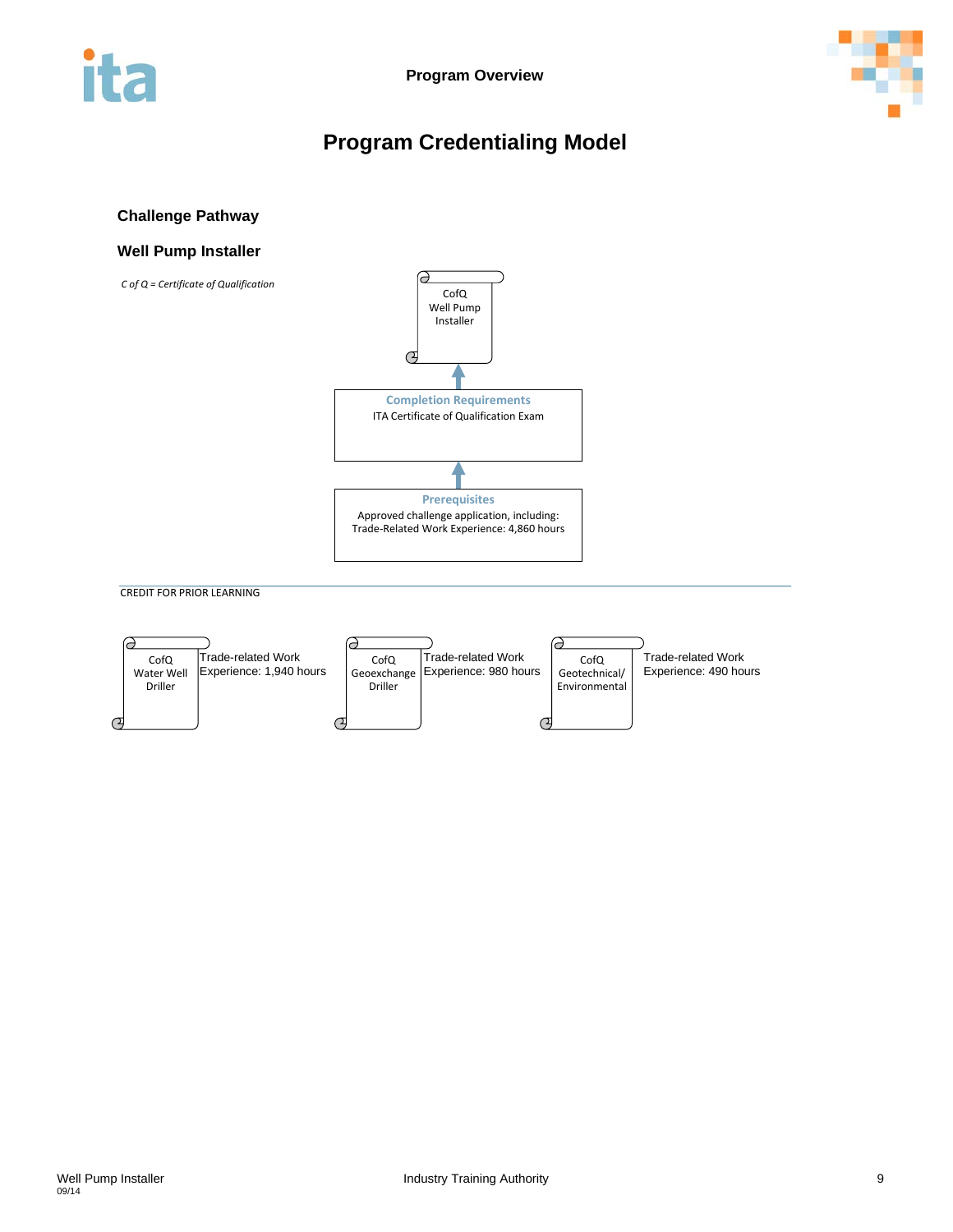# Program Credentialing Model

## Challenge Pathway

## Well Pump Installer

*C of Q = Certificate of Qualification*

CofQ Well Pump Installer

**Completion Requirements**

ITA Certificate of Qualification Exam

**Prerequisites**

Approved challenge application, including:
Trade-Related Work Experience: 4,860 hours

CREDIT FOR PRIOR LEARNING

CofQ Water Well Driller — Trade-related Work Experience: 1,940 hours

CofQ Geoexchange Driller — Trade-related Work Experience: 980 hours

CofQ Geotechnical/ Environmental — Trade-related Work Experience: 490 hours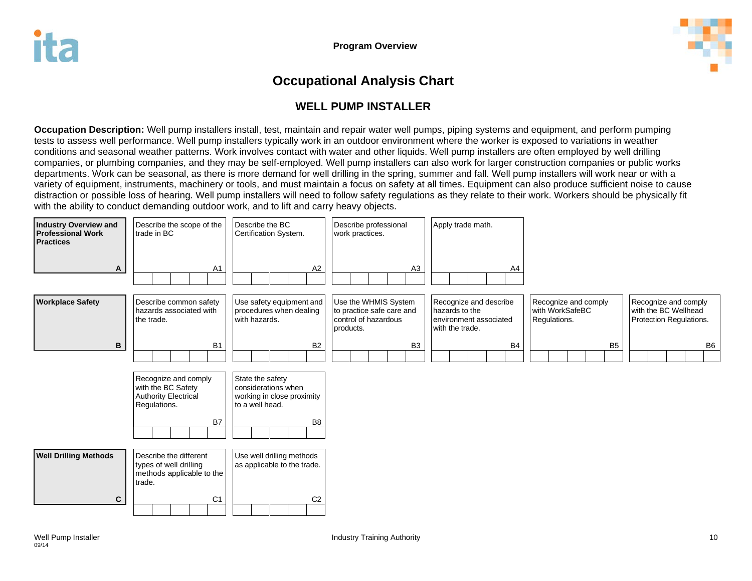# Occupational Analysis Chart

## WELL PUMP INSTALLER

**Occupation Description:** Well pump installers install, test, maintain and repair water well pumps, piping systems and equipment, and perform pumping tests to assess well performance. Well pump installers typically work in an outdoor environment where the worker is exposed to variations in weather conditions and seasonal weather patterns. Work involves contact with water and other liquids. Well pump installers are often employed by well drilling companies, or plumbing companies, and they may be self-employed. Well pump installers can also work for larger construction companies or public works departments. Work can be seasonal, as there is more demand for well drilling in the spring, summer and fall. Well pump installers will work near or with a variety of equipment, instruments, machinery or tools, and must maintain a focus on safety at all times. Equipment can also produce sufficient noise to cause distraction or possible loss of hearing. Well pump installers will need to follow safety regulations as they relate to their work. Workers should be physically fit with the ability to conduct demanding outdoor work, and to lift and carry heavy objects.

| Competency | | | | | | |
|---|---|---|---|---|---|---|
| **Industry Overview and Professional Work Practices** (A) | Describe the scope of the trade in BC (A1) | Describe the BC Certification System. (A2) | Describe professional work practices. (A3) | Apply trade math. (A4) | | |
| **Workplace Safety** (B) | Describe common safety hazards associated with the trade. (B1) | Use safety equipment and procedures when dealing with hazards. (B2) | Use the WHMIS System to practice safe care and control of hazardous products. (B3) | Recognize and describe hazards to the environment associated with the trade. (B4) | Recognize and comply with WorkSafeBC Regulations. (B5) | Recognize and comply with the BC Wellhead Protection Regulations. (B6) |
| | Recognize and comply with the BC Safety Authority Electrical Regulations. (B7) | State the safety considerations when working in close proximity to a well head. (B8) | | | | |
| **Well Drilling Methods** (C) | Describe the different types of well drilling methods applicable to the trade. (C1) | Use well drilling methods as applicable to the trade. (C2) | | | | |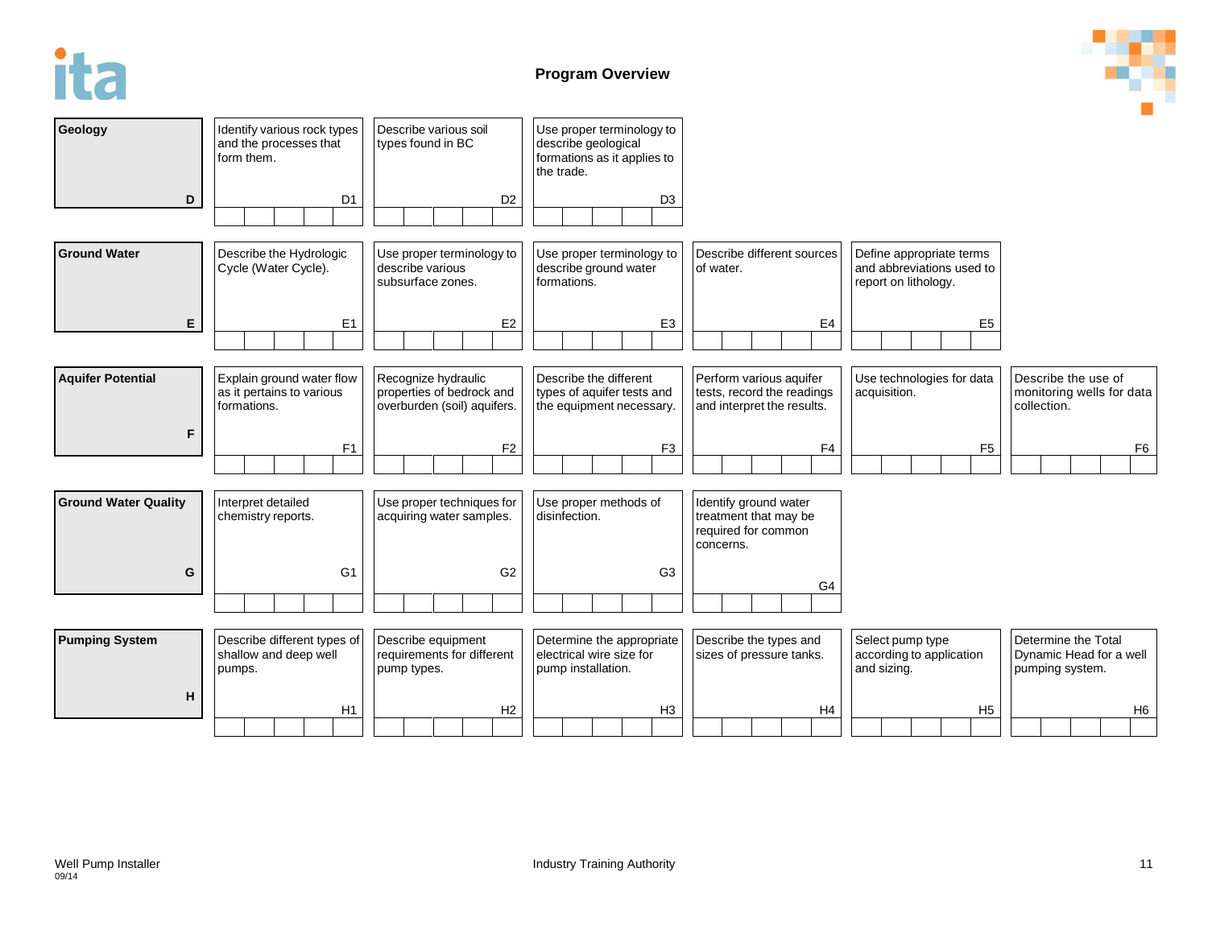## Program Overview

| Line | | | | | | |
|---|---|---|---|---|---|---|
| **Geology** D | Identify various rock types and the processes that form them. D1 | Describe various soil types found in BC D2 | Use proper terminology to describe geological formations as it applies to the trade. D3 | | | |
| **Ground Water** E | Describe the Hydrologic Cycle (Water Cycle). E1 | Use proper terminology to describe various subsurface zones. E2 | Use proper terminology to describe ground water formations. E3 | Describe different sources of water. E4 | Define appropriate terms and abbreviations used to report on lithology. E5 | |
| **Aquifer Potential** F | Explain ground water flow as it pertains to various formations. F1 | Recognize hydraulic properties of bedrock and overburden (soil) aquifers. F2 | Describe the different types of aquifer tests and the equipment necessary. F3 | Perform various aquifer tests, record the readings and interpret the results. F4 | Use technologies for data acquisition. F5 | Describe the use of monitoring wells for data collection. F6 |
| **Ground Water Quality** G | Interpret detailed chemistry reports. G1 | Use proper techniques for acquiring water samples. G2 | Use proper methods of disinfection. G3 | Identify ground water treatment that may be required for common concerns. G4 | | |
| **Pumping System** H | Describe different types of shallow and deep well pumps. H1 | Describe equipment requirements for different pump types. H2 | Determine the appropriate electrical wire size for pump installation. H3 | Describe the types and sizes of pressure tanks. H4 | Select pump type according to application and sizing. H5 | Determine the Total Dynamic Head for a well pumping system. H6 |

Well Pump Installer
09/14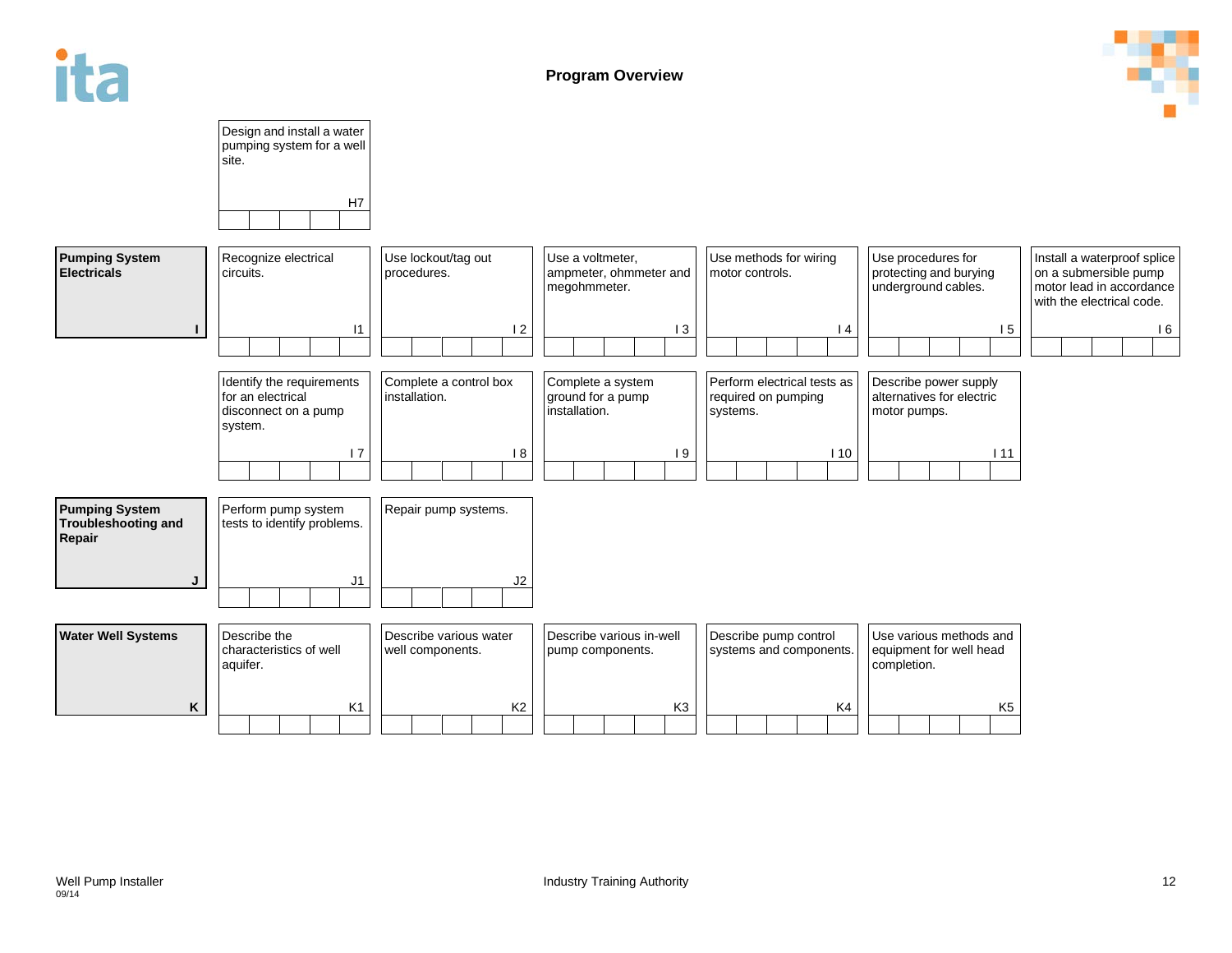## Program Overview

| | | | | | | |
|---|---|---|---|---|---|---|
| | Design and install a water pumping system for a well site. H7 | | | | | |
| **Pumping System Electricals** I | Recognize electrical circuits. I1 | Use lockout/tag out procedures. I 2 | Use a voltmeter, ampmeter, ohmmeter and megohmmeter. I 3 | Use methods for wiring motor controls. I 4 | Use procedures for protecting and burying underground cables. I 5 | Install a waterproof splice on a submersible pump motor lead in accordance with the electrical code. I 6 |
| | Identify the requirements for an electrical disconnect on a pump system. I 7 | Complete a control box installation. I 8 | Complete a system ground for a pump installation. I 9 | Perform electrical tests as required on pumping systems. I 10 | Describe power supply alternatives for electric motor pumps. I 11 | |
| **Pumping System Troubleshooting and Repair** J | Perform pump system tests to identify problems. J1 | Repair pump systems. J2 | | | | |
| **Water Well Systems** K | Describe the characteristics of well aquifer. K1 | Describe various water well components. K2 | Describe various in-well pump components. K3 | Describe pump control systems and components. K4 | Use various methods and equipment for well head completion. K5 | |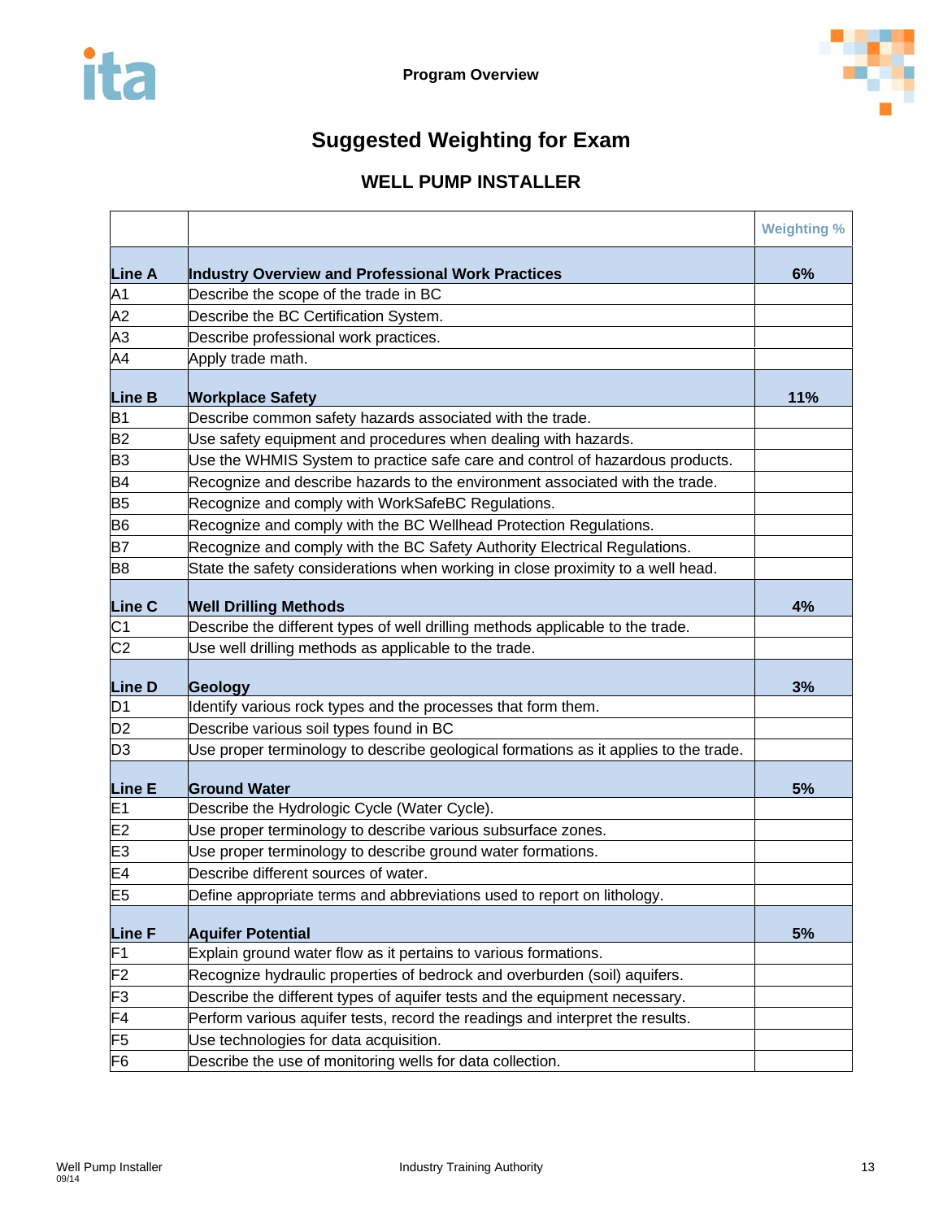# Suggested Weighting for Exam

## WELL PUMP INSTALLER

| | | Weighting % |
|---|---|---|
| **Line A** | **Industry Overview and Professional Work Practices** | **6%** |
| A1 | Describe the scope of the trade in BC | |
| A2 | Describe the BC Certification System. | |
| A3 | Describe professional work practices. | |
| A4 | Apply trade math. | |
| **Line B** | **Workplace Safety** | **11%** |
| B1 | Describe common safety hazards associated with the trade. | |
| B2 | Use safety equipment and procedures when dealing with hazards. | |
| B3 | Use the WHMIS System to practice safe care and control of hazardous products. | |
| B4 | Recognize and describe hazards to the environment associated with the trade. | |
| B5 | Recognize and comply with WorkSafeBC Regulations. | |
| B6 | Recognize and comply with the BC Wellhead Protection Regulations. | |
| B7 | Recognize and comply with the BC Safety Authority Electrical Regulations. | |
| B8 | State the safety considerations when working in close proximity to a well head. | |
| **Line C** | **Well Drilling Methods** | **4%** |
| C1 | Describe the different types of well drilling methods applicable to the trade. | |
| C2 | Use well drilling methods as applicable to the trade. | |
| **Line D** | **Geology** | **3%** |
| D1 | Identify various rock types and the processes that form them. | |
| D2 | Describe various soil types found in BC | |
| D3 | Use proper terminology to describe geological formations as it applies to the trade. | |
| **Line E** | **Ground Water** | **5%** |
| E1 | Describe the Hydrologic Cycle (Water Cycle). | |
| E2 | Use proper terminology to describe various subsurface zones. | |
| E3 | Use proper terminology to describe ground water formations. | |
| E4 | Describe different sources of water. | |
| E5 | Define appropriate terms and abbreviations used to report on lithology. | |
| **Line F** | **Aquifer Potential** | **5%** |
| F1 | Explain ground water flow as it pertains to various formations. | |
| F2 | Recognize hydraulic properties of bedrock and overburden (soil) aquifers. | |
| F3 | Describe the different types of aquifer tests and the equipment necessary. | |
| F4 | Perform various aquifer tests, record the readings and interpret the results. | |
| F5 | Use technologies for data acquisition. | |
| F6 | Describe the use of monitoring wells for data collection. | |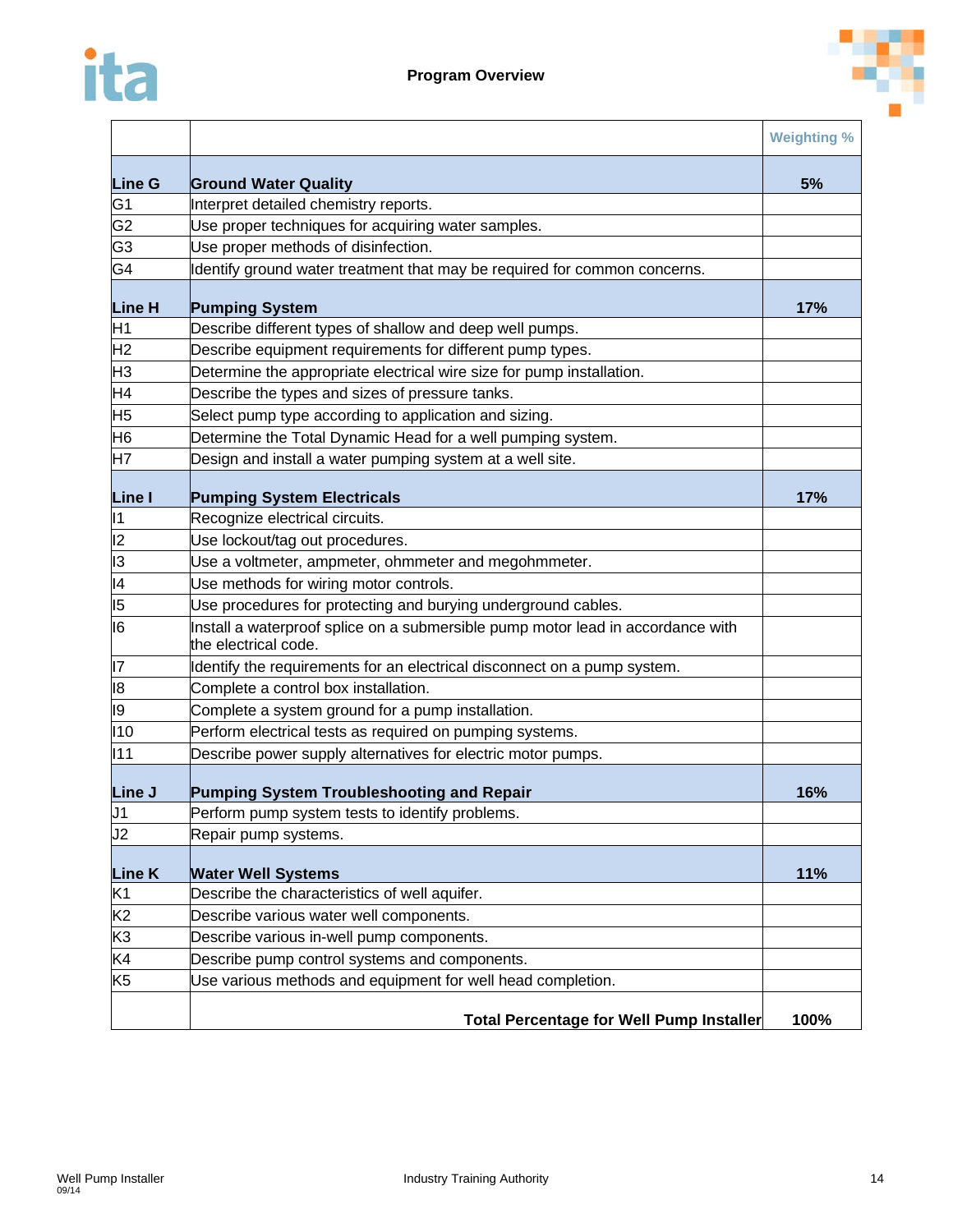| | | Weighting % |
|---|---|---|
| **Line G** | **Ground Water Quality** | **5%** |
| G1 | Interpret detailed chemistry reports. | |
| G2 | Use proper techniques for acquiring water samples. | |
| G3 | Use proper methods of disinfection. | |
| G4 | Identify ground water treatment that may be required for common concerns. | |
| **Line H** | **Pumping System** | **17%** |
| H1 | Describe different types of shallow and deep well pumps. | |
| H2 | Describe equipment requirements for different pump types. | |
| H3 | Determine the appropriate electrical wire size for pump installation. | |
| H4 | Describe the types and sizes of pressure tanks. | |
| H5 | Select pump type according to application and sizing. | |
| H6 | Determine the Total Dynamic Head for a well pumping system. | |
| H7 | Design and install a water pumping system at a well site. | |
| **Line I** | **Pumping System Electricals** | **17%** |
| I1 | Recognize electrical circuits. | |
| I2 | Use lockout/tag out procedures. | |
| I3 | Use a voltmeter, ampmeter, ohmmeter and megohmmeter. | |
| I4 | Use methods for wiring motor controls. | |
| I5 | Use procedures for protecting and burying underground cables. | |
| I6 | Install a waterproof splice on a submersible pump motor lead in accordance with the electrical code. | |
| I7 | Identify the requirements for an electrical disconnect on a pump system. | |
| I8 | Complete a control box installation. | |
| I9 | Complete a system ground for a pump installation. | |
| I10 | Perform electrical tests as required on pumping systems. | |
| I11 | Describe power supply alternatives for electric motor pumps. | |
| **Line J** | **Pumping System Troubleshooting and Repair** | **16%** |
| J1 | Perform pump system tests to identify problems. | |
| J2 | Repair pump systems. | |
| **Line K** | **Water Well Systems** | **11%** |
| K1 | Describe the characteristics of well aquifer. | |
| K2 | Describe various water well components. | |
| K3 | Describe various in-well pump components. | |
| K4 | Describe pump control systems and components. | |
| K5 | Use various methods and equipment for well head completion. | |
| | **Total Percentage for Well Pump Installer** | **100%** |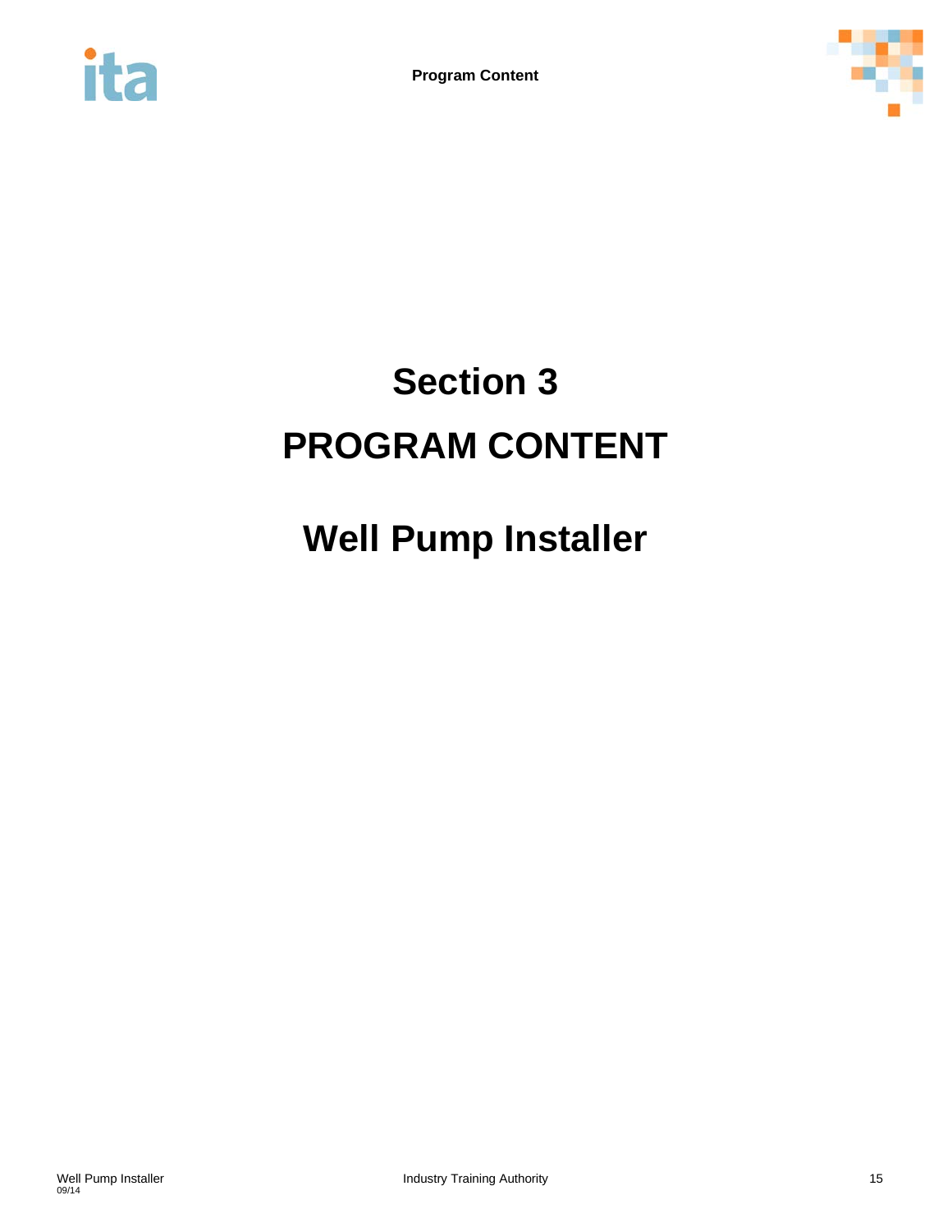# Section 3

# PROGRAM CONTENT

# Well Pump Installer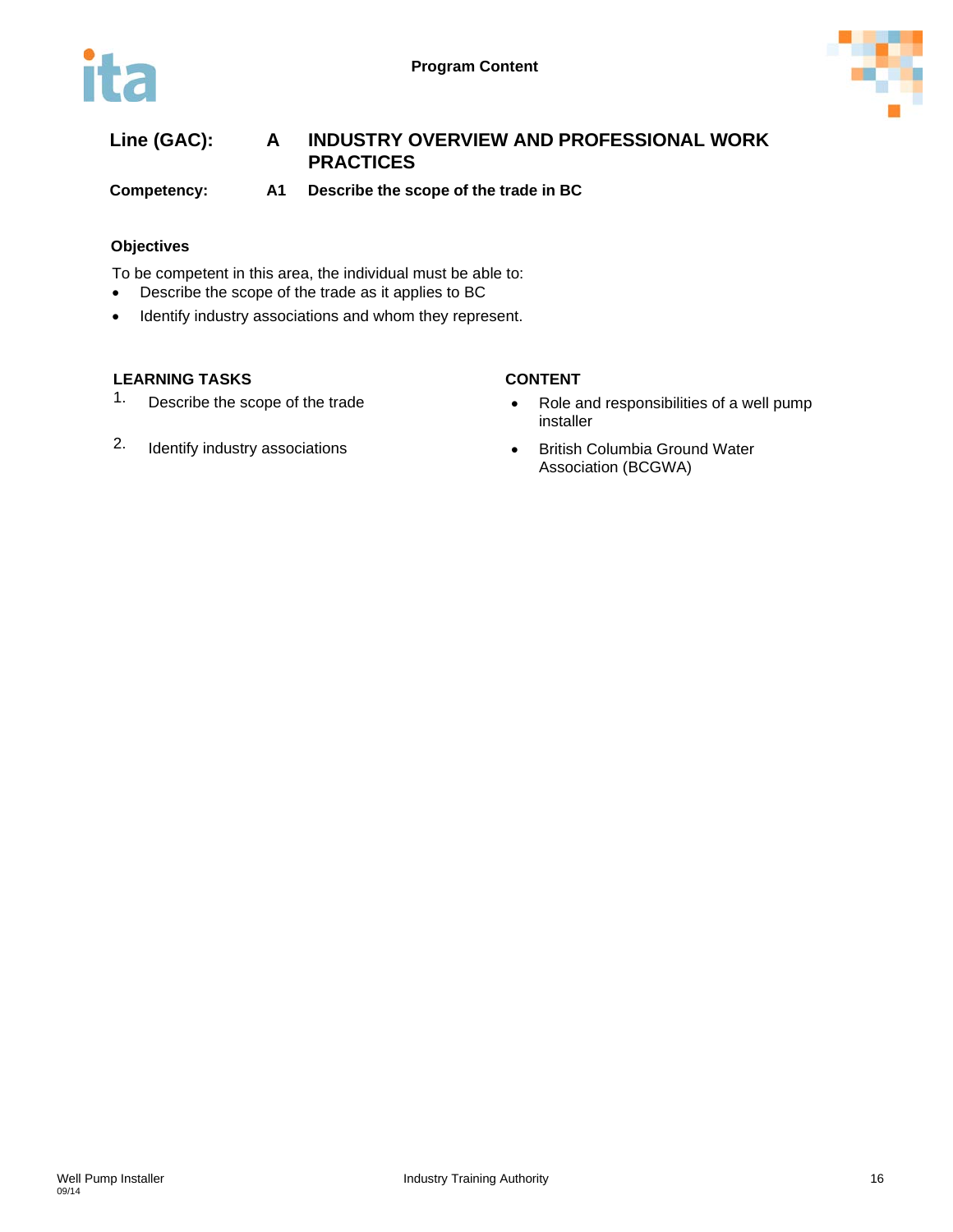**Line (GAC):** A INDUSTRY OVERVIEW AND PROFESSIONAL WORK PRACTICES

**Competency:** A1 Describe the scope of the trade in BC

### Objectives

To be competent in this area, the individual must be able to:

- Describe the scope of the trade as it applies to BC
- Identify industry associations and whom they represent.

| LEARNING TASKS | CONTENT |
|---|---|
| 1. Describe the scope of the trade | • Role and responsibilities of a well pump installer |
| 2. Identify industry associations | • British Columbia Ground Water Association (BCGWA) |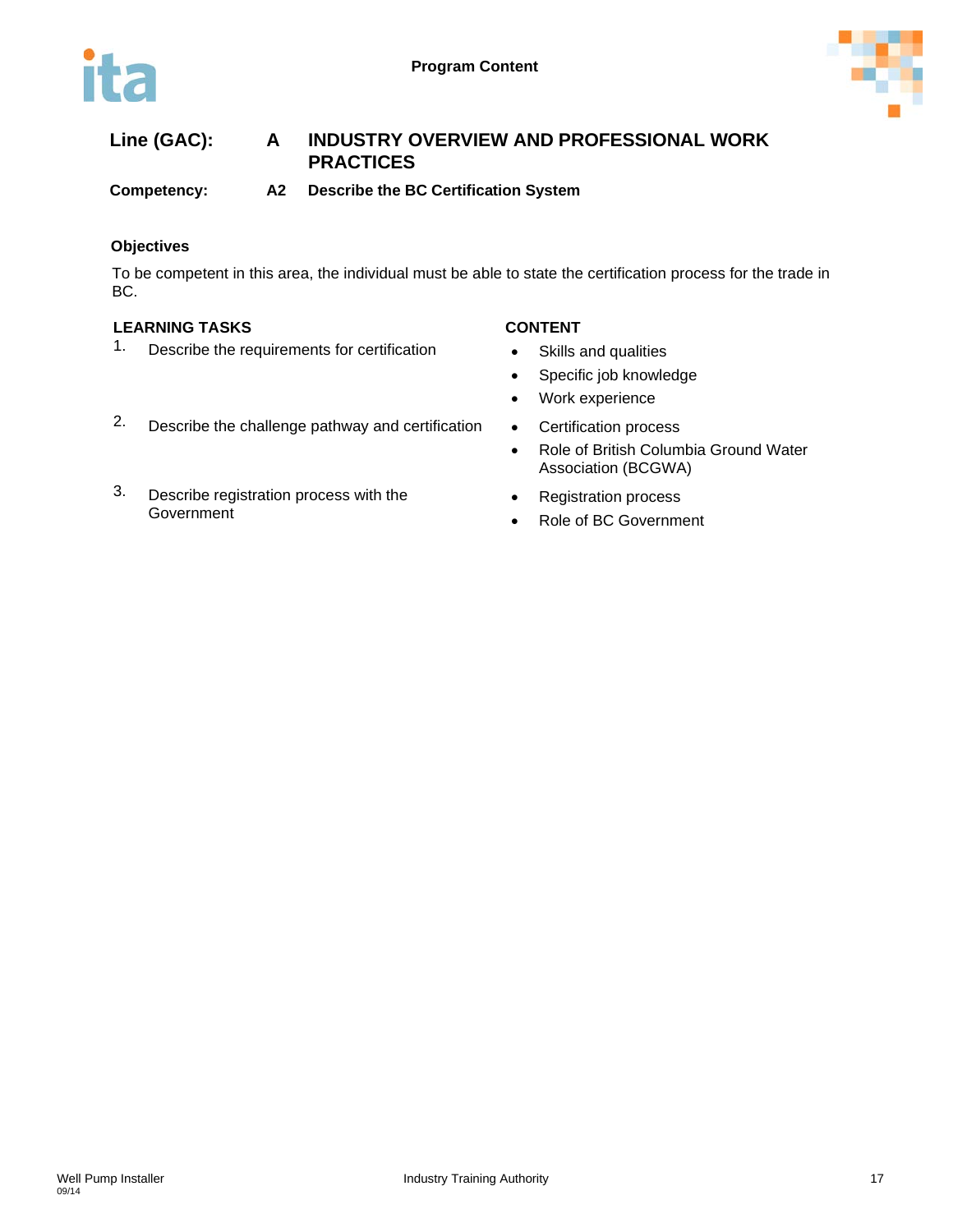**Line (GAC):** **A** **INDUSTRY OVERVIEW AND PROFESSIONAL WORK PRACTICES**

**Competency:** **A2** **Describe the BC Certification System**

### Objectives

To be competent in this area, the individual must be able to state the certification process for the trade in BC.

| LEARNING TASKS | CONTENT |
| --- | --- |
| 1. Describe the requirements for certification | • Skills and qualities<br>• Specific job knowledge<br>• Work experience |
| 2. Describe the challenge pathway and certification | • Certification process<br>• Role of British Columbia Ground Water Association (BCGWA) |
| 3. Describe registration process with the Government | • Registration process<br>• Role of BC Government |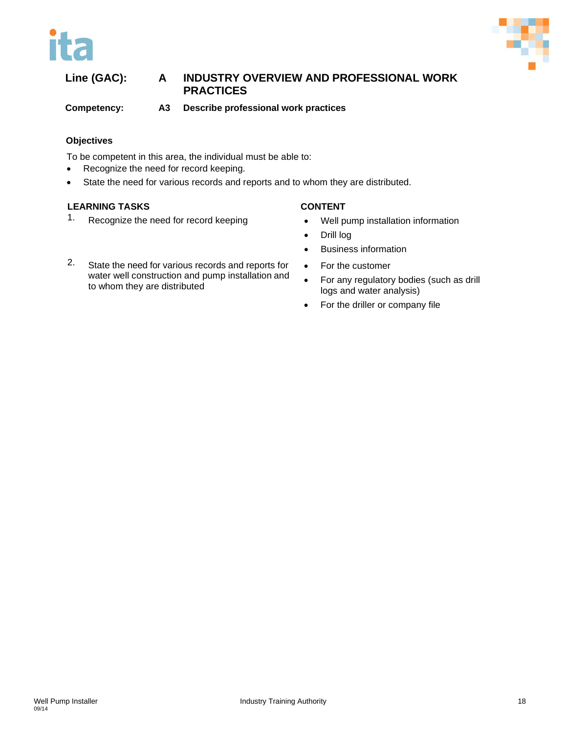**Line (GAC):** **A** **INDUSTRY OVERVIEW AND PROFESSIONAL WORK PRACTICES**

**Competency:** **A3** **Describe professional work practices**

### Objectives

To be competent in this area, the individual must be able to:

- Recognize the need for record keeping.
- State the need for various records and reports and to whom they are distributed.

| LEARNING TASKS | CONTENT |
| --- | --- |
| 1. Recognize the need for record keeping | • Well pump installation information<br>• Drill log<br>• Business information |
| 2. State the need for various records and reports for water well construction and pump installation and to whom they are distributed | • For the customer<br>• For any regulatory bodies (such as drill logs and water analysis)<br>• For the driller or company file |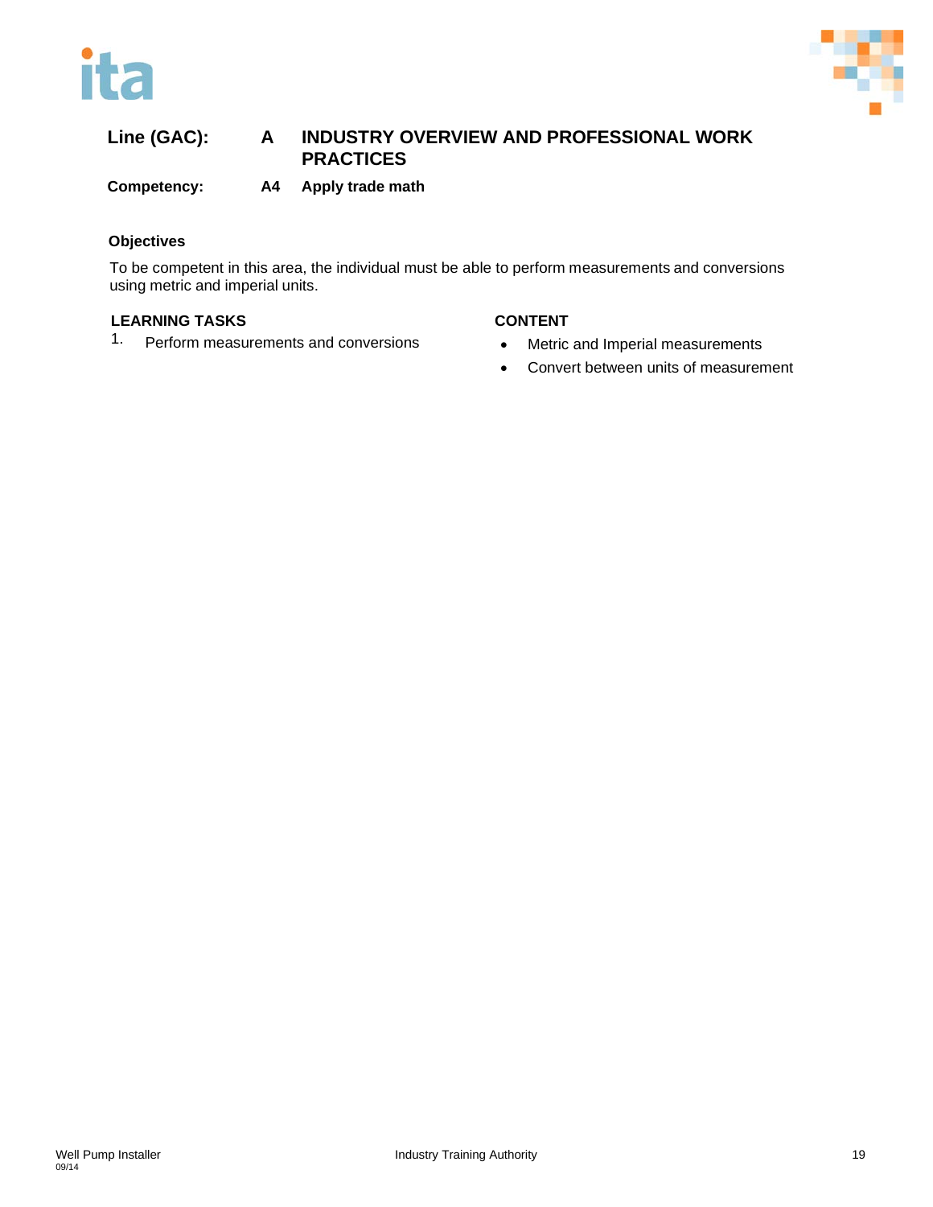**Line (GAC):** A INDUSTRY OVERVIEW AND PROFESSIONAL WORK PRACTICES

**Competency:** A4 Apply trade math

### Objectives

To be competent in this area, the individual must be able to perform measurements and conversions using metric and imperial units.

| LEARNING TASKS | CONTENT |
|---|---|
| 1. Perform measurements and conversions | • Metric and Imperial measurements<br>• Convert between units of measurement |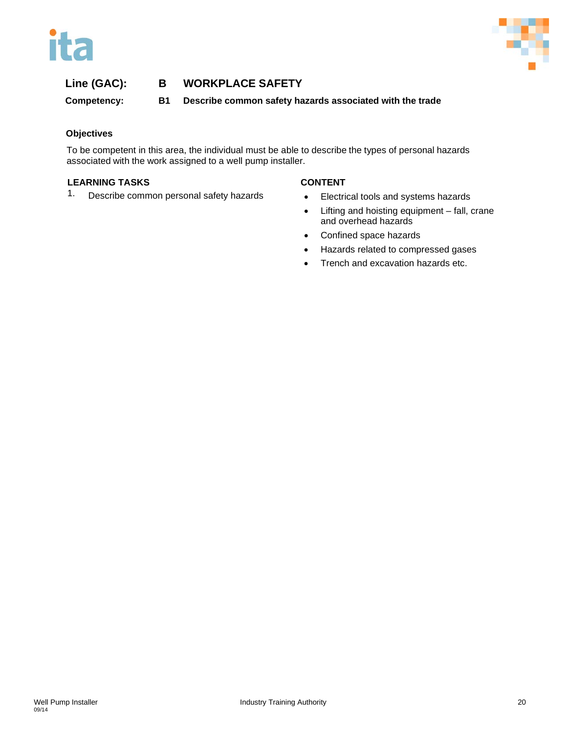**Line (GAC):** **B WORKPLACE SAFETY**

**Competency:** **B1 Describe common safety hazards associated with the trade**

**Objectives**

To be competent in this area, the individual must be able to describe the types of personal hazards associated with the work assigned to a well pump installer.

| LEARNING TASKS | CONTENT |
| --- | --- |
| 1. Describe common personal safety hazards | • Electrical tools and systems hazards<br>• Lifting and hoisting equipment – fall, crane and overhead hazards<br>• Confined space hazards<br>• Hazards related to compressed gases<br>• Trench and excavation hazards etc. |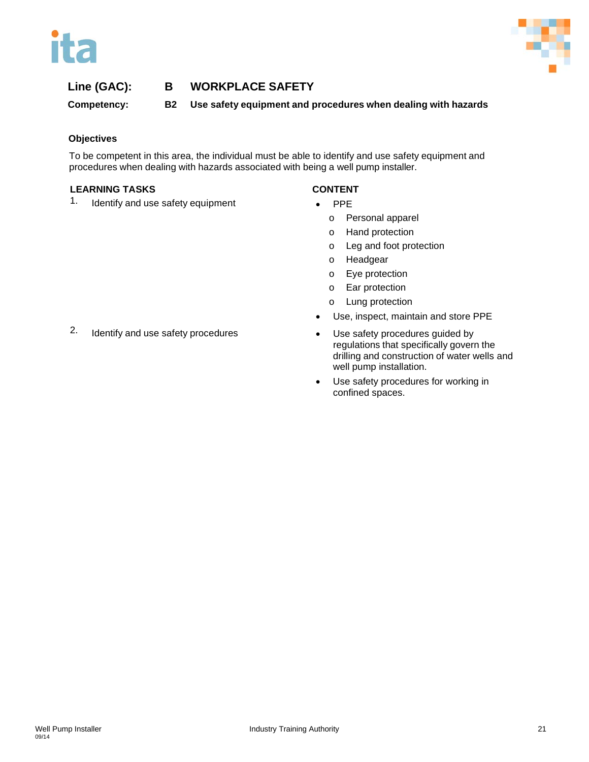**Line (GAC):** **B WORKPLACE SAFETY**

**Competency:** **B2 Use safety equipment and procedures when dealing with hazards**

**Objectives**

To be competent in this area, the individual must be able to identify and use safety equipment and procedures when dealing with hazards associated with being a well pump installer.

| LEARNING TASKS | CONTENT |
| --- | --- |
| 1. Identify and use safety equipment | • PPE<br>  o Personal apparel<br>  o Hand protection<br>  o Leg and foot protection<br>  o Headgear<br>  o Eye protection<br>  o Ear protection<br>  o Lung protection<br>• Use, inspect, maintain and store PPE |
| 2. Identify and use safety procedures | • Use safety procedures guided by regulations that specifically govern the drilling and construction of water wells and well pump installation.<br>• Use safety procedures for working in confined spaces. |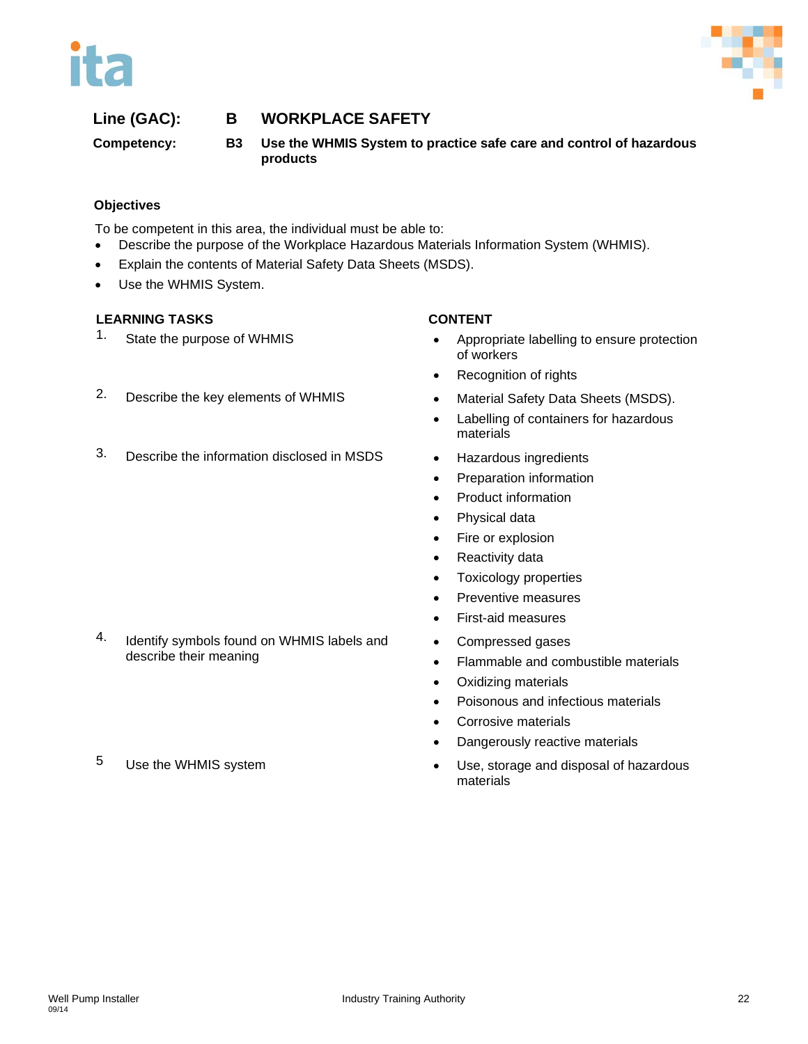**Line (GAC):** **B WORKPLACE SAFETY**

**Competency:** **B3 Use the WHMIS System to practice safe care and control of hazardous products**

### Objectives

To be competent in this area, the individual must be able to:

- Describe the purpose of the Workplace Hazardous Materials Information System (WHMIS).
- Explain the contents of Material Safety Data Sheets (MSDS).
- Use the WHMIS System.

| LEARNING TASKS | CONTENT |
| --- | --- |
| 1. State the purpose of WHMIS | • Appropriate labelling to ensure protection of workers<br>• Recognition of rights |
| 2. Describe the key elements of WHMIS | • Material Safety Data Sheets (MSDS).<br>• Labelling of containers for hazardous materials |
| 3. Describe the information disclosed in MSDS | • Hazardous ingredients<br>• Preparation information<br>• Product information<br>• Physical data<br>• Fire or explosion<br>• Reactivity data<br>• Toxicology properties<br>• Preventive measures<br>• First-aid measures |
| 4. Identify symbols found on WHMIS labels and describe their meaning | • Compressed gases<br>• Flammable and combustible materials<br>• Oxidizing materials<br>• Poisonous and infectious materials<br>• Corrosive materials<br>• Dangerously reactive materials |
| 5 Use the WHMIS system | • Use, storage and disposal of hazardous materials |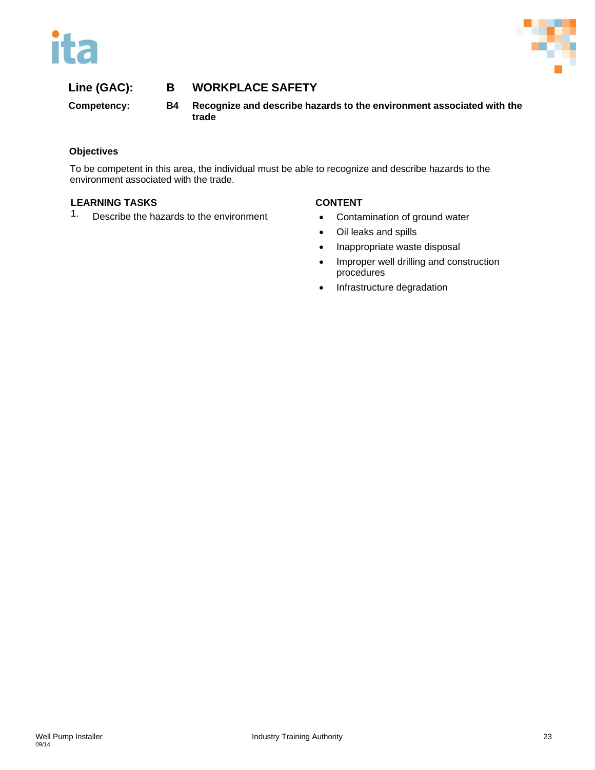**Line (GAC):** **B WORKPLACE SAFETY**

**Competency:** **B4 Recognize and describe hazards to the environment associated with the trade**

### Objectives

To be competent in this area, the individual must be able to recognize and describe hazards to the environment associated with the trade.

| LEARNING TASKS | CONTENT |
| --- | --- |
| 1. Describe the hazards to the environment | • Contamination of ground water<br>• Oil leaks and spills<br>• Inappropriate waste disposal<br>• Improper well drilling and construction procedures<br>• Infrastructure degradation |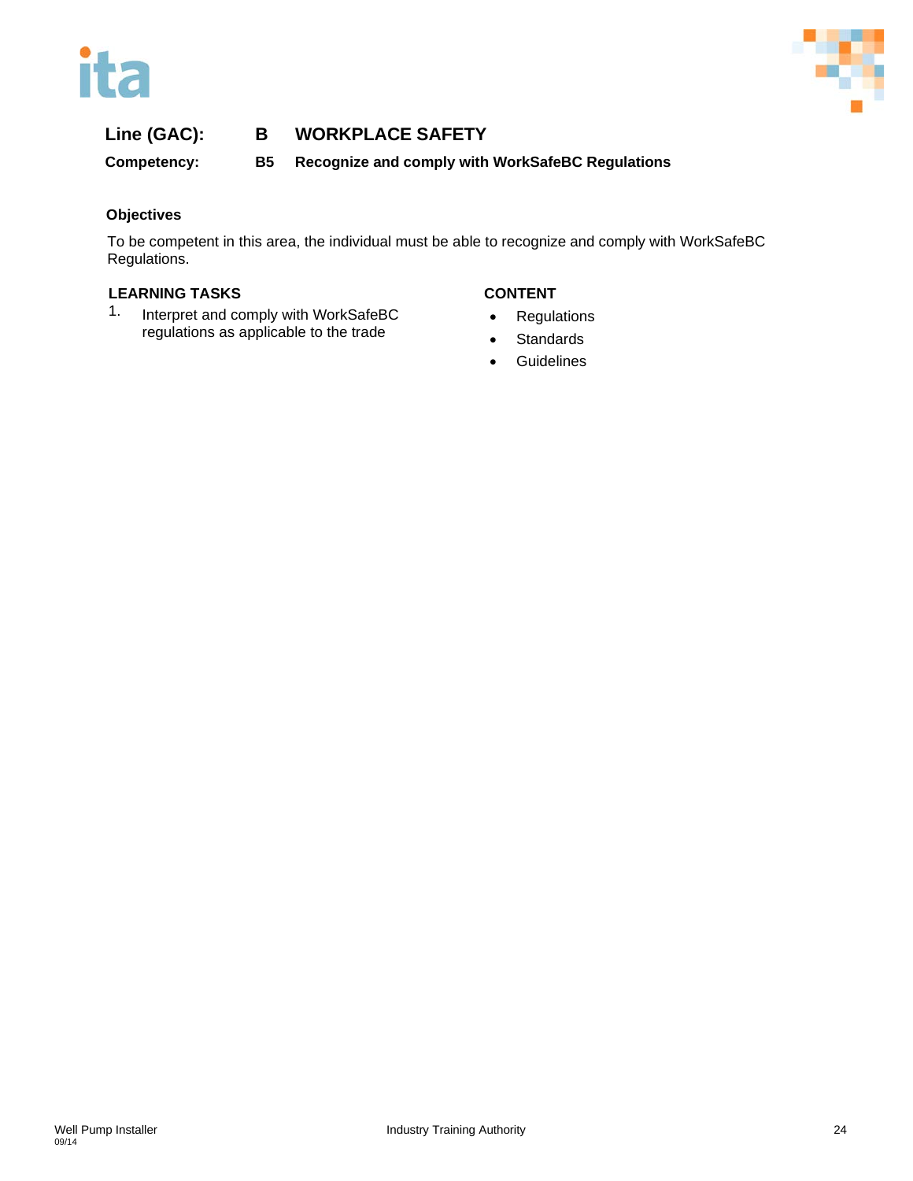**Line (GAC):** **B WORKPLACE SAFETY**

**Competency:** **B5 Recognize and comply with WorkSafeBC Regulations**

### Objectives

To be competent in this area, the individual must be able to recognize and comply with WorkSafeBC Regulations.

| LEARNING TASKS | CONTENT |
| --- | --- |
| 1. Interpret and comply with WorkSafeBC regulations as applicable to the trade | • Regulations<br>• Standards<br>• Guidelines |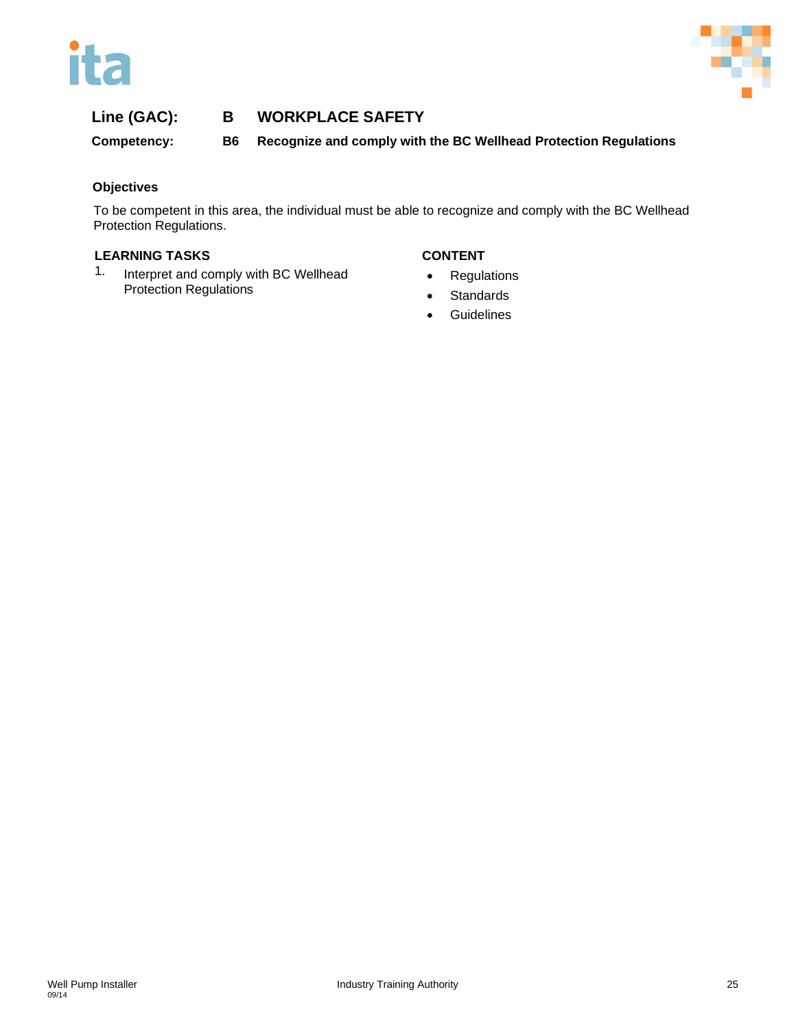**Line (GAC):** **B WORKPLACE SAFETY**

**Competency:** **B6 Recognize and comply with the BC Wellhead Protection Regulations**

**Objectives**

To be competent in this area, the individual must be able to recognize and comply with the BC Wellhead Protection Regulations.

**LEARNING TASKS**

1. Interpret and comply with BC Wellhead Protection Regulations

**CONTENT**

- Regulations
- Standards
- Guidelines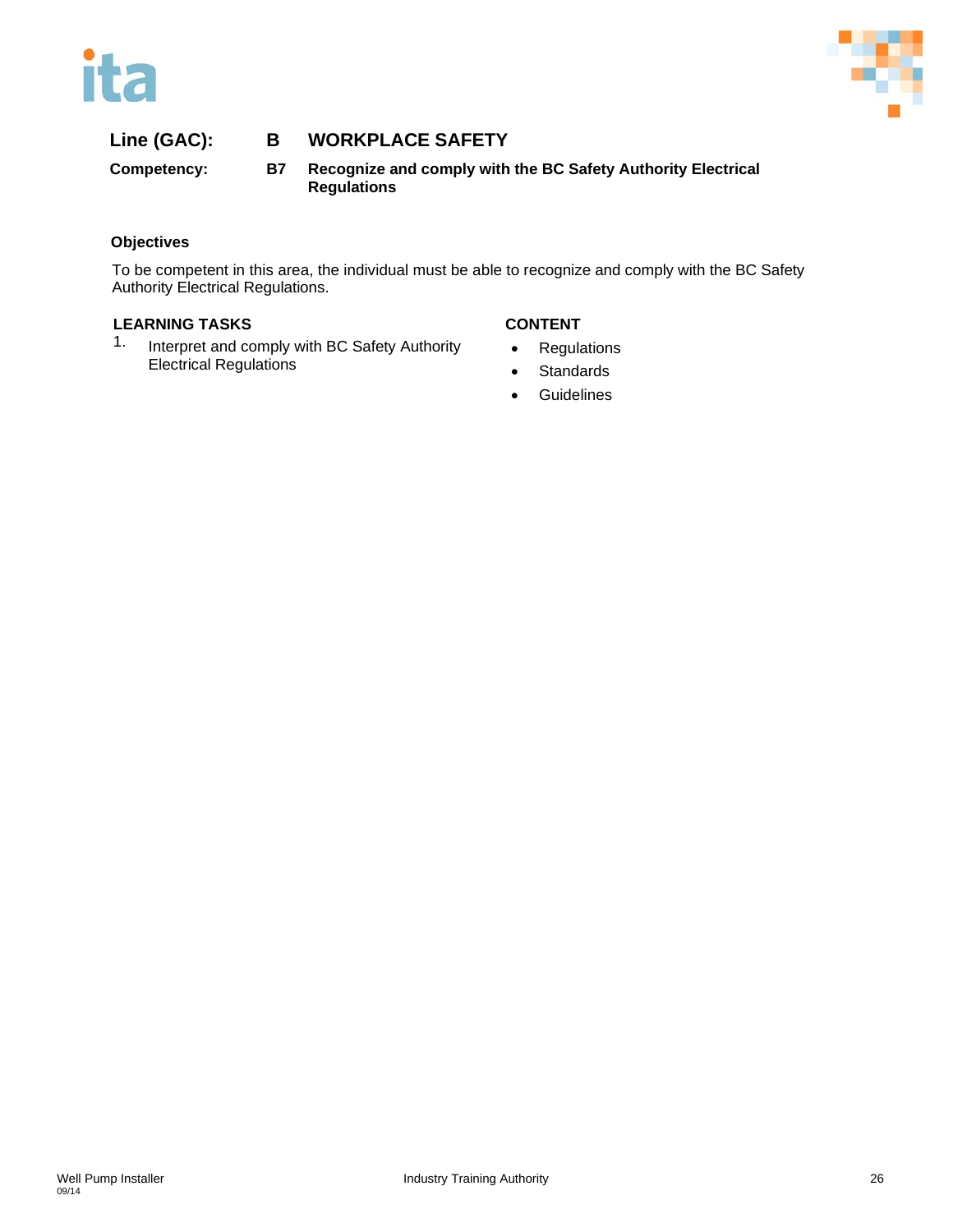**Line (GAC):** **B WORKPLACE SAFETY**

**Competency:** **B7 Recognize and comply with the BC Safety Authority Electrical Regulations**

### Objectives

To be competent in this area, the individual must be able to recognize and comply with the BC Safety Authority Electrical Regulations.

| LEARNING TASKS | CONTENT |
| --- | --- |
| 1. Interpret and comply with BC Safety Authority Electrical Regulations | • Regulations<br>• Standards<br>• Guidelines |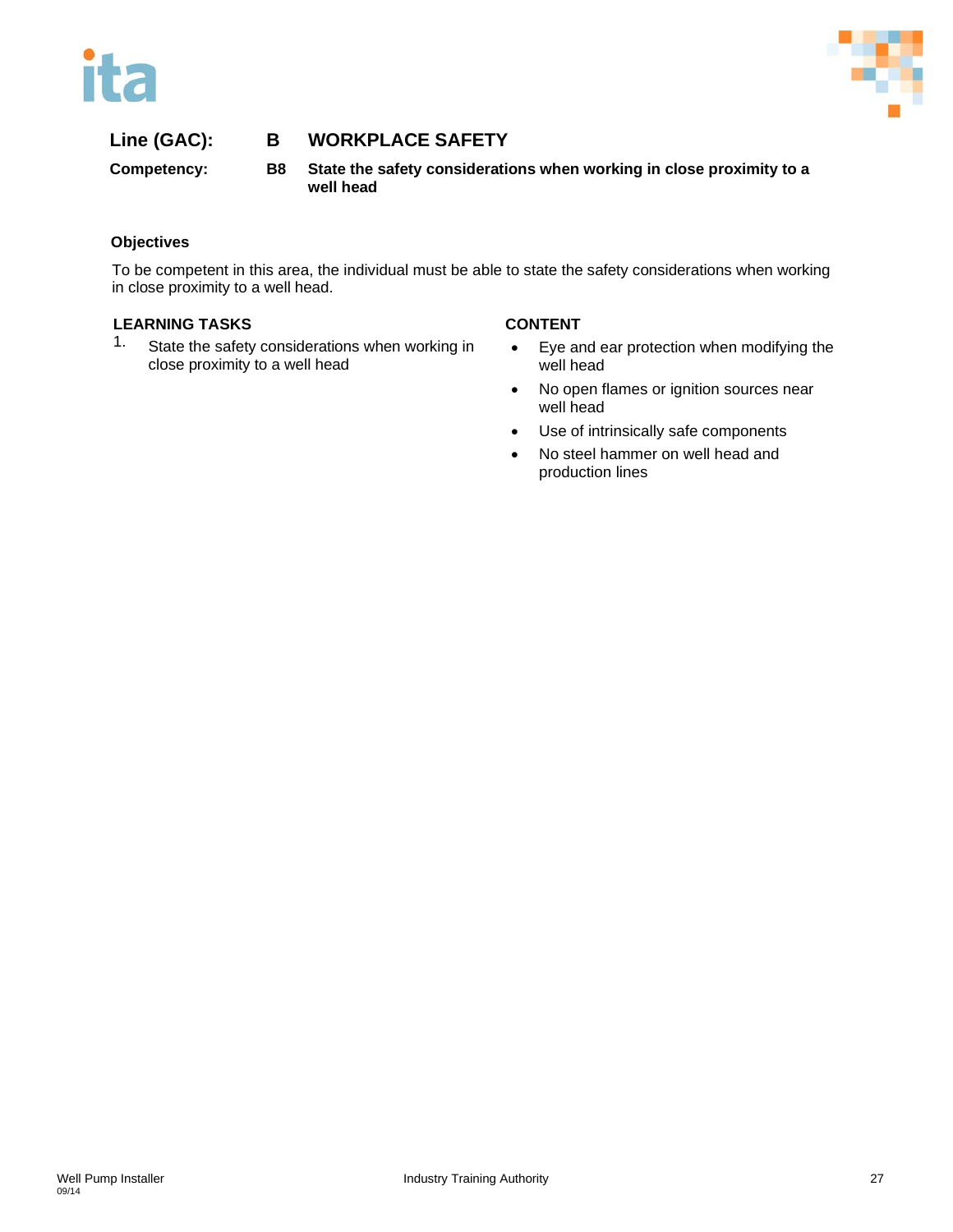**Line (GAC):** **B WORKPLACE SAFETY**

**Competency:** **B8 State the safety considerations when working in close proximity to a well head**

**Objectives**

To be competent in this area, the individual must be able to state the safety considerations when working in close proximity to a well head.

| LEARNING TASKS | CONTENT |
| --- | --- |
| 1. State the safety considerations when working in close proximity to a well head | • Eye and ear protection when modifying the well head<br>• No open flames or ignition sources near well head<br>• Use of intrinsically safe components<br>• No steel hammer on well head and production lines |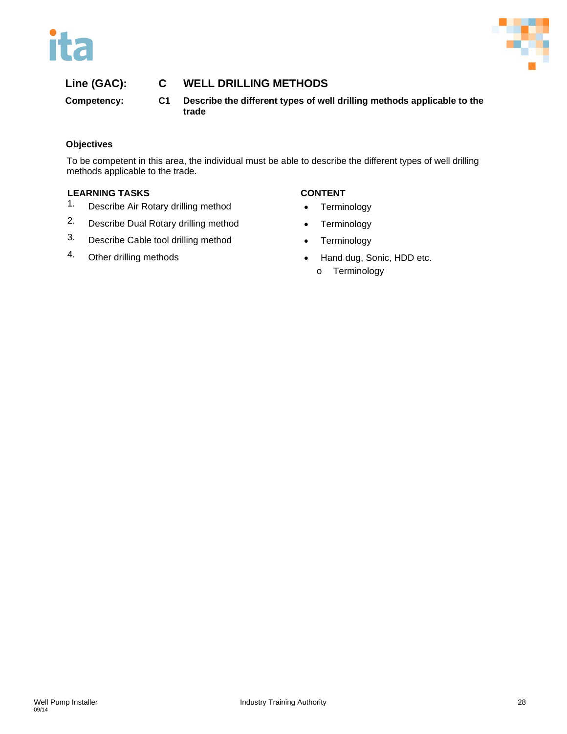**Line (GAC):** **C WELL DRILLING METHODS**

**Competency:** **C1 Describe the different types of well drilling methods applicable to the trade**

### Objectives

To be competent in this area, the individual must be able to describe the different types of well drilling methods applicable to the trade.

| LEARNING TASKS | CONTENT |
| --- | --- |
| 1. Describe Air Rotary drilling method | • Terminology |
| 2. Describe Dual Rotary drilling method | • Terminology |
| 3. Describe Cable tool drilling method | • Terminology |
| 4. Other drilling methods | • Hand dug, Sonic, HDD etc.<br>o Terminology |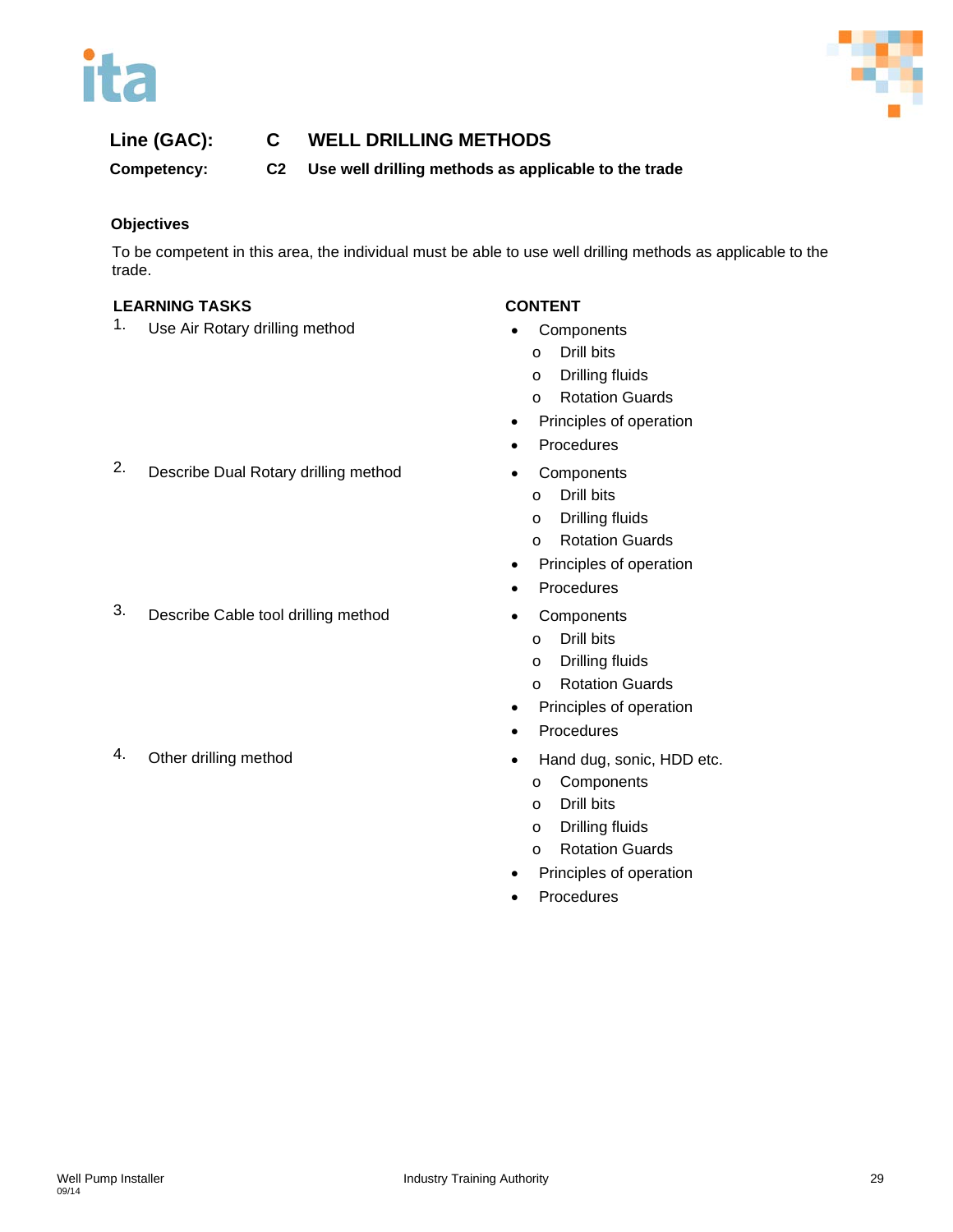**Line (GAC):** C **WELL DRILLING METHODS**

**Competency:** C2 **Use well drilling methods as applicable to the trade**

**Objectives**

To be competent in this area, the individual must be able to use well drilling methods as applicable to the trade.

| LEARNING TASKS | CONTENT |
|---|---|
| 1. Use Air Rotary drilling method | • Components<br>o Drill bits<br>o Drilling fluids<br>o Rotation Guards<br>• Principles of operation<br>• Procedures |
| 2. Describe Dual Rotary drilling method | • Components<br>o Drill bits<br>o Drilling fluids<br>o Rotation Guards<br>• Principles of operation<br>• Procedures |
| 3. Describe Cable tool drilling method | • Components<br>o Drill bits<br>o Drilling fluids<br>o Rotation Guards<br>• Principles of operation<br>• Procedures |
| 4. Other drilling method | • Hand dug, sonic, HDD etc.<br>o Components<br>o Drill bits<br>o Drilling fluids<br>o Rotation Guards<br>• Principles of operation<br>• Procedures |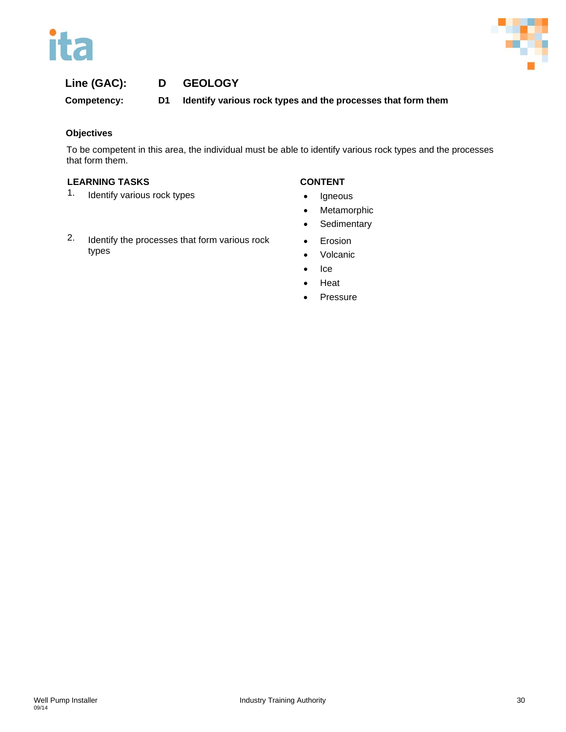**Line (GAC):** D GEOLOGY

**Competency:** D1 Identify various rock types and the processes that form them

### Objectives

To be competent in this area, the individual must be able to identify various rock types and the processes that form them.

| LEARNING TASKS | CONTENT |
|---|---|
| 1. Identify various rock types | • Igneous<br>• Metamorphic<br>• Sedimentary |
| 2. Identify the processes that form various rock types | • Erosion<br>• Volcanic<br>• Ice<br>• Heat<br>• Pressure |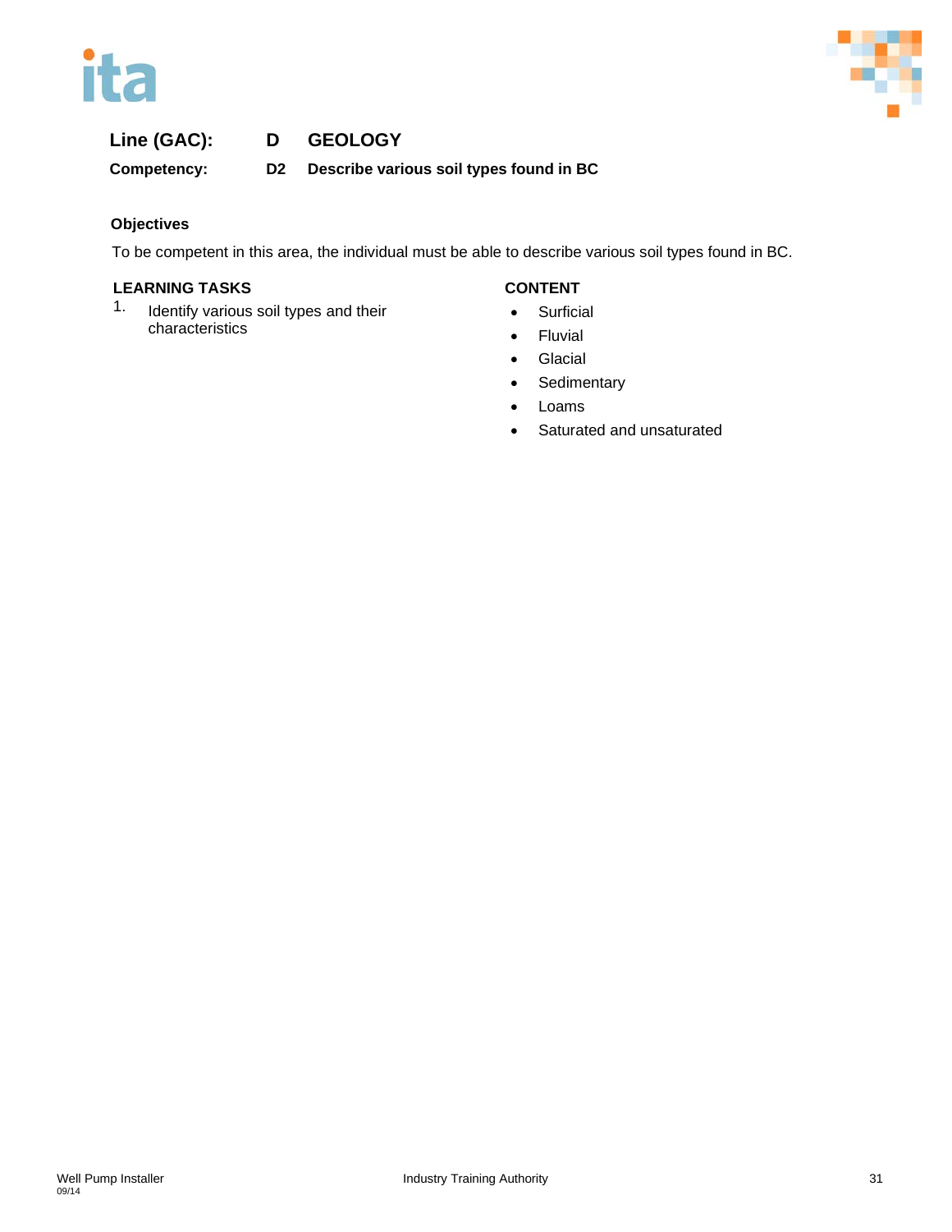**Line (GAC):** D GEOLOGY

**Competency:** D2 Describe various soil types found in BC

### Objectives

To be competent in this area, the individual must be able to describe various soil types found in BC.

| LEARNING TASKS | CONTENT |
|---|---|
| 1. Identify various soil types and their characteristics | • Surficial<br>• Fluvial<br>• Glacial<br>• Sedimentary<br>• Loams<br>• Saturated and unsaturated |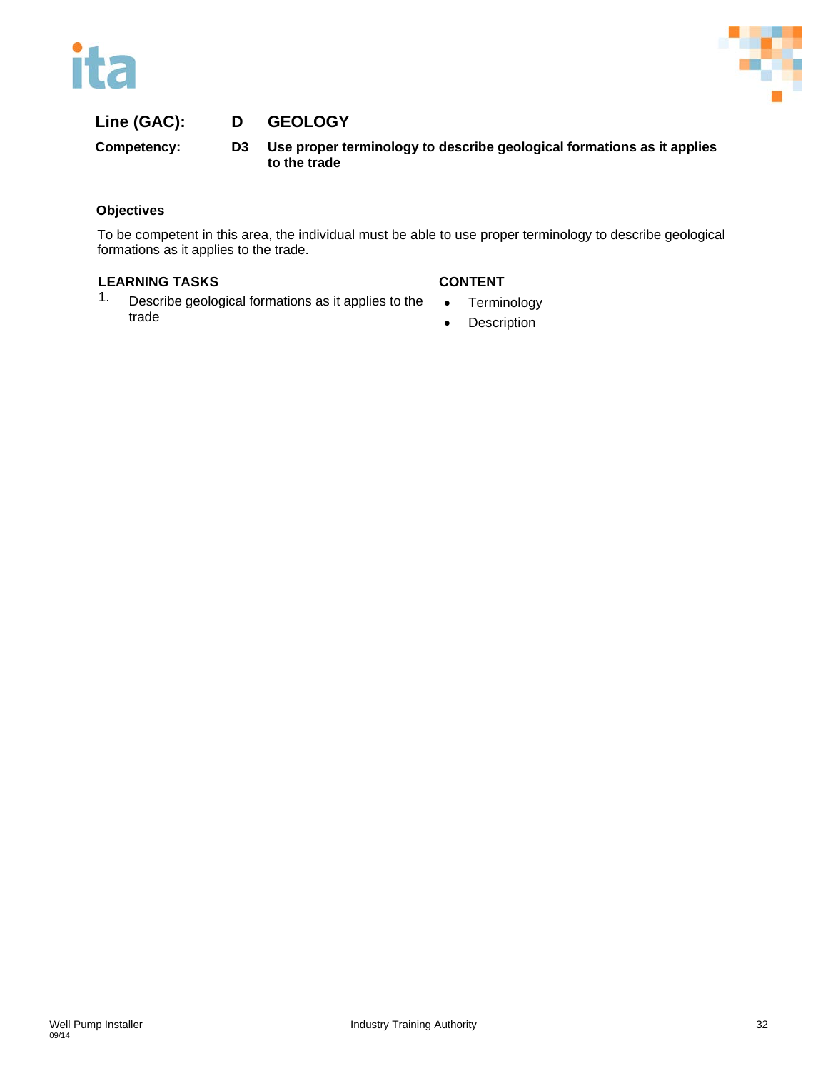**Line (GAC):** D GEOLOGY

**Competency:** D3 **Use proper terminology to describe geological formations as it applies to the trade**

**Objectives**

To be competent in this area, the individual must be able to use proper terminology to describe geological formations as it applies to the trade.

| LEARNING TASKS | CONTENT |
|---|---|
| 1. Describe geological formations as it applies to the trade | • Terminology<br>• Description |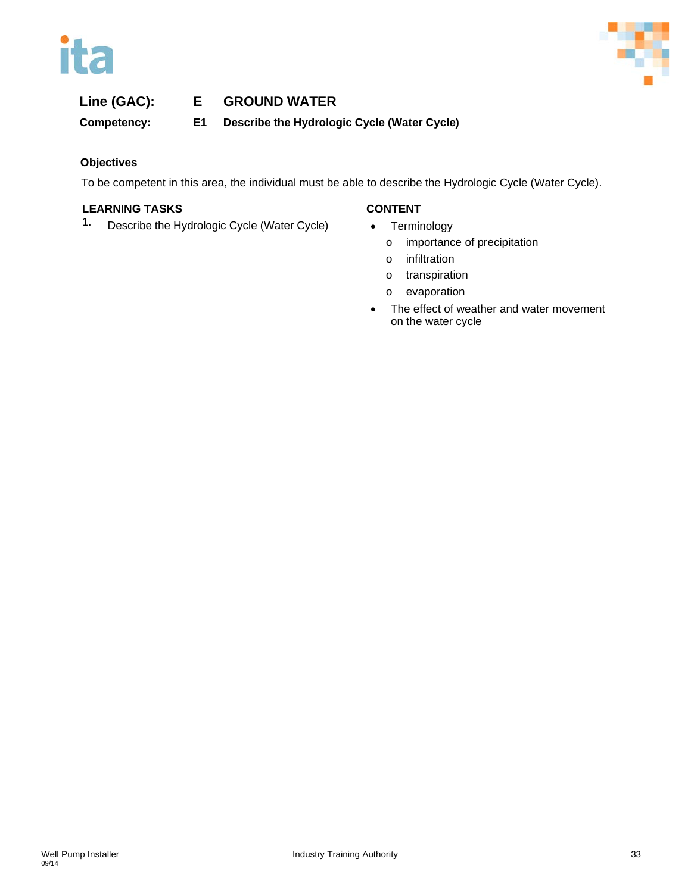**Line (GAC):** **E GROUND WATER**

**Competency:** **E1 Describe the Hydrologic Cycle (Water Cycle)**

**Objectives**

To be competent in this area, the individual must be able to describe the Hydrologic Cycle (Water Cycle).

| LEARNING TASKS | CONTENT |
| --- | --- |
| 1. Describe the Hydrologic Cycle (Water Cycle) | • Terminology<br>o importance of precipitation<br>o infiltration<br>o transpiration<br>o evaporation<br>• The effect of weather and water movement on the water cycle |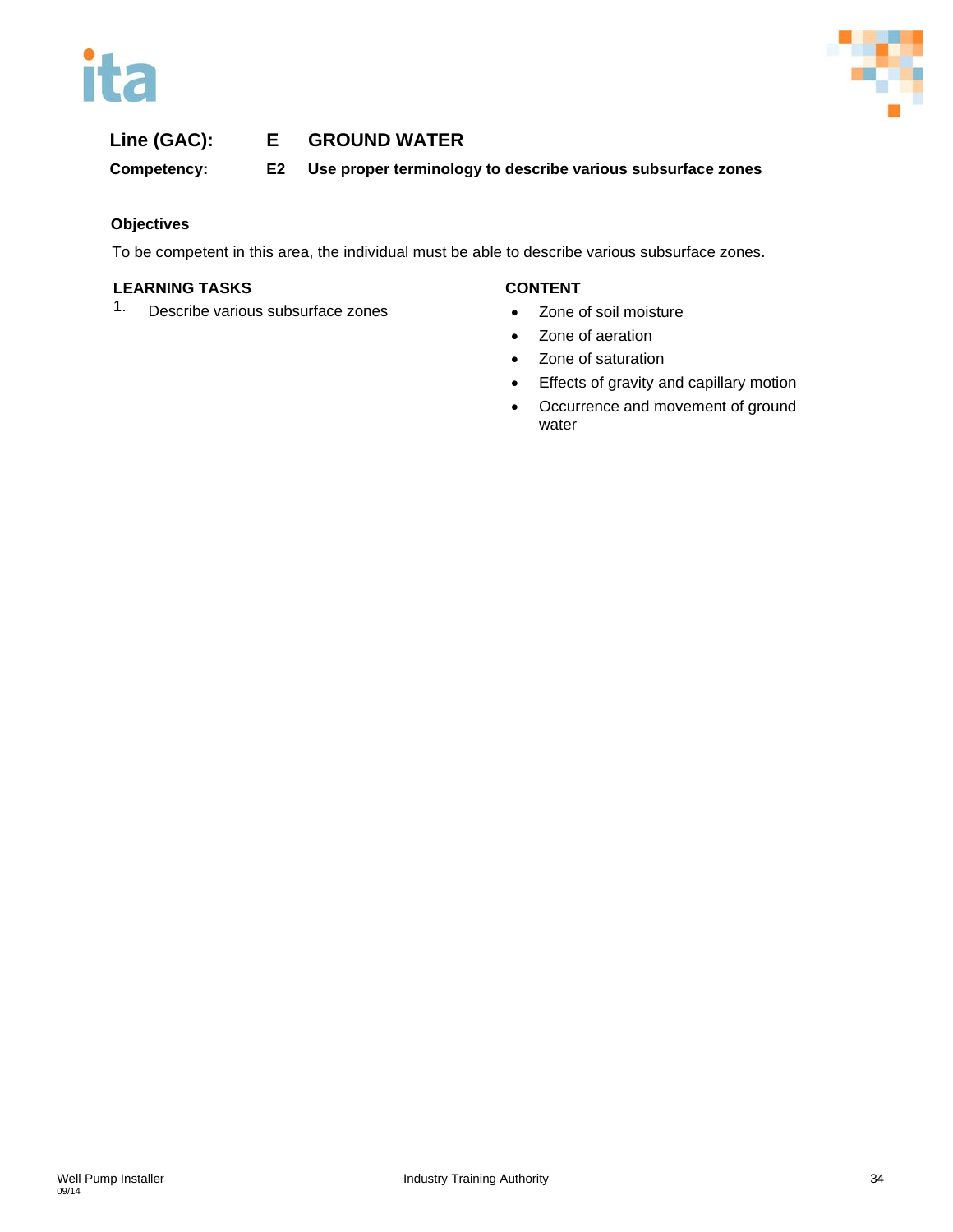**Line (GAC):** **E GROUND WATER**

**Competency:** **E2 Use proper terminology to describe various subsurface zones**

**Objectives**

To be competent in this area, the individual must be able to describe various subsurface zones.

| LEARNING TASKS | CONTENT |
|---|---|
| 1. Describe various subsurface zones | • Zone of soil moisture<br>• Zone of aeration<br>• Zone of saturation<br>• Effects of gravity and capillary motion<br>• Occurrence and movement of ground water |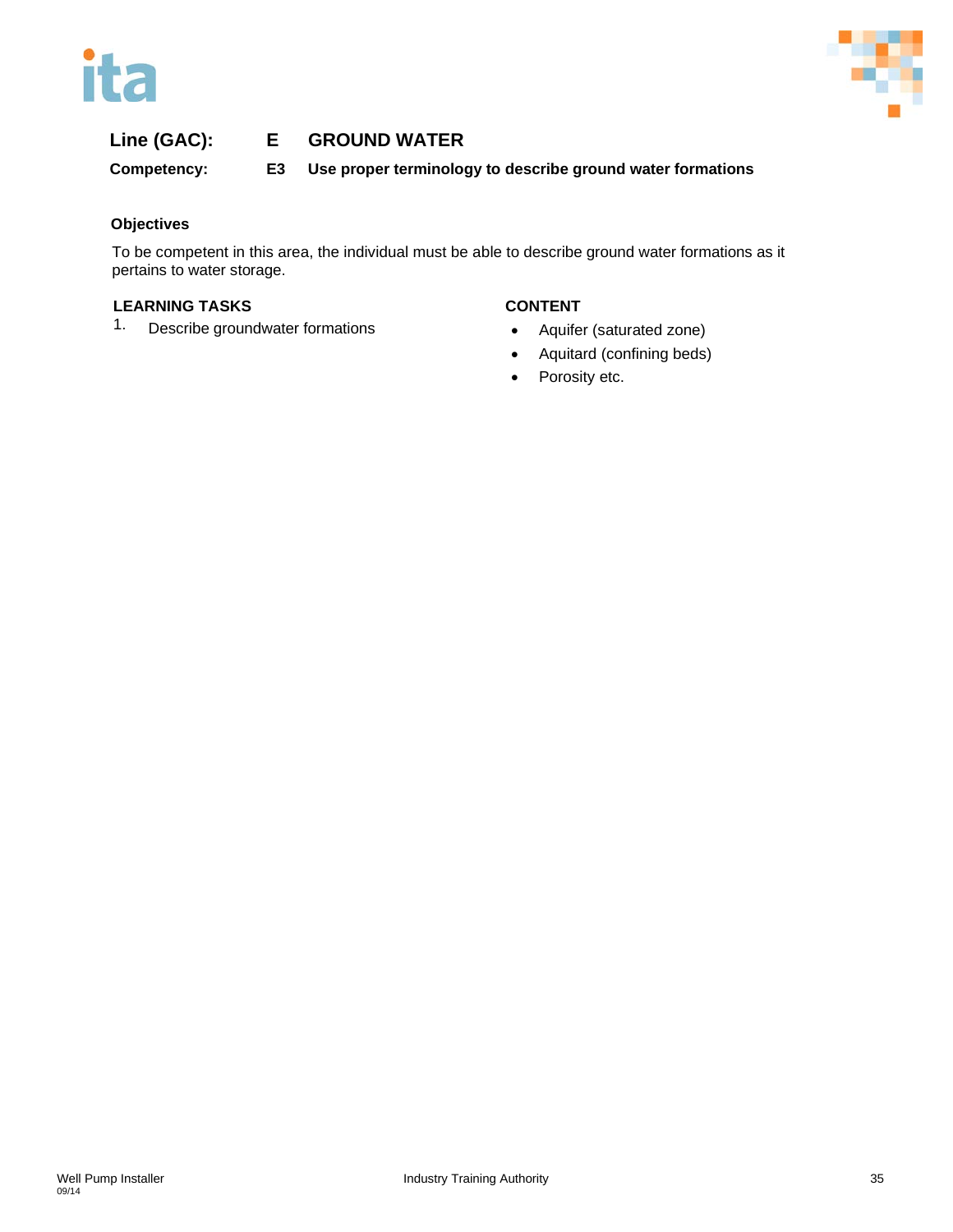**Line (GAC):** **E GROUND WATER**

**Competency:** **E3 Use proper terminology to describe ground water formations**

**Objectives**

To be competent in this area, the individual must be able to describe ground water formations as it pertains to water storage.

| LEARNING TASKS | CONTENT |
| --- | --- |
| 1. Describe groundwater formations | • Aquifer (saturated zone)<br>• Aquitard (confining beds)<br>• Porosity etc. |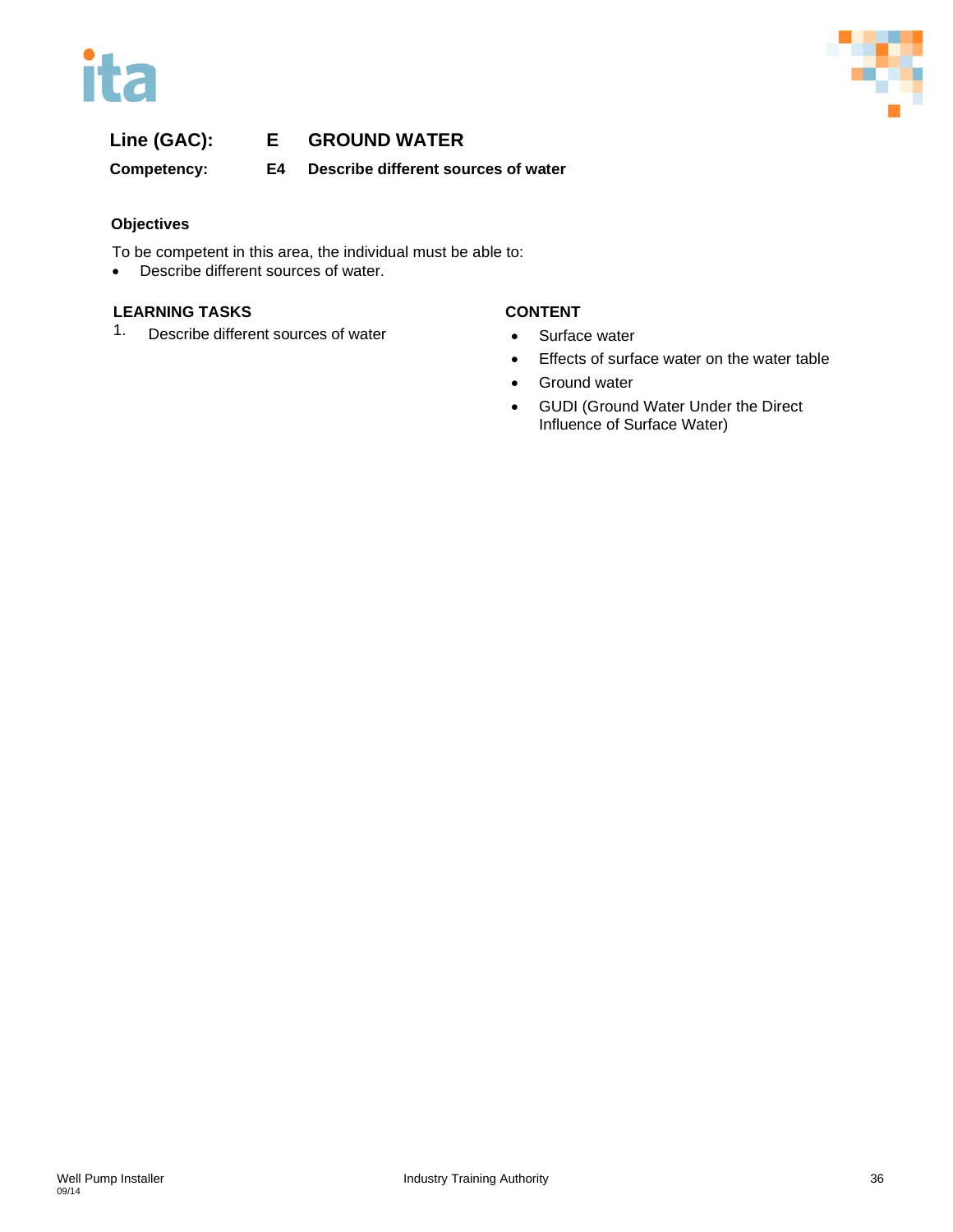**Line (GAC):** **E GROUND WATER**

**Competency:** **E4 Describe different sources of water**

**Objectives**

To be competent in this area, the individual must be able to:

- Describe different sources of water.

| LEARNING TASKS | CONTENT |
| --- | --- |
| 1. Describe different sources of water | • Surface water<br>• Effects of surface water on the water table<br>• Ground water<br>• GUDI (Ground Water Under the Direct Influence of Surface Water) |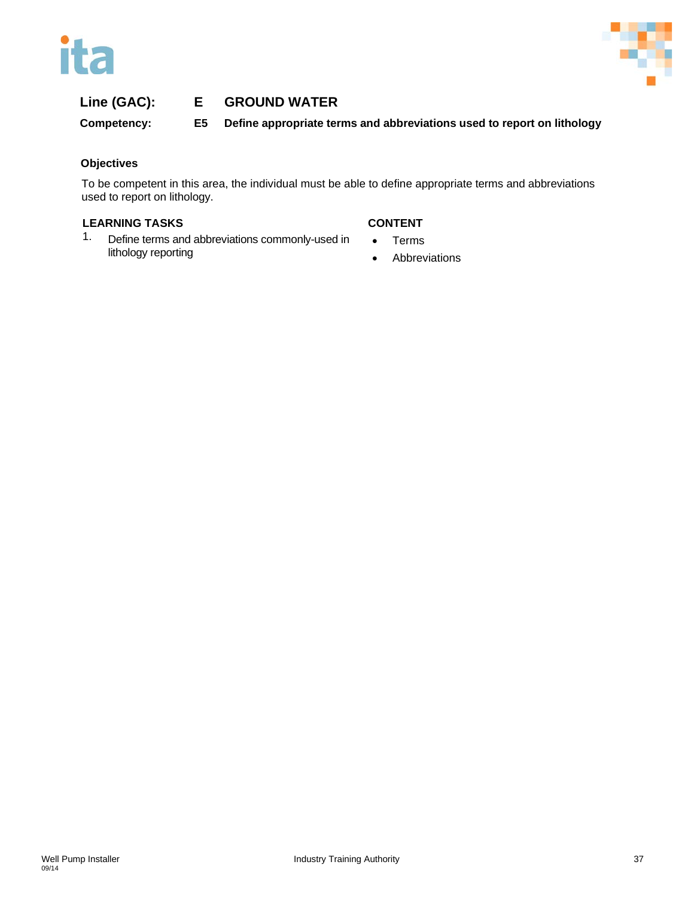**Line (GAC):** **E GROUND WATER**

**Competency:** **E5 Define appropriate terms and abbreviations used to report on lithology**

**Objectives**

To be competent in this area, the individual must be able to define appropriate terms and abbreviations used to report on lithology.

| LEARNING TASKS | CONTENT |
|---|---|
| 1. Define terms and abbreviations commonly-used in lithology reporting | • Terms<br>• Abbreviations |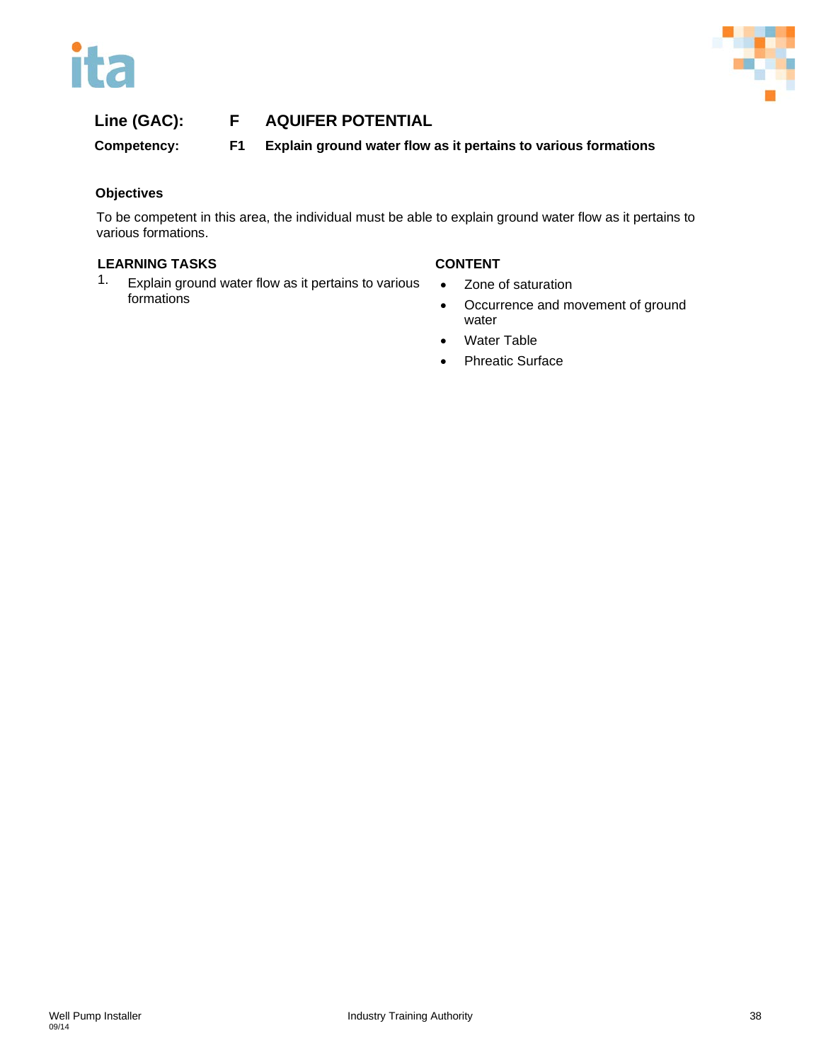**Line (GAC):** **F AQUIFER POTENTIAL**

**Competency:** **F1 Explain ground water flow as it pertains to various formations**

**Objectives**

To be competent in this area, the individual must be able to explain ground water flow as it pertains to various formations.

| LEARNING TASKS | CONTENT |
|---|---|
| 1. Explain ground water flow as it pertains to various formations | • Zone of saturation<br>• Occurrence and movement of ground water<br>• Water Table<br>• Phreatic Surface |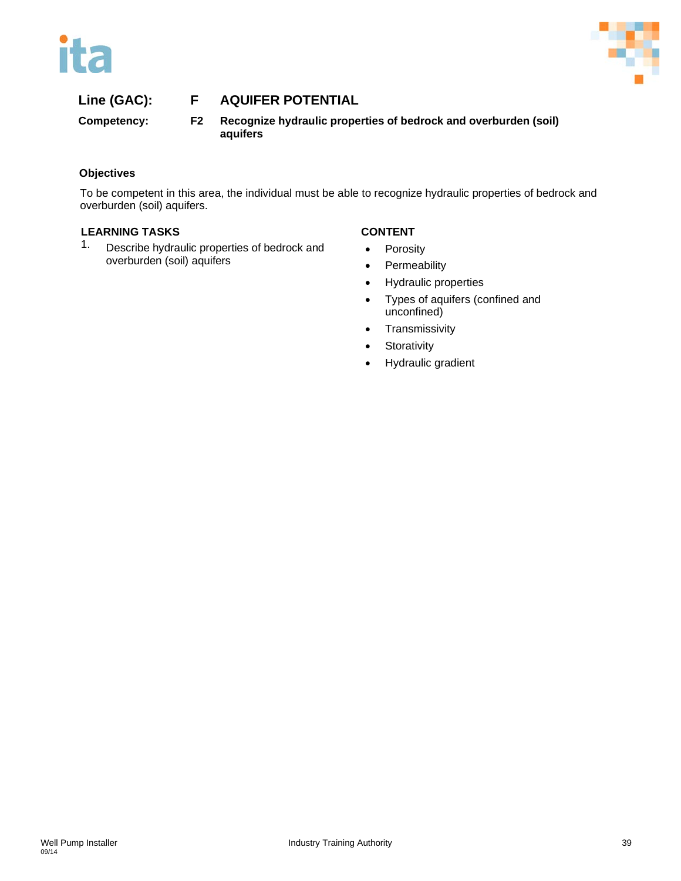**Line (GAC):** **F** **AQUIFER POTENTIAL**

**Competency:** **F2** **Recognize hydraulic properties of bedrock and overburden (soil) aquifers**

### Objectives

To be competent in this area, the individual must be able to recognize hydraulic properties of bedrock and overburden (soil) aquifers.

| LEARNING TASKS | CONTENT |
|---|---|
| 1. Describe hydraulic properties of bedrock and overburden (soil) aquifers | • Porosity<br>• Permeability<br>• Hydraulic properties<br>• Types of aquifers (confined and unconfined)<br>• Transmissivity<br>• Storativity<br>• Hydraulic gradient |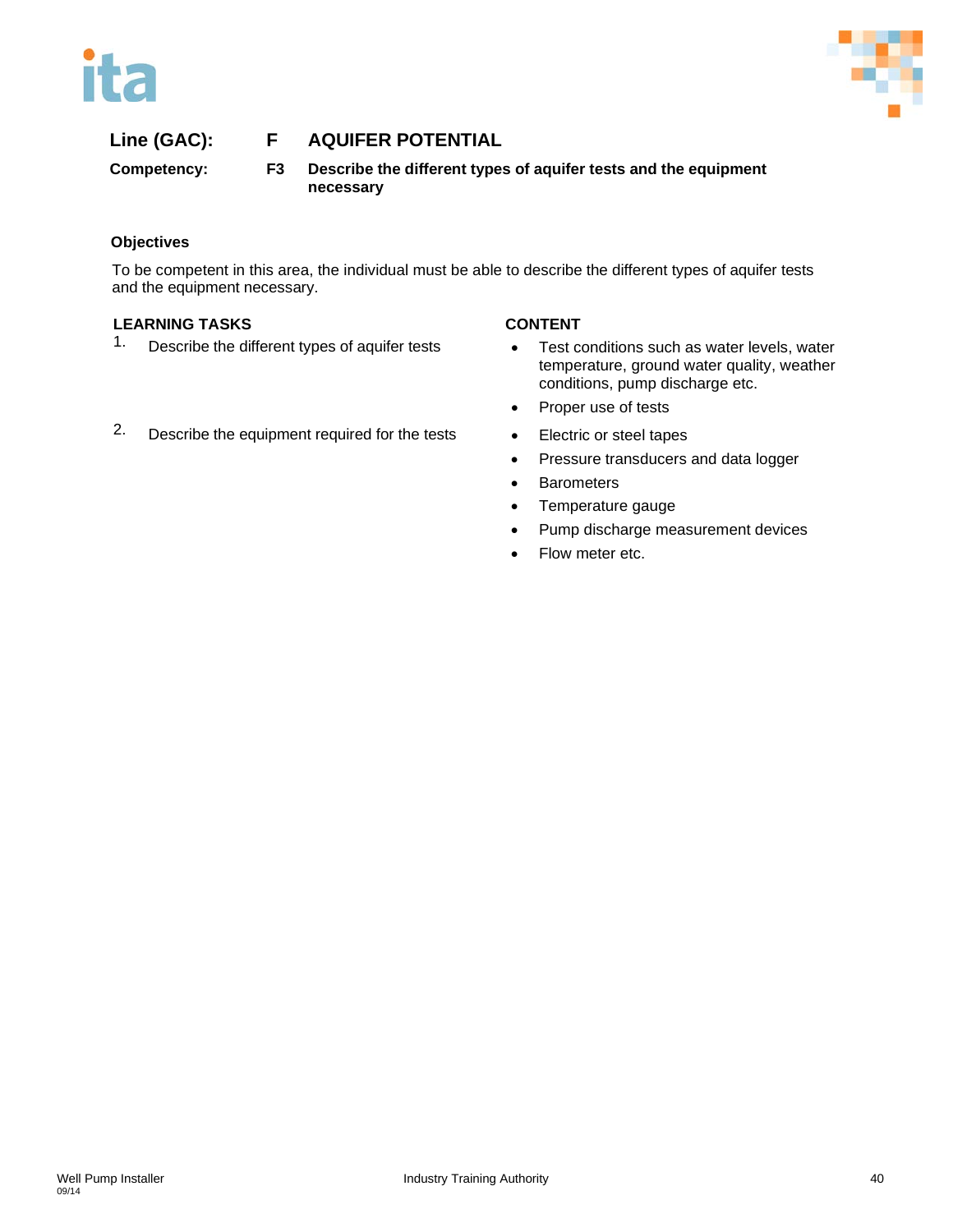**Line (GAC):** **F** **AQUIFER POTENTIAL**

**Competency:** **F3** **Describe the different types of aquifer tests and the equipment necessary**

### Objectives

To be competent in this area, the individual must be able to describe the different types of aquifer tests and the equipment necessary.

| LEARNING TASKS | CONTENT |
| --- | --- |
| 1. Describe the different types of aquifer tests | • Test conditions such as water levels, water temperature, ground water quality, weather conditions, pump discharge etc.<br>• Proper use of tests |
| 2. Describe the equipment required for the tests | • Electric or steel tapes<br>• Pressure transducers and data logger<br>• Barometers<br>• Temperature gauge<br>• Pump discharge measurement devices<br>• Flow meter etc. |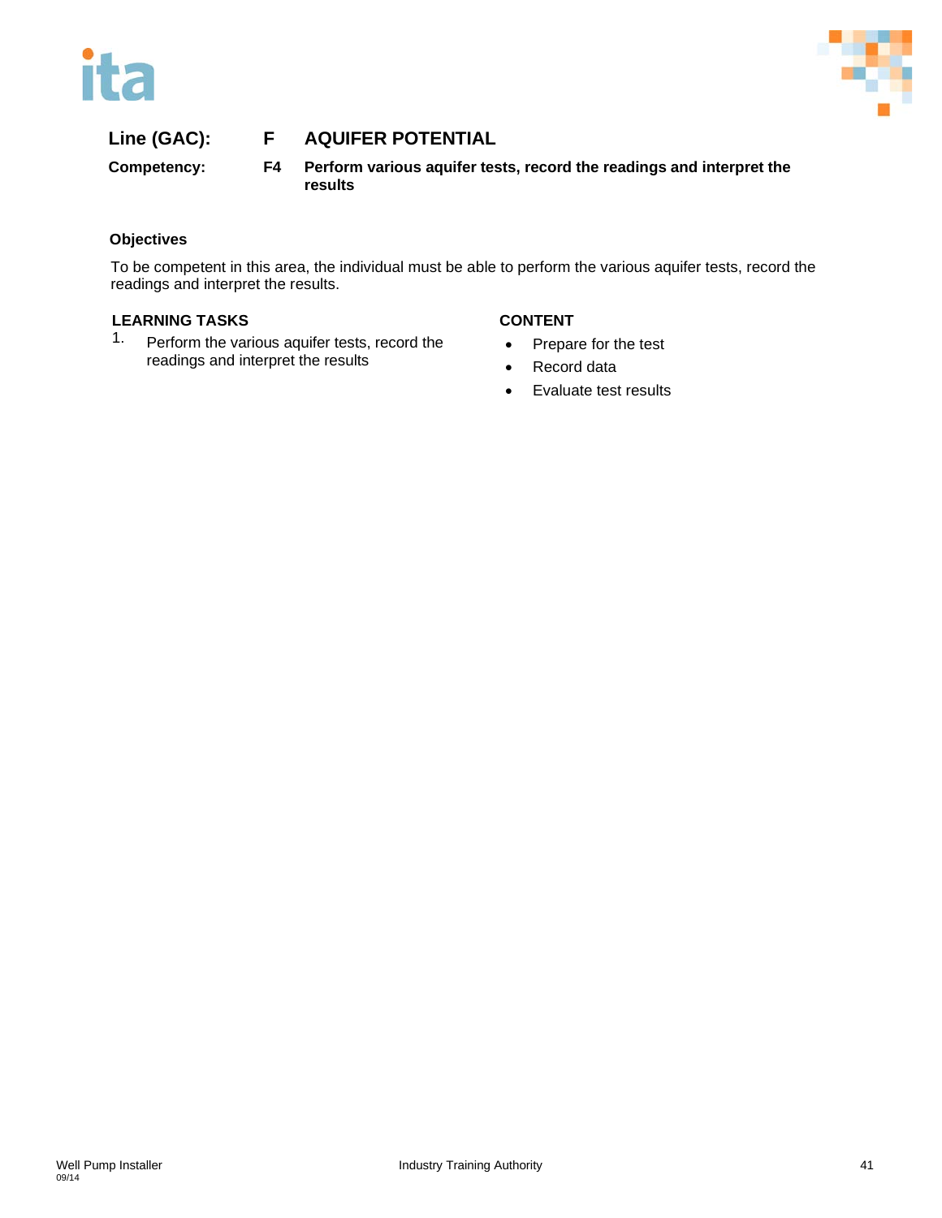**Line (GAC):** **F** **AQUIFER POTENTIAL**

**Competency:** **F4** **Perform various aquifer tests, record the readings and interpret the results**

**Objectives**

To be competent in this area, the individual must be able to perform the various aquifer tests, record the readings and interpret the results.

| LEARNING TASKS | CONTENT |
|---|---|
| 1. Perform the various aquifer tests, record the readings and interpret the results | • Prepare for the test<br>• Record data<br>• Evaluate test results |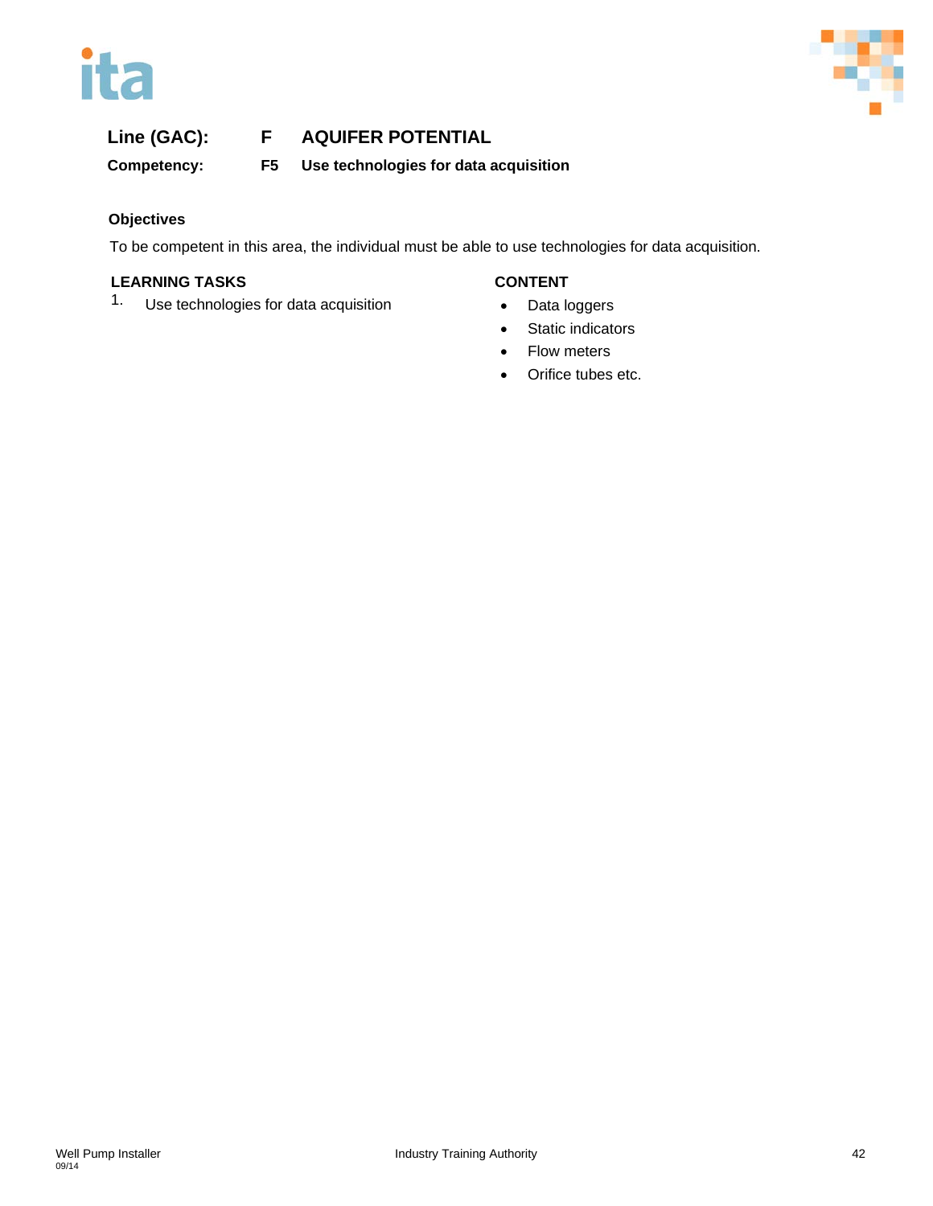**Line (GAC):** **F AQUIFER POTENTIAL**

**Competency:** **F5 Use technologies for data acquisition**

**Objectives**

To be competent in this area, the individual must be able to use technologies for data acquisition.

| LEARNING TASKS | CONTENT |
|---|---|
| 1. Use technologies for data acquisition | • Data loggers<br>• Static indicators<br>• Flow meters<br>• Orifice tubes etc. |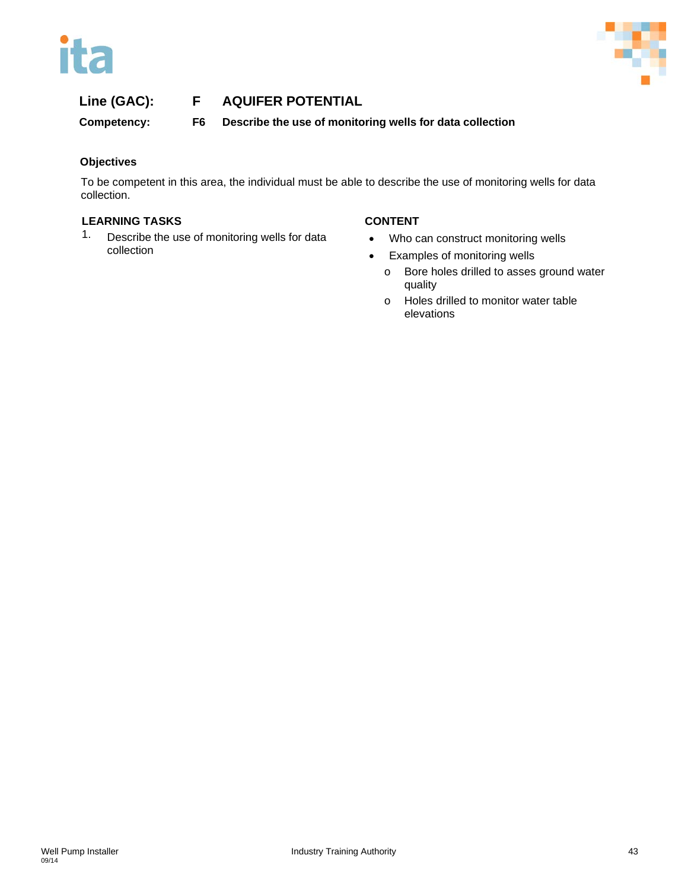**Line (GAC):** F **AQUIFER POTENTIAL**

**Competency:** F6 **Describe the use of monitoring wells for data collection**

**Objectives**

To be competent in this area, the individual must be able to describe the use of monitoring wells for data collection.

**LEARNING TASKS**

1. Describe the use of monitoring wells for data collection

**CONTENT**

- Who can construct monitoring wells
- Examples of monitoring wells
  - Bore holes drilled to asses ground water quality
  - Holes drilled to monitor water table elevations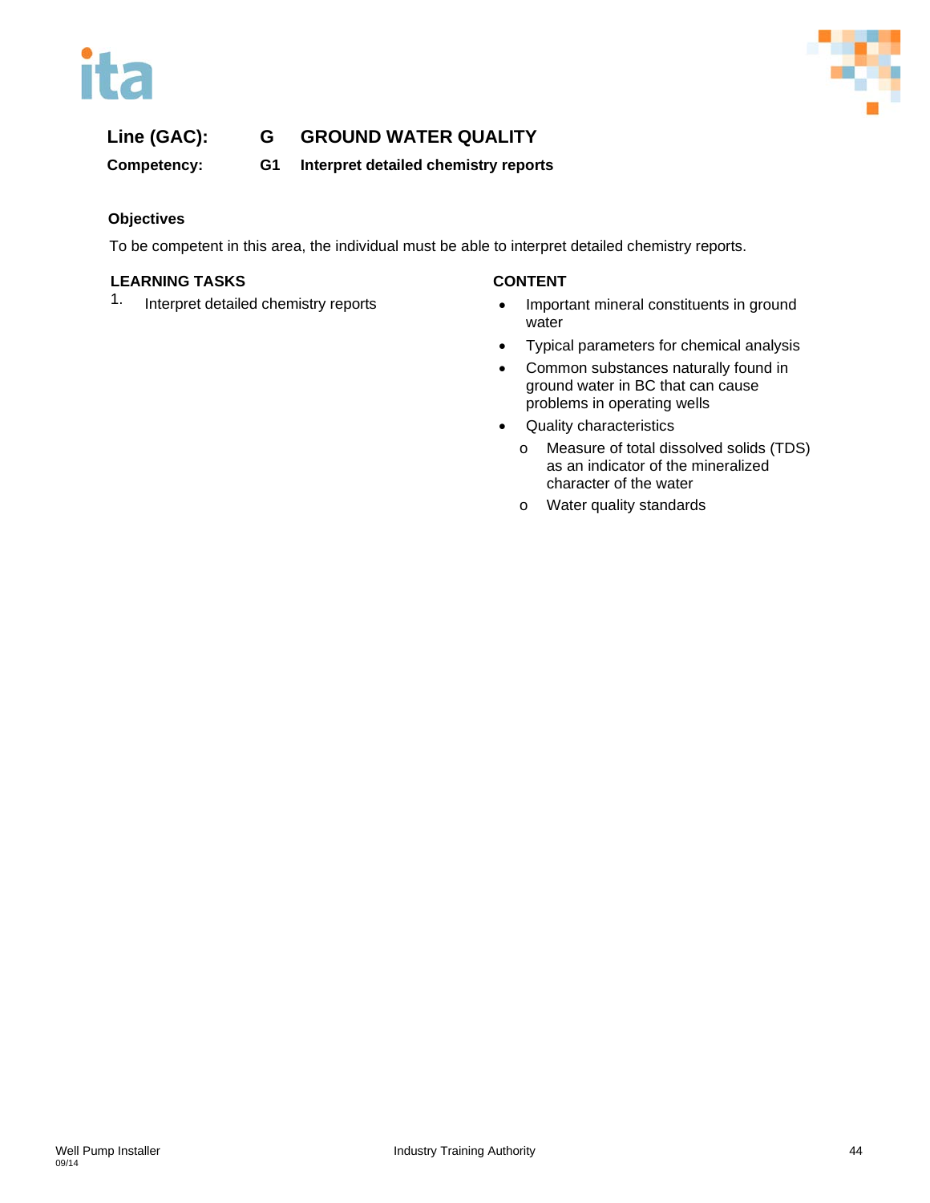**Line (GAC):** **G GROUND WATER QUALITY**

**Competency:** **G1 Interpret detailed chemistry reports**

**Objectives**

To be competent in this area, the individual must be able to interpret detailed chemistry reports.

| LEARNING TASKS | CONTENT |
| --- | --- |
| 1. Interpret detailed chemistry reports | • Important mineral constituents in ground water<br>• Typical parameters for chemical analysis<br>• Common substances naturally found in ground water in BC that can cause problems in operating wells<br>• Quality characteristics<br>  o Measure of total dissolved solids (TDS) as an indicator of the mineralized character of the water<br>  o Water quality standards |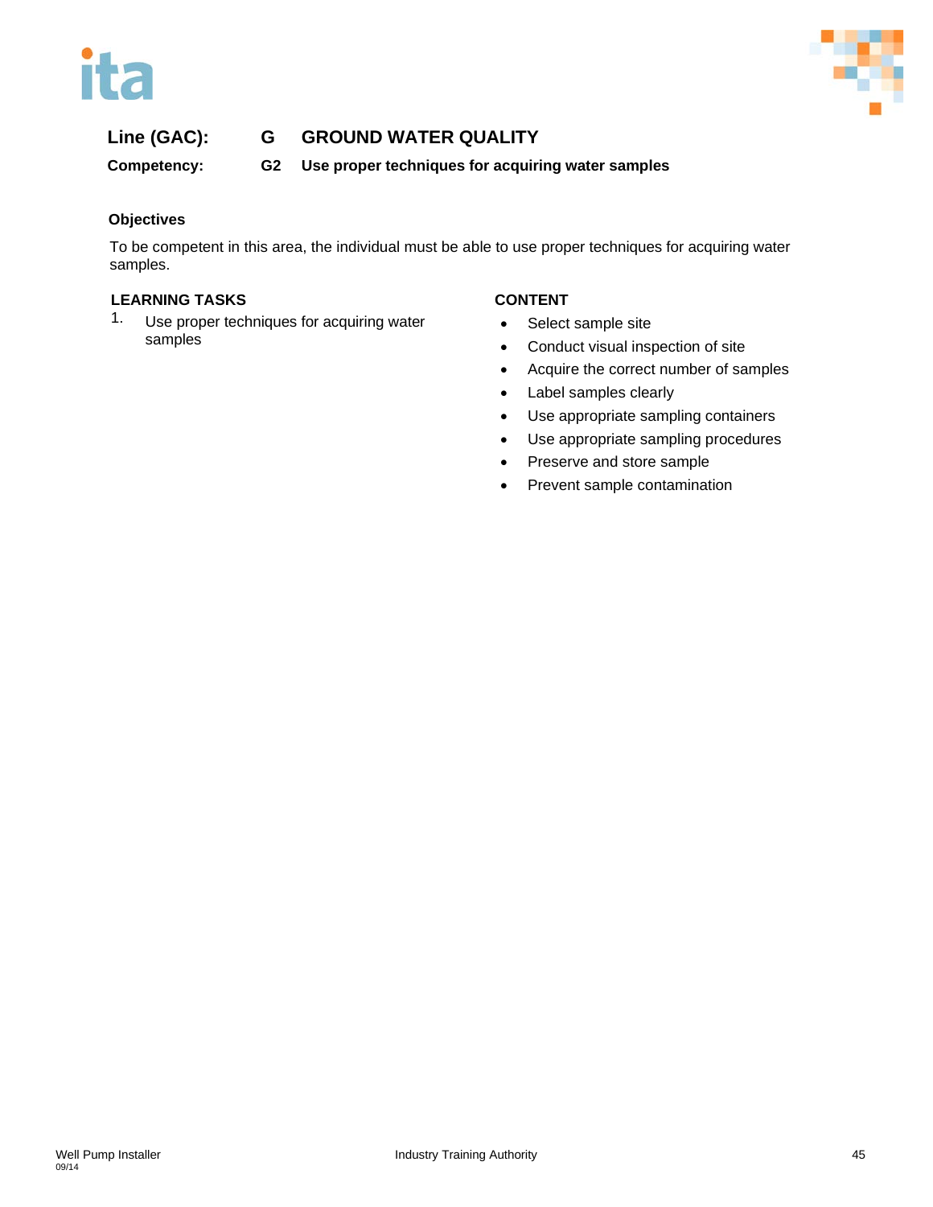**Line (GAC):** **G** **GROUND WATER QUALITY**

**Competency:** **G2** **Use proper techniques for acquiring water samples**

**Objectives**

To be competent in this area, the individual must be able to use proper techniques for acquiring water samples.

| LEARNING TASKS | CONTENT |
| --- | --- |
| 1. Use proper techniques for acquiring water samples | • Select sample site<br>• Conduct visual inspection of site<br>• Acquire the correct number of samples<br>• Label samples clearly<br>• Use appropriate sampling containers<br>• Use appropriate sampling procedures<br>• Preserve and store sample<br>• Prevent sample contamination |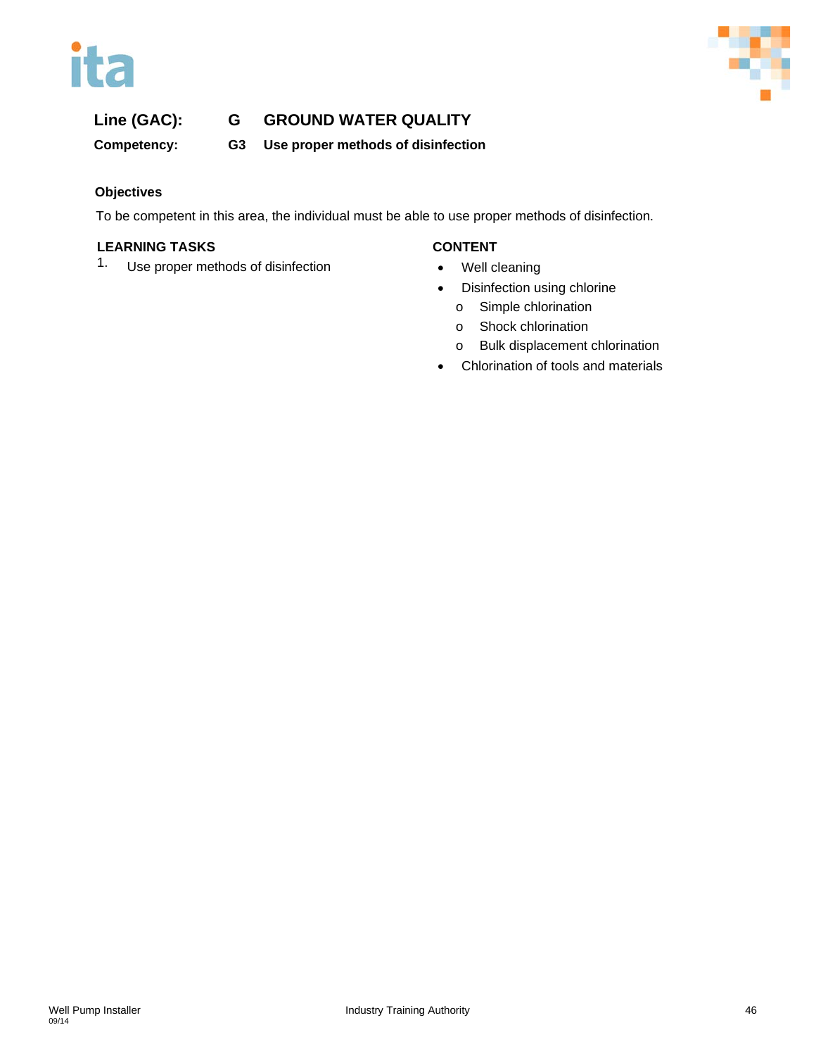**Line (GAC):** G GROUND WATER QUALITY

**Competency:** G3 Use proper methods of disinfection

**Objectives**

To be competent in this area, the individual must be able to use proper methods of disinfection.

| LEARNING TASKS | CONTENT |
|---|---|
| 1. Use proper methods of disinfection | • Well cleaning<br>• Disinfection using chlorine<br>  o Simple chlorination<br>  o Shock chlorination<br>  o Bulk displacement chlorination<br>• Chlorination of tools and materials |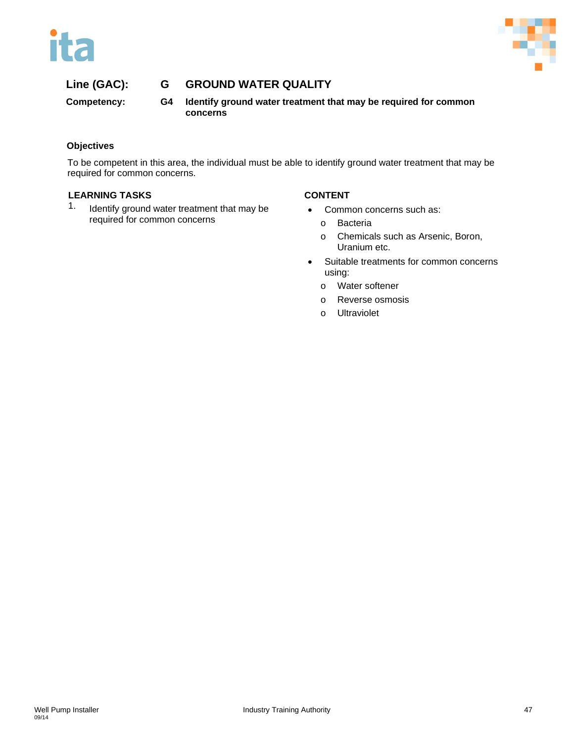**Line (GAC):** **G** **GROUND WATER QUALITY**

**Competency:** **G4** **Identify ground water treatment that may be required for common concerns**

### Objectives

To be competent in this area, the individual must be able to identify ground water treatment that may be required for common concerns.

| LEARNING TASKS | CONTENT |
|---|---|
| 1. Identify ground water treatment that may be required for common concerns | • Common concerns such as:<br>o Bacteria<br>o Chemicals such as Arsenic, Boron, Uranium etc.<br>• Suitable treatments for common concerns using:<br>o Water softener<br>o Reverse osmosis<br>o Ultraviolet |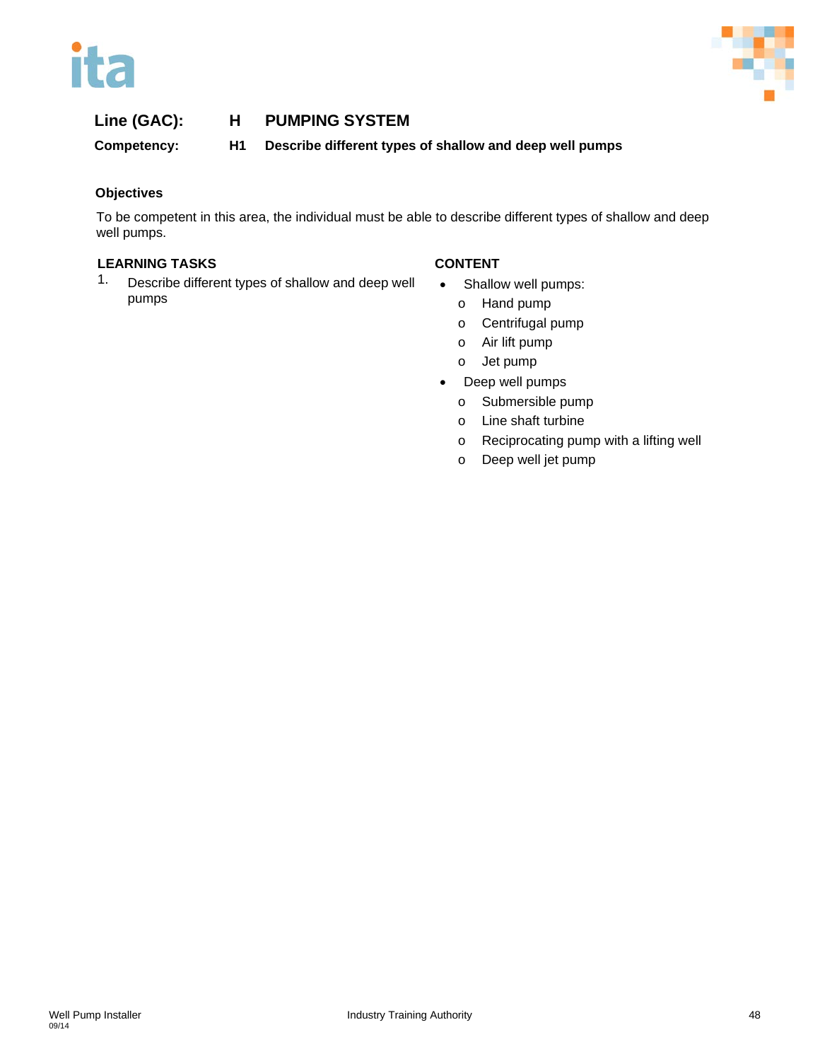**Line (GAC):** **H PUMPING SYSTEM**

**Competency:** **H1 Describe different types of shallow and deep well pumps**

### Objectives

To be competent in this area, the individual must be able to describe different types of shallow and deep well pumps.

**LEARNING TASKS**

1. Describe different types of shallow and deep well pumps

**CONTENT**

- Shallow well pumps:
  - Hand pump
  - Centrifugal pump
  - Air lift pump
  - Jet pump
- Deep well pumps
  - Submersible pump
  - Line shaft turbine
  - Reciprocating pump with a lifting well
  - Deep well jet pump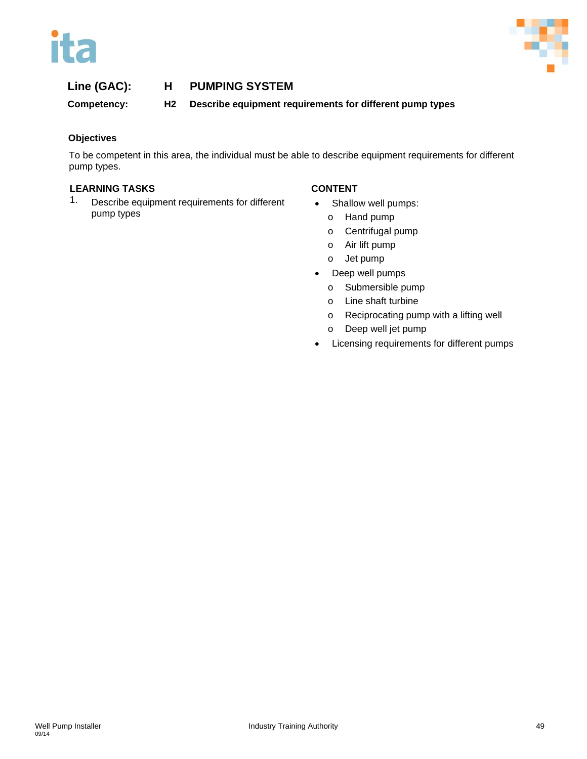**Line (GAC):** **H PUMPING SYSTEM**

**Competency:** **H2 Describe equipment requirements for different pump types**

### Objectives

To be competent in this area, the individual must be able to describe equipment requirements for different pump types.

| LEARNING TASKS | CONTENT |
| --- | --- |
| 1. Describe equipment requirements for different pump types | • Shallow well pumps:<br>  o Hand pump<br>  o Centrifugal pump<br>  o Air lift pump<br>  o Jet pump<br>• Deep well pumps<br>  o Submersible pump<br>  o Line shaft turbine<br>  o Reciprocating pump with a lifting well<br>  o Deep well jet pump<br>• Licensing requirements for different pumps |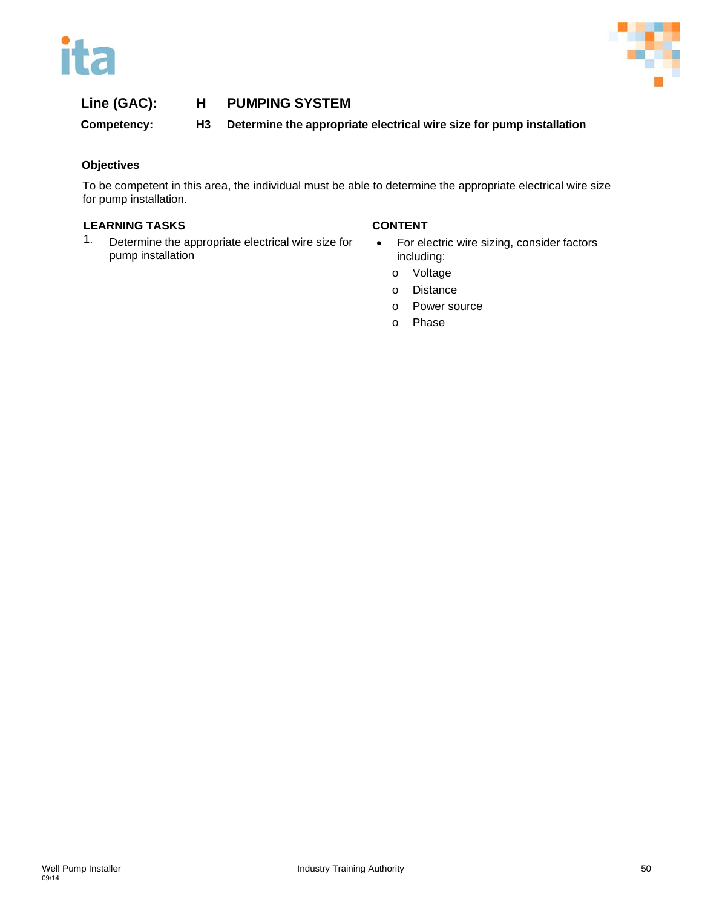**Line (GAC):** **H PUMPING SYSTEM**

**Competency:** **H3 Determine the appropriate electrical wire size for pump installation**

### Objectives

To be competent in this area, the individual must be able to determine the appropriate electrical wire size for pump installation.

**LEARNING TASKS**

1. Determine the appropriate electrical wire size for pump installation

**CONTENT**

- For electric wire sizing, consider factors including:
  - Voltage
  - Distance
  - Power source
  - Phase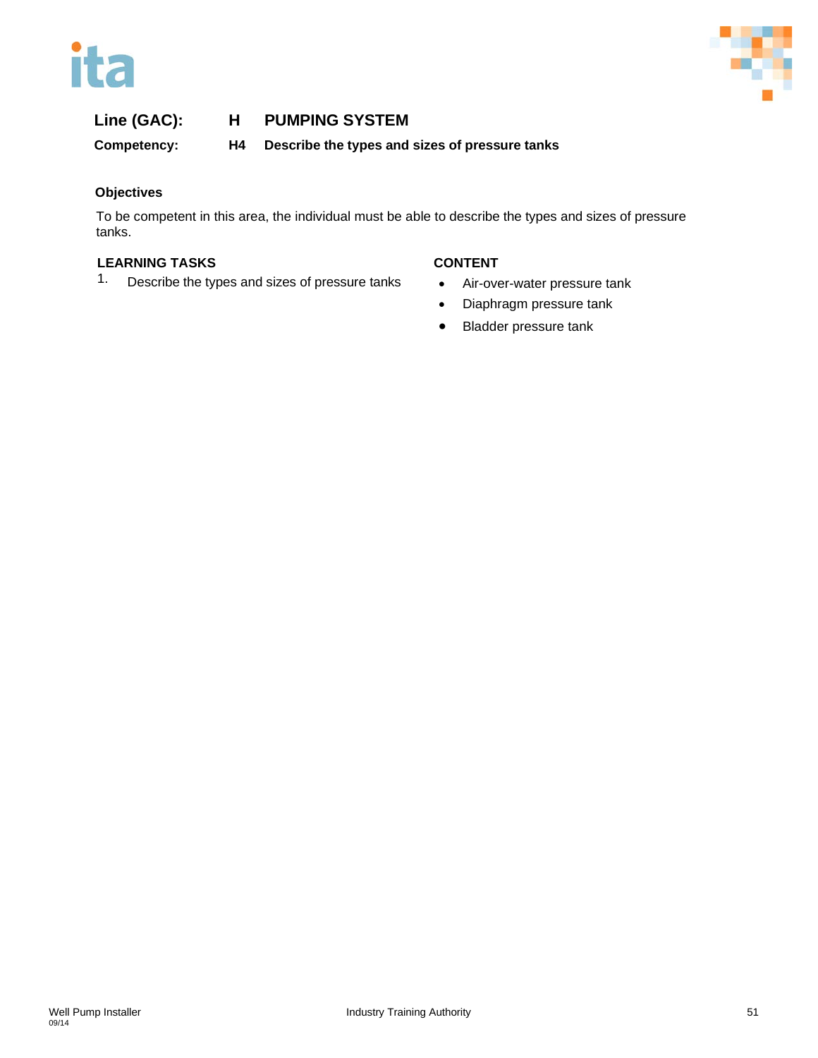**Line (GAC):** **H PUMPING SYSTEM**

**Competency:** **H4 Describe the types and sizes of pressure tanks**

**Objectives**

To be competent in this area, the individual must be able to describe the types and sizes of pressure tanks.

| LEARNING TASKS | CONTENT |
| --- | --- |
| 1. Describe the types and sizes of pressure tanks | • Air-over-water pressure tank<br>• Diaphragm pressure tank<br>• Bladder pressure tank |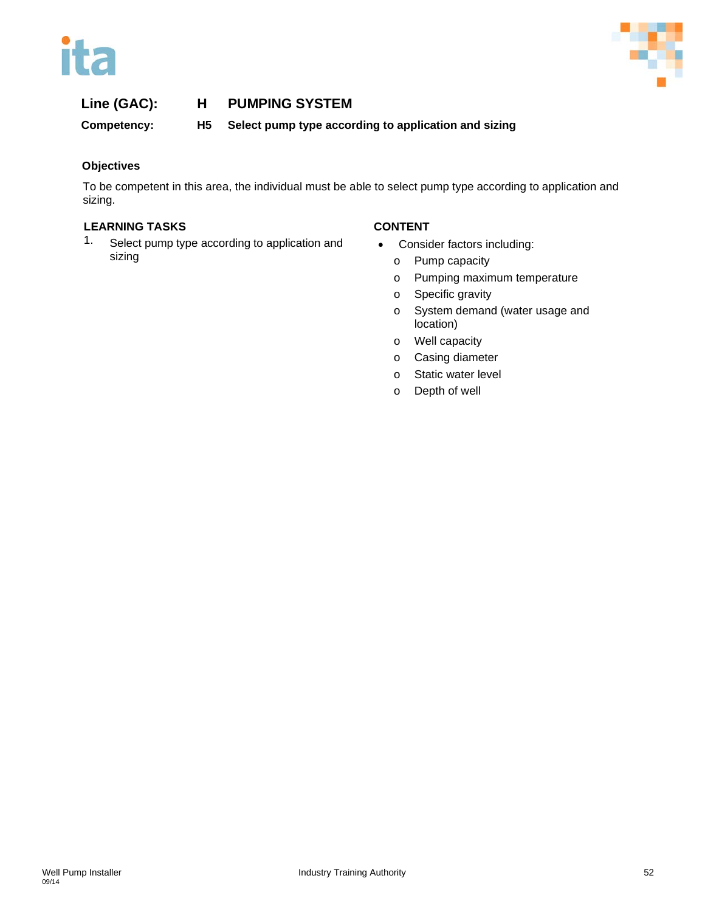**Line (GAC):** **H PUMPING SYSTEM**

**Competency:** **H5 Select pump type according to application and sizing**

### Objectives

To be competent in this area, the individual must be able to select pump type according to application and sizing.

| LEARNING TASKS | CONTENT |
|---|---|
| 1. Select pump type according to application and sizing | • Consider factors including:<br>o Pump capacity<br>o Pumping maximum temperature<br>o Specific gravity<br>o System demand (water usage and location)<br>o Well capacity<br>o Casing diameter<br>o Static water level<br>o Depth of well |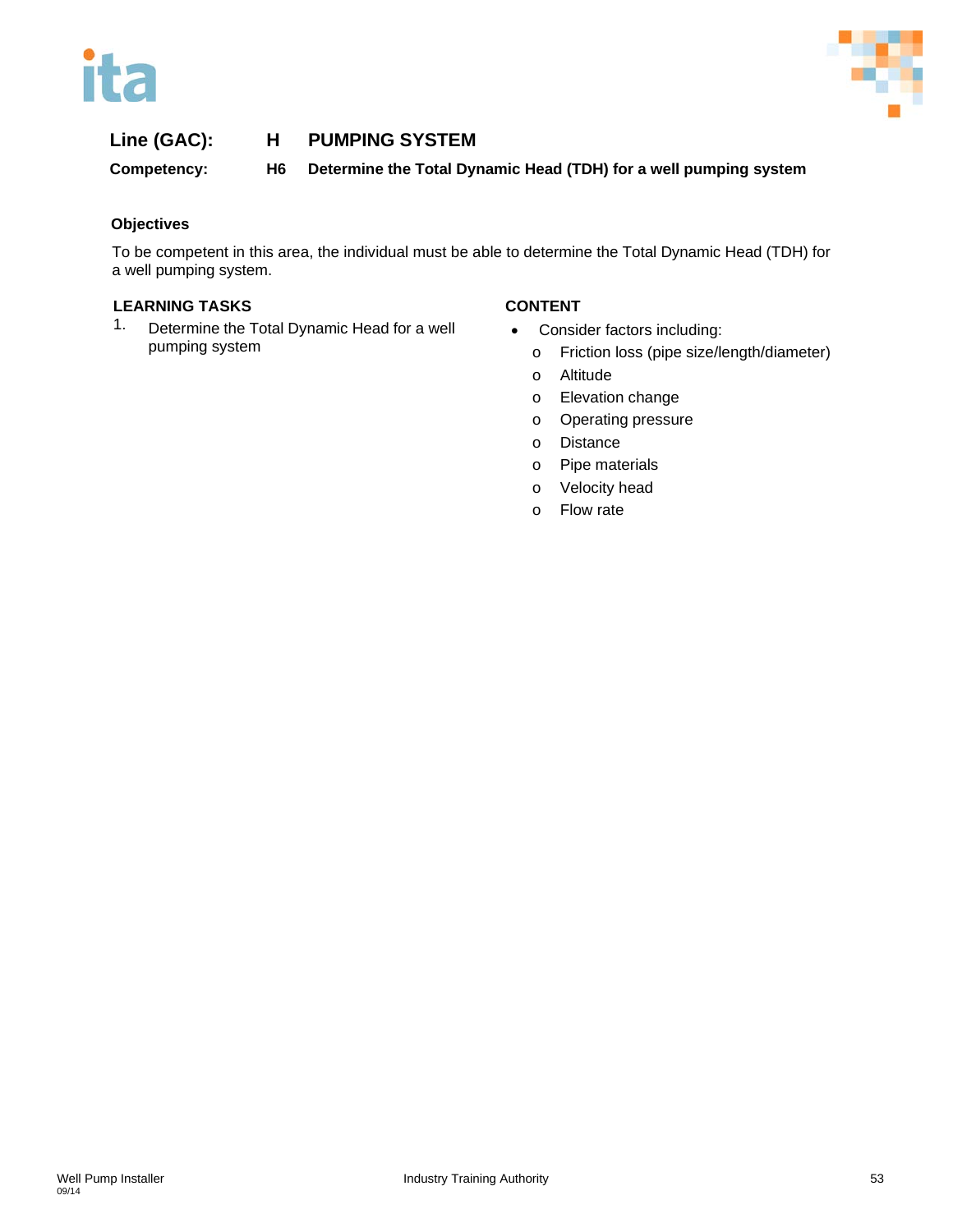**Line (GAC):** **H PUMPING SYSTEM**

**Competency:** **H6 Determine the Total Dynamic Head (TDH) for a well pumping system**

**Objectives**

To be competent in this area, the individual must be able to determine the Total Dynamic Head (TDH) for a well pumping system.

| LEARNING TASKS | CONTENT |
| --- | --- |
| 1. Determine the Total Dynamic Head for a well pumping system | • Consider factors including:<br>o Friction loss (pipe size/length/diameter)<br>o Altitude<br>o Elevation change<br>o Operating pressure<br>o Distance<br>o Pipe materials<br>o Velocity head<br>o Flow rate |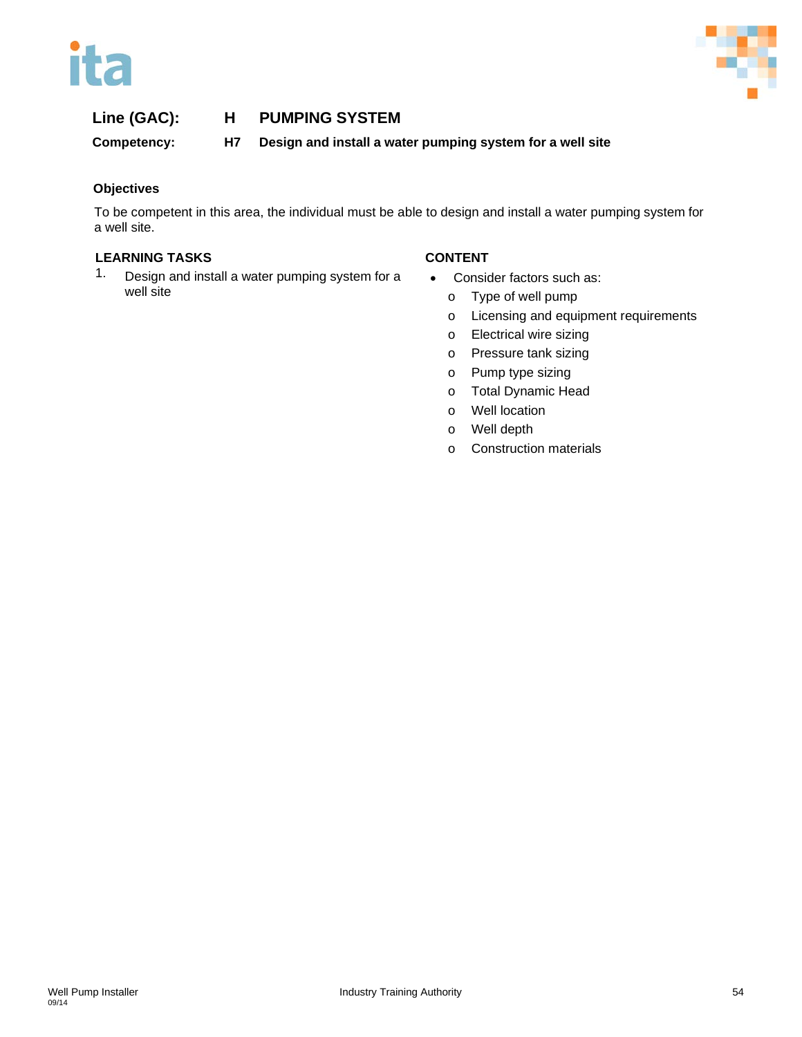**Line (GAC):** H PUMPING SYSTEM

**Competency:** H7 Design and install a water pumping system for a well site

**Objectives**

To be competent in this area, the individual must be able to design and install a water pumping system for a well site.

| LEARNING TASKS | CONTENT |
| --- | --- |
| 1. Design and install a water pumping system for a well site | • Consider factors such as:<br>o Type of well pump<br>o Licensing and equipment requirements<br>o Electrical wire sizing<br>o Pressure tank sizing<br>o Pump type sizing<br>o Total Dynamic Head<br>o Well location<br>o Well depth<br>o Construction materials |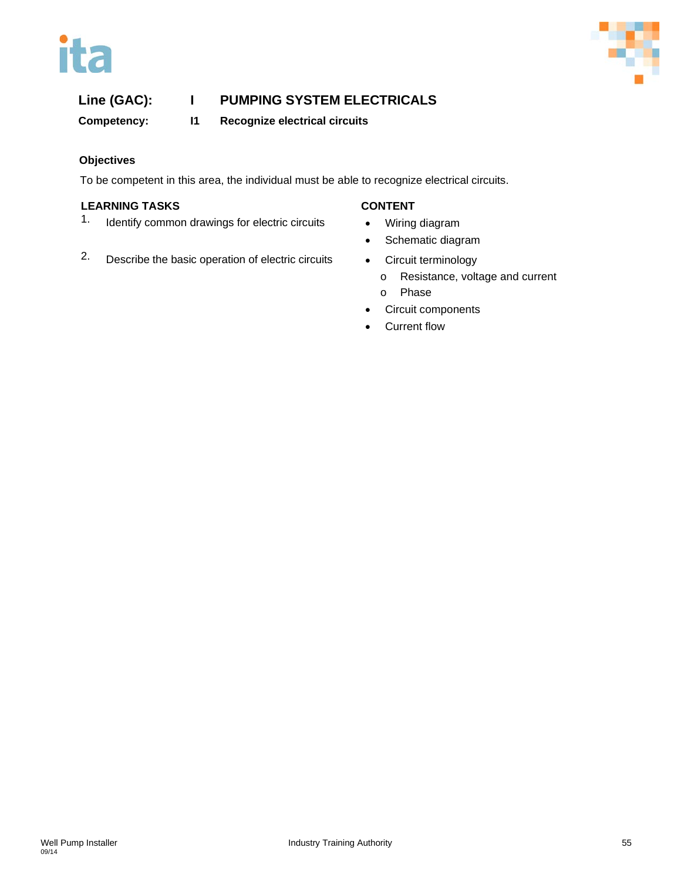**Line (GAC):** I **PUMPING SYSTEM ELECTRICALS**

**Competency:** I1 **Recognize electrical circuits**

**Objectives**

To be competent in this area, the individual must be able to recognize electrical circuits.

| LEARNING TASKS | CONTENT |
| --- | --- |
| 1. Identify common drawings for electric circuits | • Wiring diagram<br>• Schematic diagram |
| 2. Describe the basic operation of electric circuits | • Circuit terminology<br>  o Resistance, voltage and current<br>  o Phase<br>• Circuit components<br>• Current flow |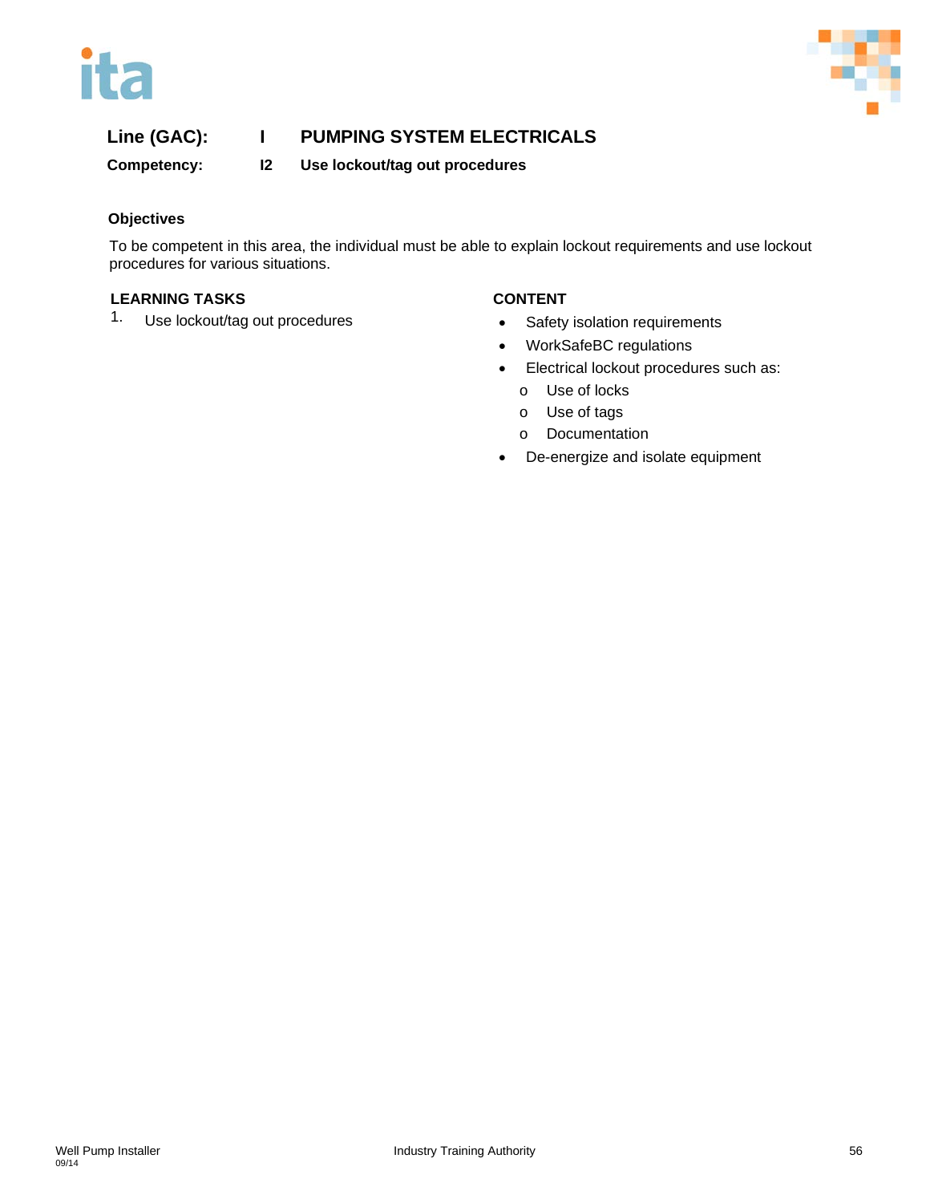**Line (GAC):** I PUMPING SYSTEM ELECTRICALS

**Competency:** I2 Use lockout/tag out procedures

### Objectives

To be competent in this area, the individual must be able to explain lockout requirements and use lockout procedures for various situations.

### LEARNING TASKS

1. Use lockout/tag out procedures

### CONTENT

- Safety isolation requirements
- WorkSafeBC regulations
- Electrical lockout procedures such as:
  - Use of locks
  - Use of tags
  - Documentation
- De-energize and isolate equipment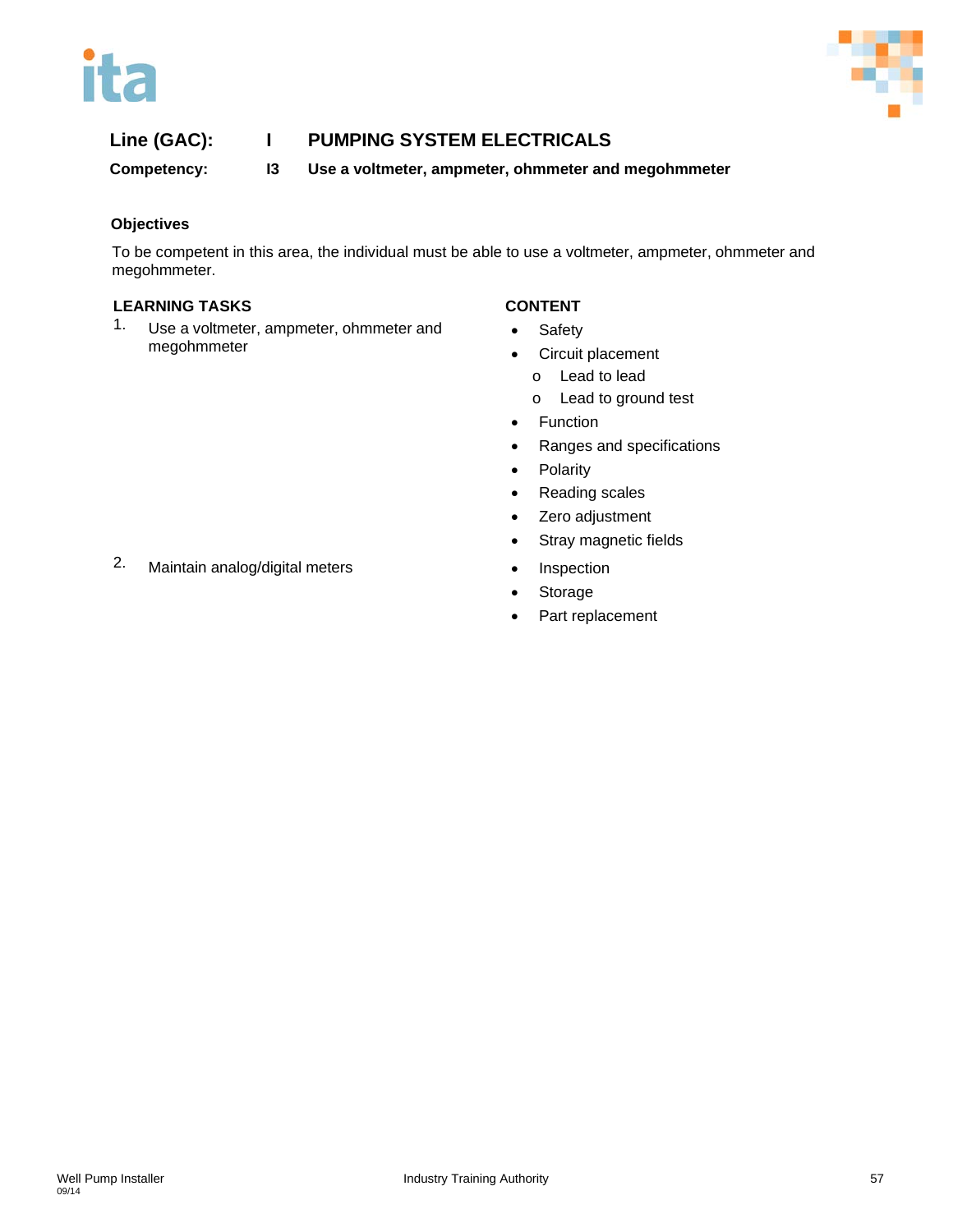**Line (GAC):** I **PUMPING SYSTEM ELECTRICALS**

**Competency:** I3 **Use a voltmeter, ampmeter, ohmmeter and megohmmeter**

### Objectives

To be competent in this area, the individual must be able to use a voltmeter, ampmeter, ohmmeter and megohmmeter.

| LEARNING TASKS | CONTENT |
| --- | --- |
| 1. Use a voltmeter, ampmeter, ohmmeter and megohmmeter | • Safety<br>• Circuit placement<br>o Lead to lead<br>o Lead to ground test<br>• Function<br>• Ranges and specifications<br>• Polarity<br>• Reading scales<br>• Zero adjustment<br>• Stray magnetic fields |
| 2. Maintain analog/digital meters | • Inspection<br>• Storage<br>• Part replacement |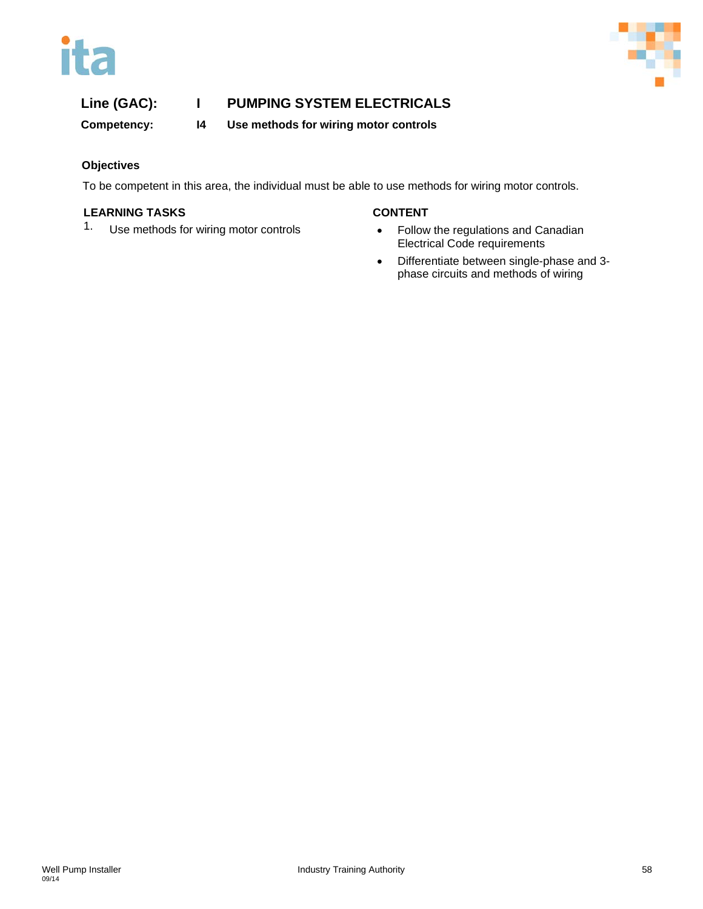**Line (GAC):** **I** **PUMPING SYSTEM ELECTRICALS**

**Competency:** **I4** **Use methods for wiring motor controls**

**Objectives**

To be competent in this area, the individual must be able to use methods for wiring motor controls.

| LEARNING TASKS | CONTENT |
| --- | --- |
| 1. Use methods for wiring motor controls | • Follow the regulations and Canadian Electrical Code requirements<br>• Differentiate between single-phase and 3-phase circuits and methods of wiring |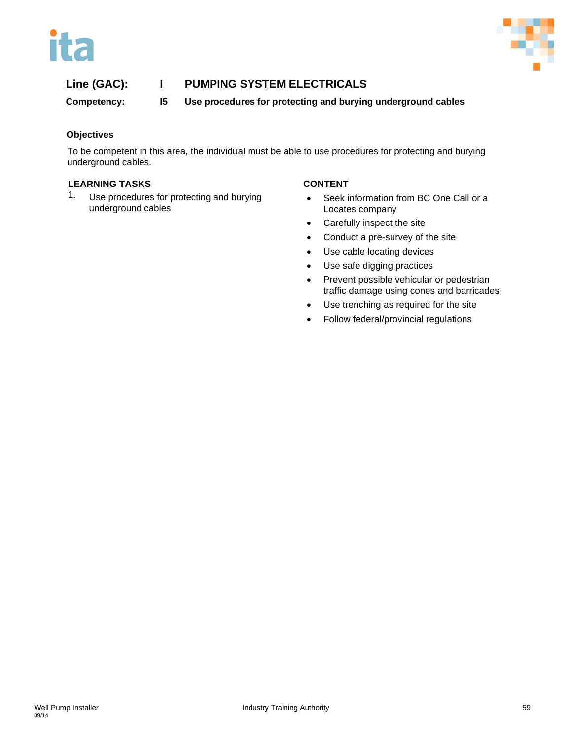**Line (GAC):** I PUMPING SYSTEM ELECTRICALS

**Competency:** I5 Use procedures for protecting and burying underground cables

### Objectives

To be competent in this area, the individual must be able to use procedures for protecting and burying underground cables.

| LEARNING TASKS | CONTENT |
| --- | --- |
| 1. Use procedures for protecting and burying underground cables | • Seek information from BC One Call or a Locates company<br>• Carefully inspect the site<br>• Conduct a pre-survey of the site<br>• Use cable locating devices<br>• Use safe digging practices<br>• Prevent possible vehicular or pedestrian traffic damage using cones and barricades<br>• Use trenching as required for the site<br>• Follow federal/provincial regulations |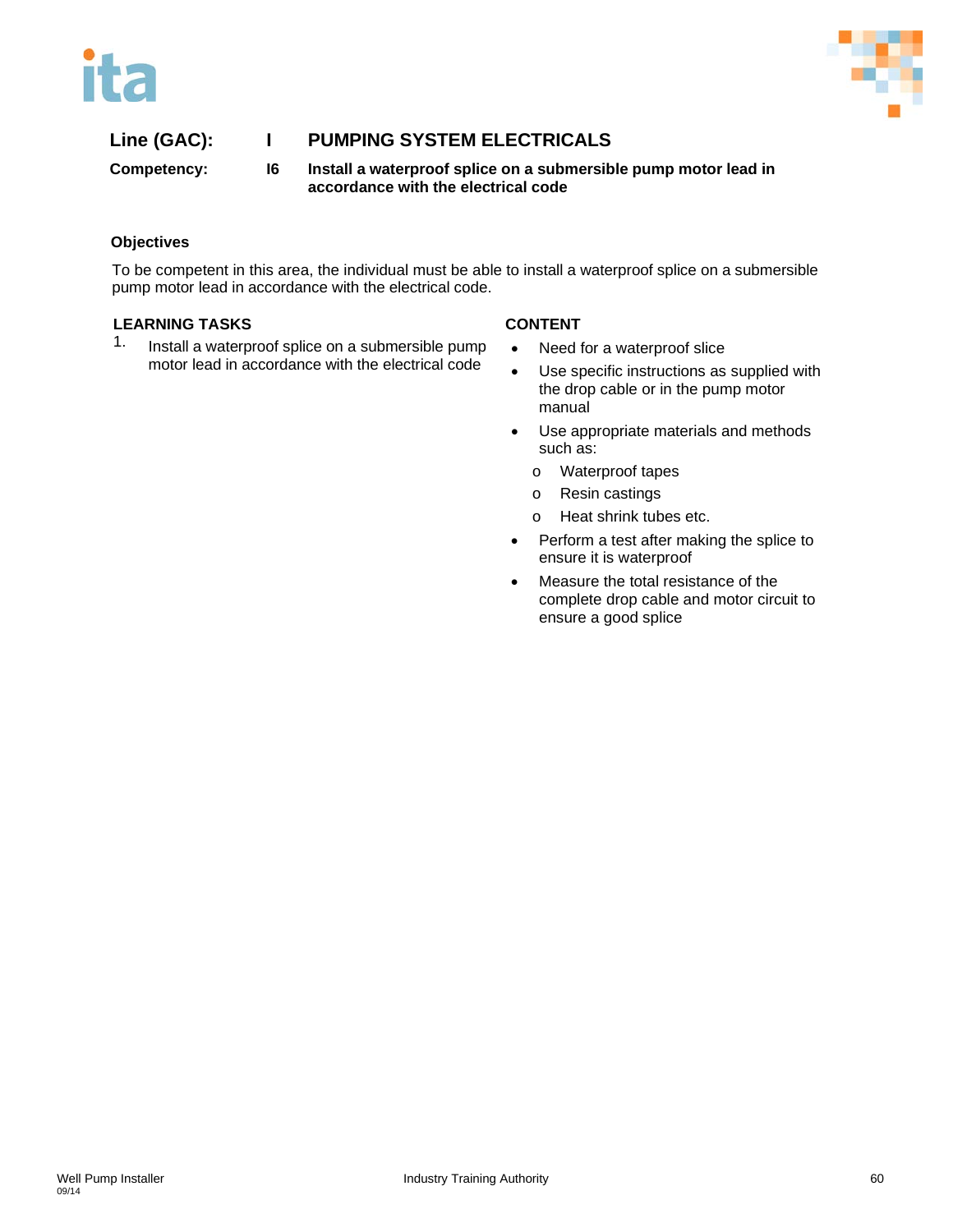**Line (GAC):** I **PUMPING SYSTEM ELECTRICALS**

**Competency:** I6 **Install a waterproof splice on a submersible pump motor lead in accordance with the electrical code**

### Objectives

To be competent in this area, the individual must be able to install a waterproof splice on a submersible pump motor lead in accordance with the electrical code.

| LEARNING TASKS | CONTENT |
| --- | --- |
| 1. Install a waterproof splice on a submersible pump motor lead in accordance with the electrical code | • Need for a waterproof slice<br>• Use specific instructions as supplied with the drop cable or in the pump motor manual<br>• Use appropriate materials and methods such as:<br>  o Waterproof tapes<br>  o Resin castings<br>  o Heat shrink tubes etc.<br>• Perform a test after making the splice to ensure it is waterproof<br>• Measure the total resistance of the complete drop cable and motor circuit to ensure a good splice |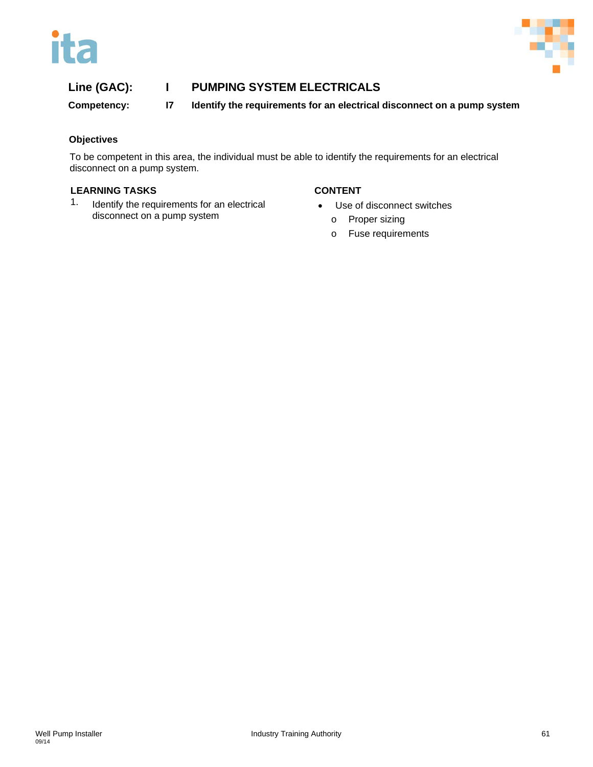**Line (GAC):** I **PUMPING SYSTEM ELECTRICALS**

**Competency:** I7 **Identify the requirements for an electrical disconnect on a pump system**

### Objectives

To be competent in this area, the individual must be able to identify the requirements for an electrical disconnect on a pump system.

#### LEARNING TASKS

1. Identify the requirements for an electrical disconnect on a pump system

#### CONTENT

- Use of disconnect switches
  - Proper sizing
  - Fuse requirements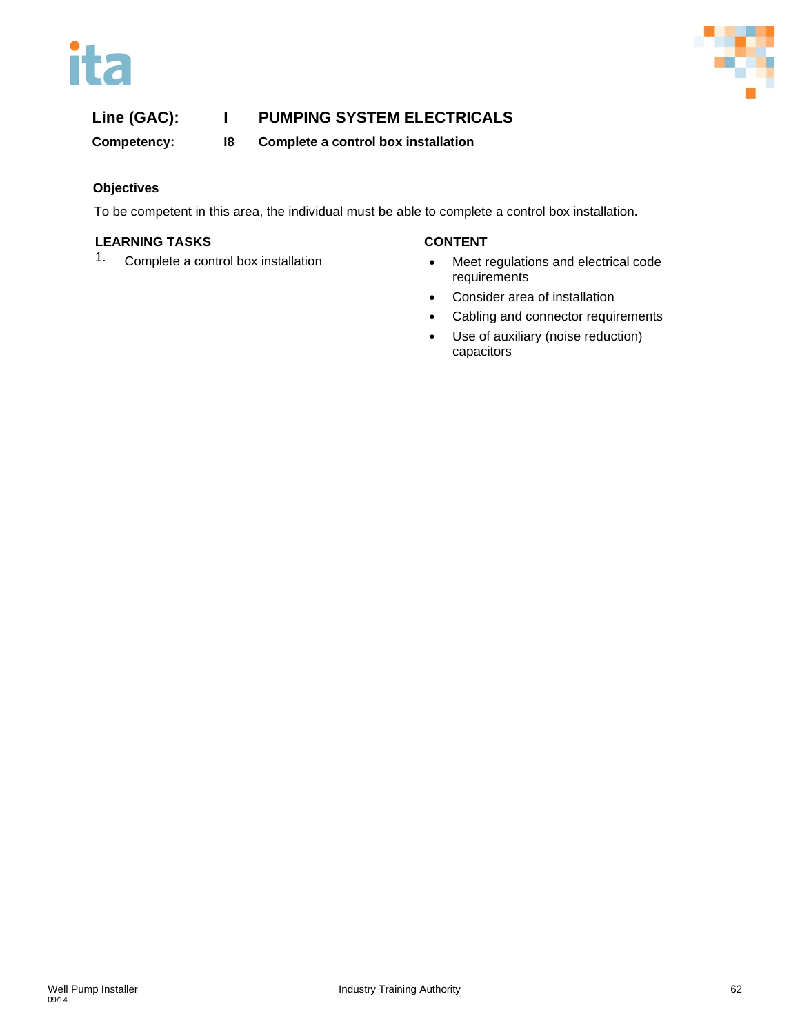**Line (GAC):** I **PUMPING SYSTEM ELECTRICALS**

**Competency:** I8 **Complete a control box installation**

**Objectives**

To be competent in this area, the individual must be able to complete a control box installation.

| LEARNING TASKS | CONTENT |
|---|---|
| 1. Complete a control box installation | • Meet regulations and electrical code requirements<br>• Consider area of installation<br>• Cabling and connector requirements<br>• Use of auxiliary (noise reduction) capacitors |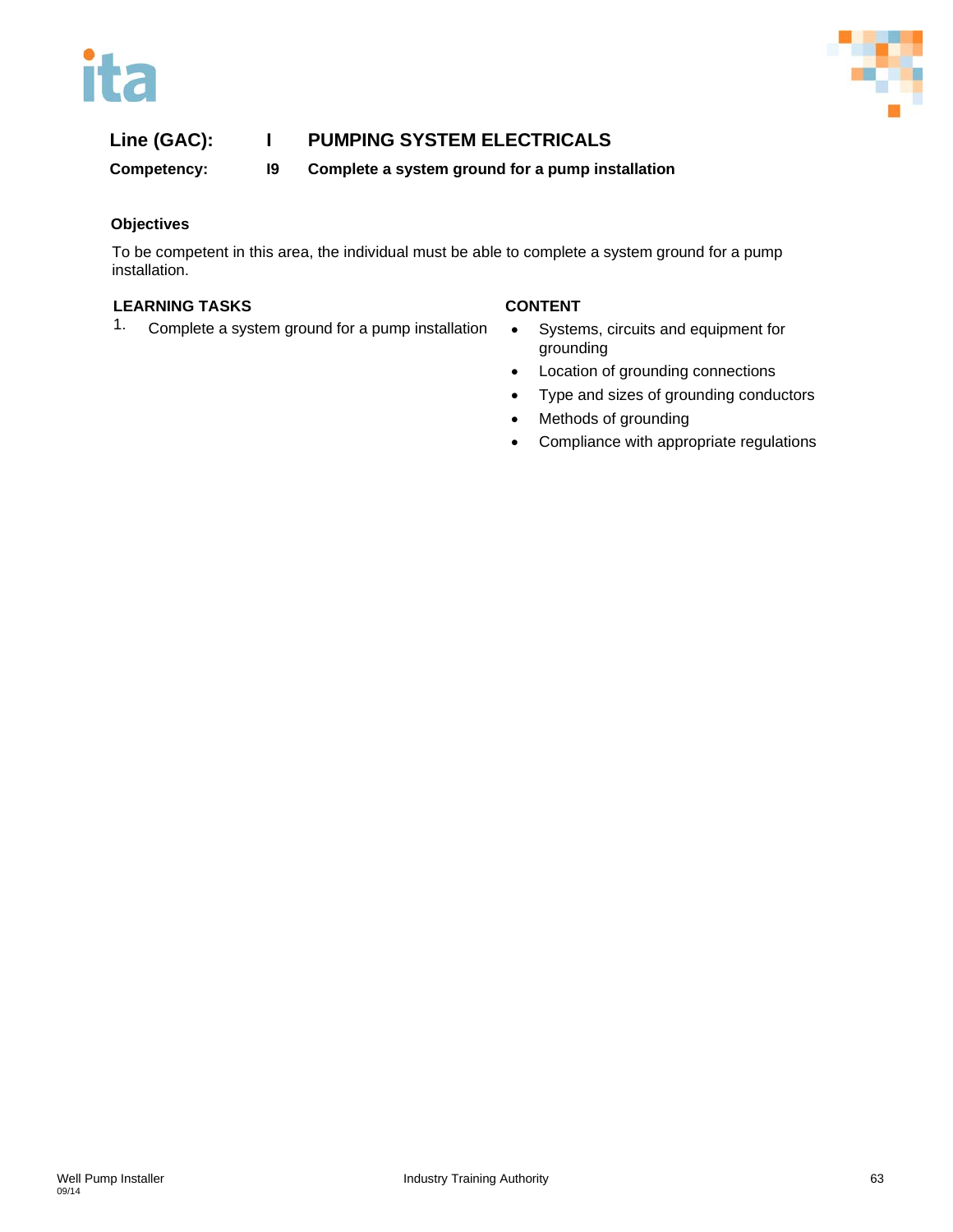**Line (GAC):** I **PUMPING SYSTEM ELECTRICALS**

**Competency:** I9 **Complete a system ground for a pump installation**

### Objectives

To be competent in this area, the individual must be able to complete a system ground for a pump installation.

| LEARNING TASKS | CONTENT |
| --- | --- |
| 1. Complete a system ground for a pump installation | • Systems, circuits and equipment for grounding<br>• Location of grounding connections<br>• Type and sizes of grounding conductors<br>• Methods of grounding<br>• Compliance with appropriate regulations |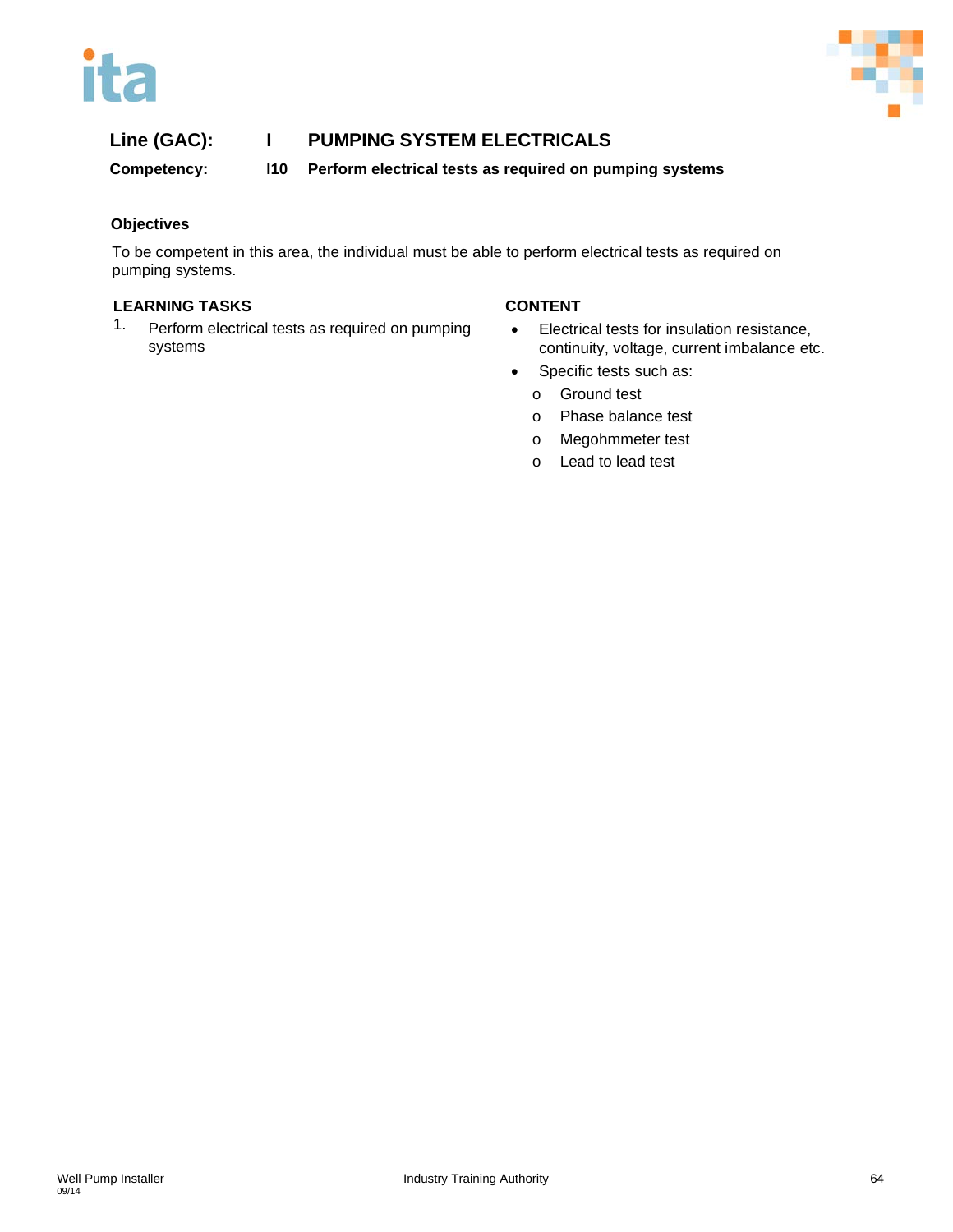**Line (GAC):** I **PUMPING SYSTEM ELECTRICALS**

**Competency:** I10 **Perform electrical tests as required on pumping systems**

**Objectives**

To be competent in this area, the individual must be able to perform electrical tests as required on pumping systems.

| LEARNING TASKS | CONTENT |
|---|---|
| 1. Perform electrical tests as required on pumping systems | • Electrical tests for insulation resistance, continuity, voltage, current imbalance etc.<br>• Specific tests such as:<br>o Ground test<br>o Phase balance test<br>o Megohmmeter test<br>o Lead to lead test |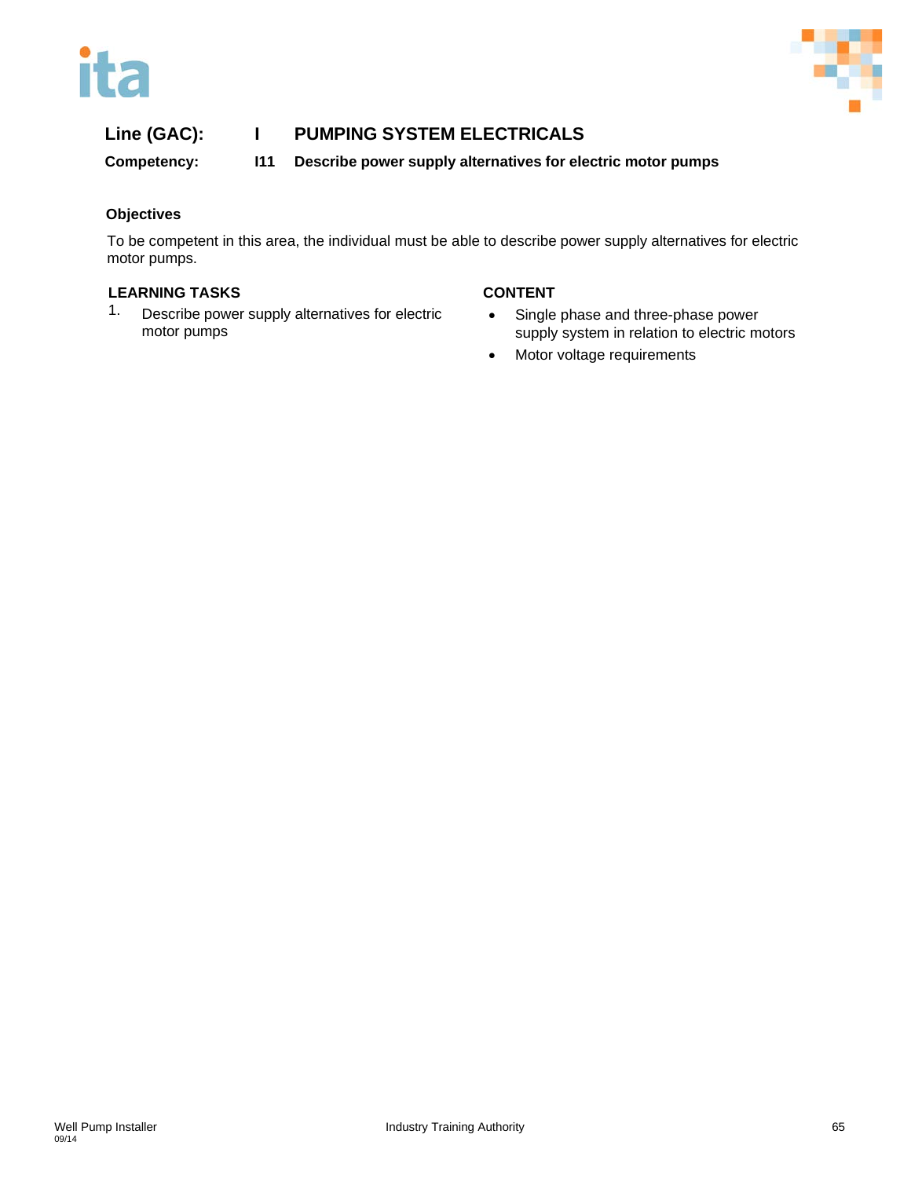**Line (GAC):** I PUMPING SYSTEM ELECTRICALS

**Competency:** I11 Describe power supply alternatives for electric motor pumps

**Objectives**

To be competent in this area, the individual must be able to describe power supply alternatives for electric motor pumps.

| LEARNING TASKS | CONTENT |
| --- | --- |
| 1. Describe power supply alternatives for electric motor pumps | • Single phase and three-phase power supply system in relation to electric motors<br>• Motor voltage requirements |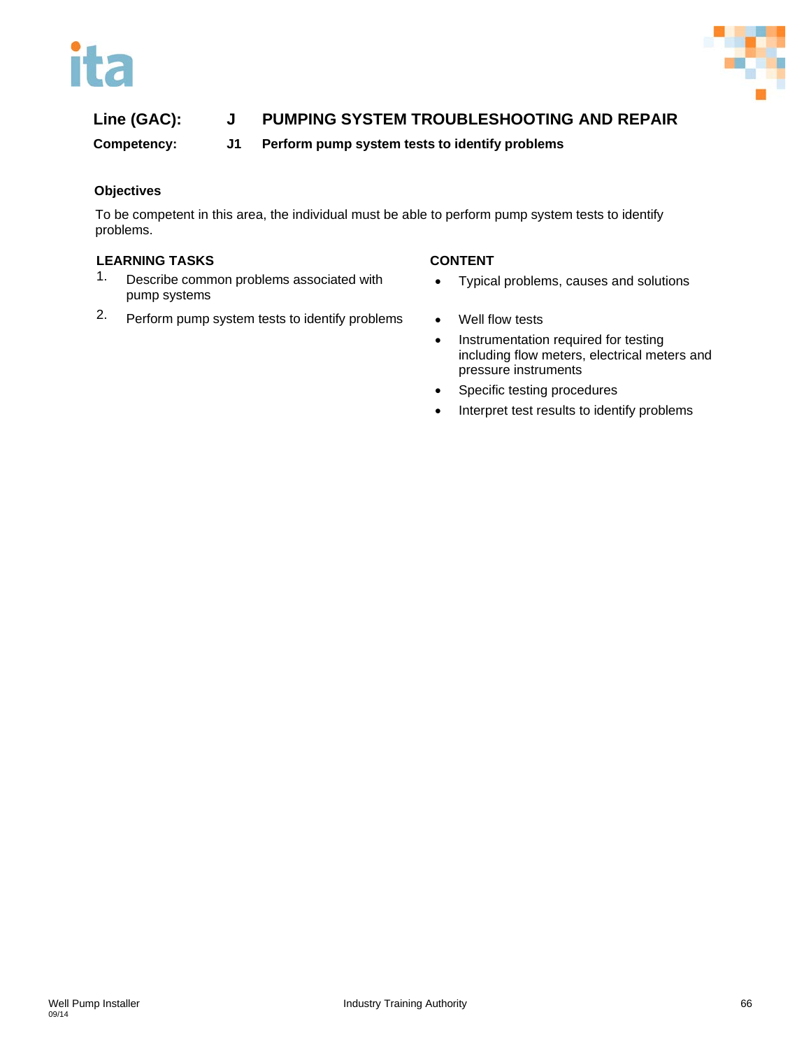**Line (GAC):** **J PUMPING SYSTEM TROUBLESHOOTING AND REPAIR**

**Competency:** **J1 Perform pump system tests to identify problems**

**Objectives**

To be competent in this area, the individual must be able to perform pump system tests to identify problems.

| LEARNING TASKS | CONTENT |
| --- | --- |
| 1. Describe common problems associated with pump systems | • Typical problems, causes and solutions |
| 2. Perform pump system tests to identify problems | • Well flow tests<br>• Instrumentation required for testing including flow meters, electrical meters and pressure instruments<br>• Specific testing procedures<br>• Interpret test results to identify problems |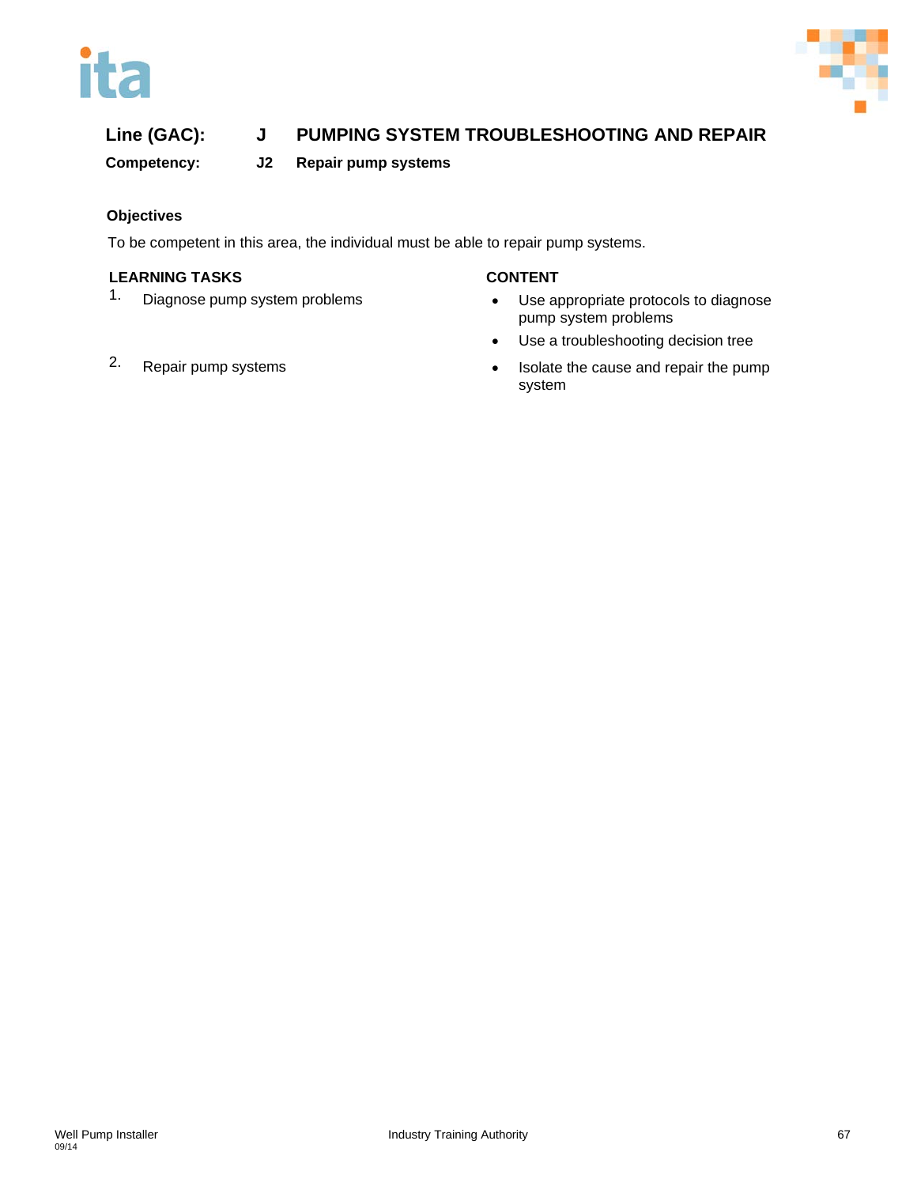**Line (GAC):** **J PUMPING SYSTEM TROUBLESHOOTING AND REPAIR**

**Competency:** **J2 Repair pump systems**

**Objectives**

To be competent in this area, the individual must be able to repair pump systems.

| LEARNING TASKS | CONTENT |
|---|---|
| 1. Diagnose pump system problems | • Use appropriate protocols to diagnose pump system problems<br>• Use a troubleshooting decision tree |
| 2. Repair pump systems | • Isolate the cause and repair the pump system |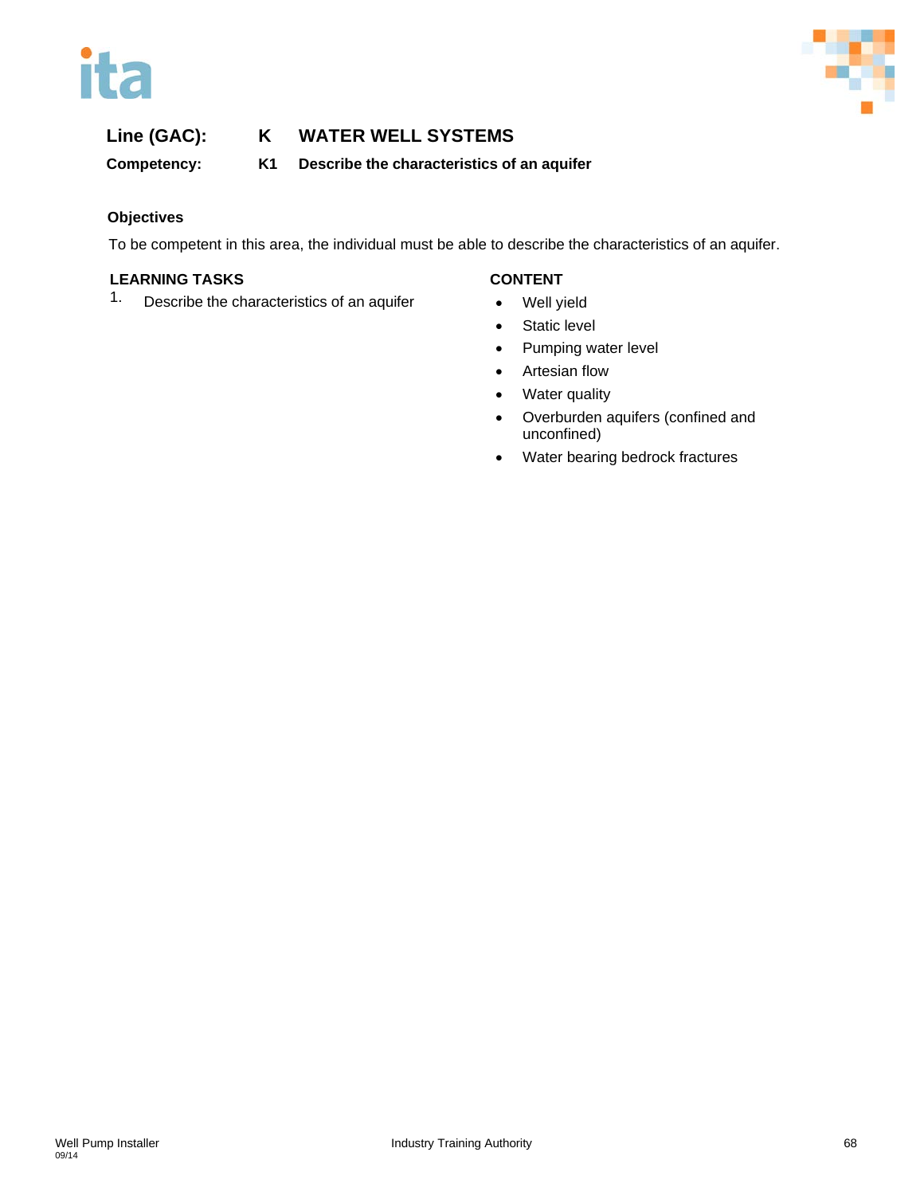**Line (GAC):** K WATER WELL SYSTEMS

**Competency:** K1 Describe the characteristics of an aquifer

**Objectives**

To be competent in this area, the individual must be able to describe the characteristics of an aquifer.

| LEARNING TASKS | CONTENT |
| --- | --- |
| 1. Describe the characteristics of an aquifer | • Well yield<br>• Static level<br>• Pumping water level<br>• Artesian flow<br>• Water quality<br>• Overburden aquifers (confined and unconfined)<br>• Water bearing bedrock fractures |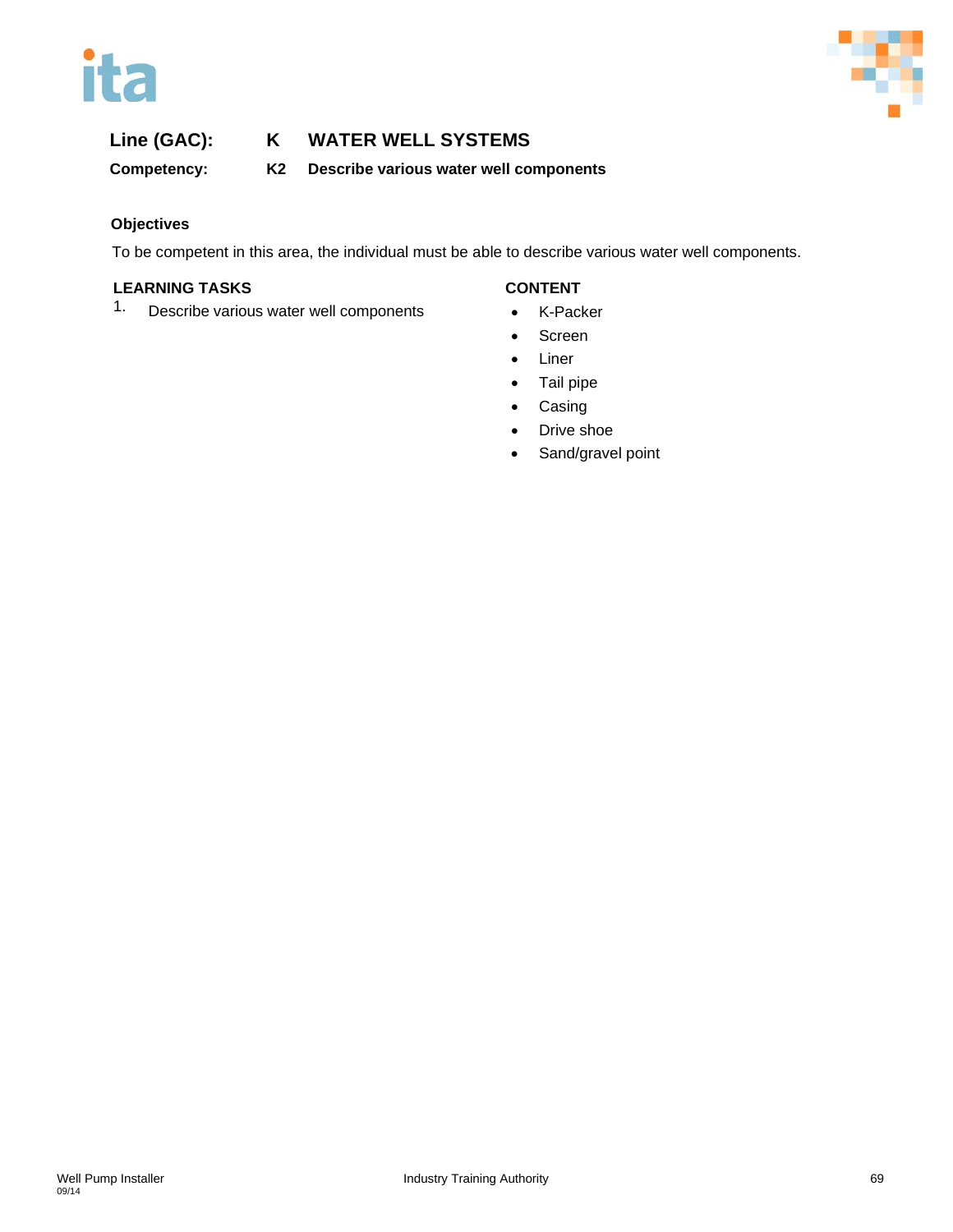**Line (GAC):** K WATER WELL SYSTEMS

**Competency:** K2 Describe various water well components

### Objectives

To be competent in this area, the individual must be able to describe various water well components.

| LEARNING TASKS | CONTENT |
|---|---|
| 1. Describe various water well components | • K-Packer<br>• Screen<br>• Liner<br>• Tail pipe<br>• Casing<br>• Drive shoe<br>• Sand/gravel point |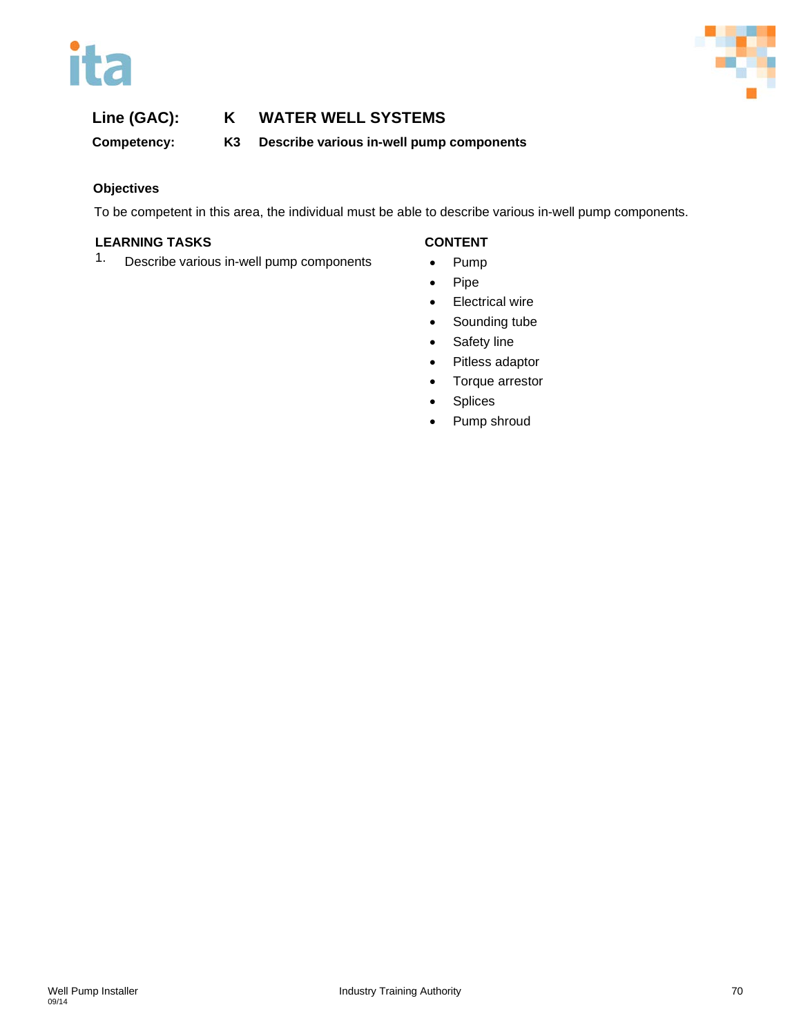**Line (GAC):** **K WATER WELL SYSTEMS**

**Competency:** **K3 Describe various in-well pump components**

**Objectives**

To be competent in this area, the individual must be able to describe various in-well pump components.

| LEARNING TASKS | CONTENT |
|---|---|
| 1. Describe various in-well pump components | • Pump<br>• Pipe<br>• Electrical wire<br>• Sounding tube<br>• Safety line<br>• Pitless adaptor<br>• Torque arrestor<br>• Splices<br>• Pump shroud |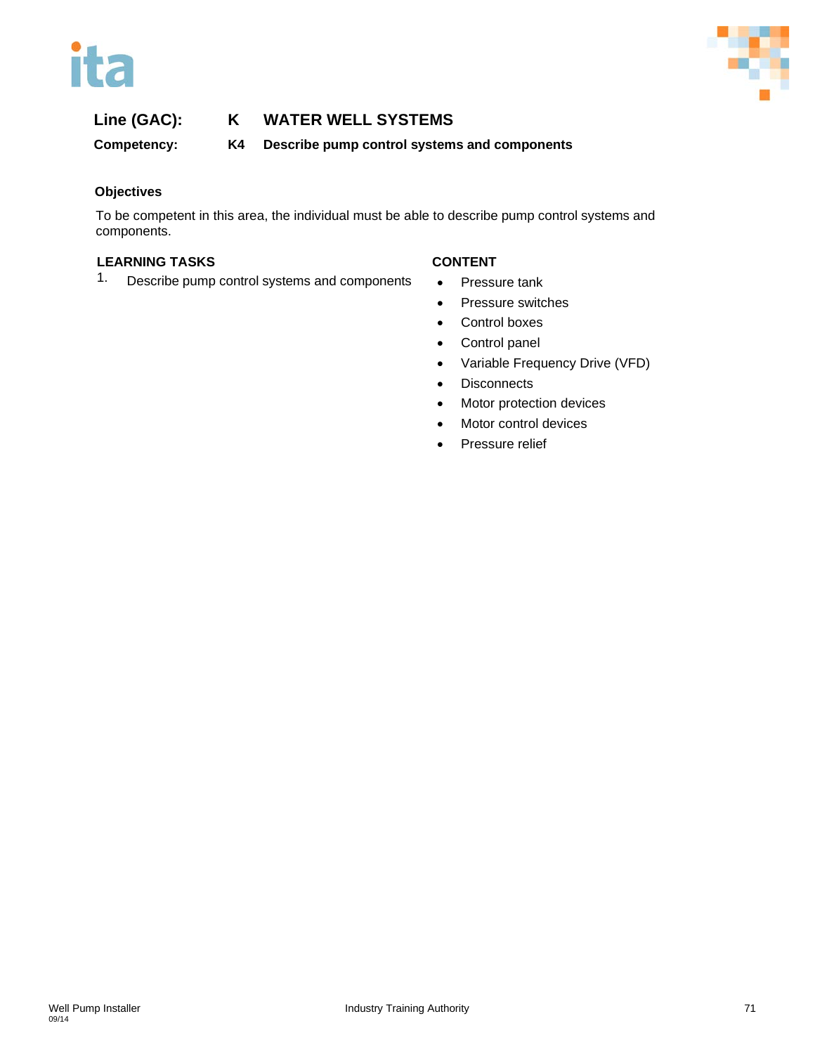**Line (GAC):** K WATER WELL SYSTEMS

**Competency:** K4 Describe pump control systems and components

### Objectives

To be competent in this area, the individual must be able to describe pump control systems and components.

| LEARNING TASKS | CONTENT |
|---|---|
| 1. Describe pump control systems and components | • Pressure tank<br>• Pressure switches<br>• Control boxes<br>• Control panel<br>• Variable Frequency Drive (VFD)<br>• Disconnects<br>• Motor protection devices<br>• Motor control devices<br>• Pressure relief |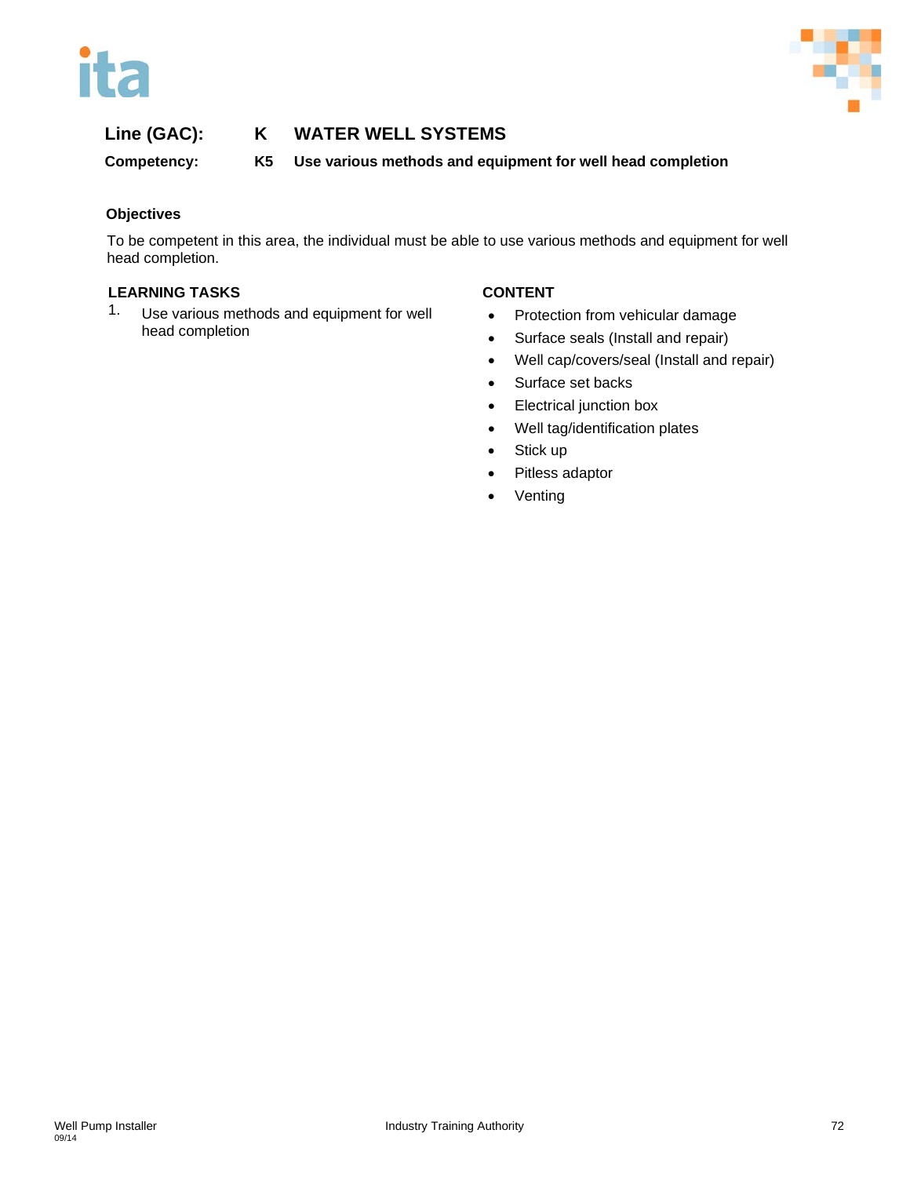**Line (GAC):** K WATER WELL SYSTEMS

**Competency:** K5 Use various methods and equipment for well head completion

### Objectives

To be competent in this area, the individual must be able to use various methods and equipment for well head completion.

| LEARNING TASKS | CONTENT |
|---|---|
| 1. Use various methods and equipment for well head completion | • Protection from vehicular damage<br>• Surface seals (Install and repair)<br>• Well cap/covers/seal (Install and repair)<br>• Surface set backs<br>• Electrical junction box<br>• Well tag/identification plates<br>• Stick up<br>• Pitless adaptor<br>• Venting |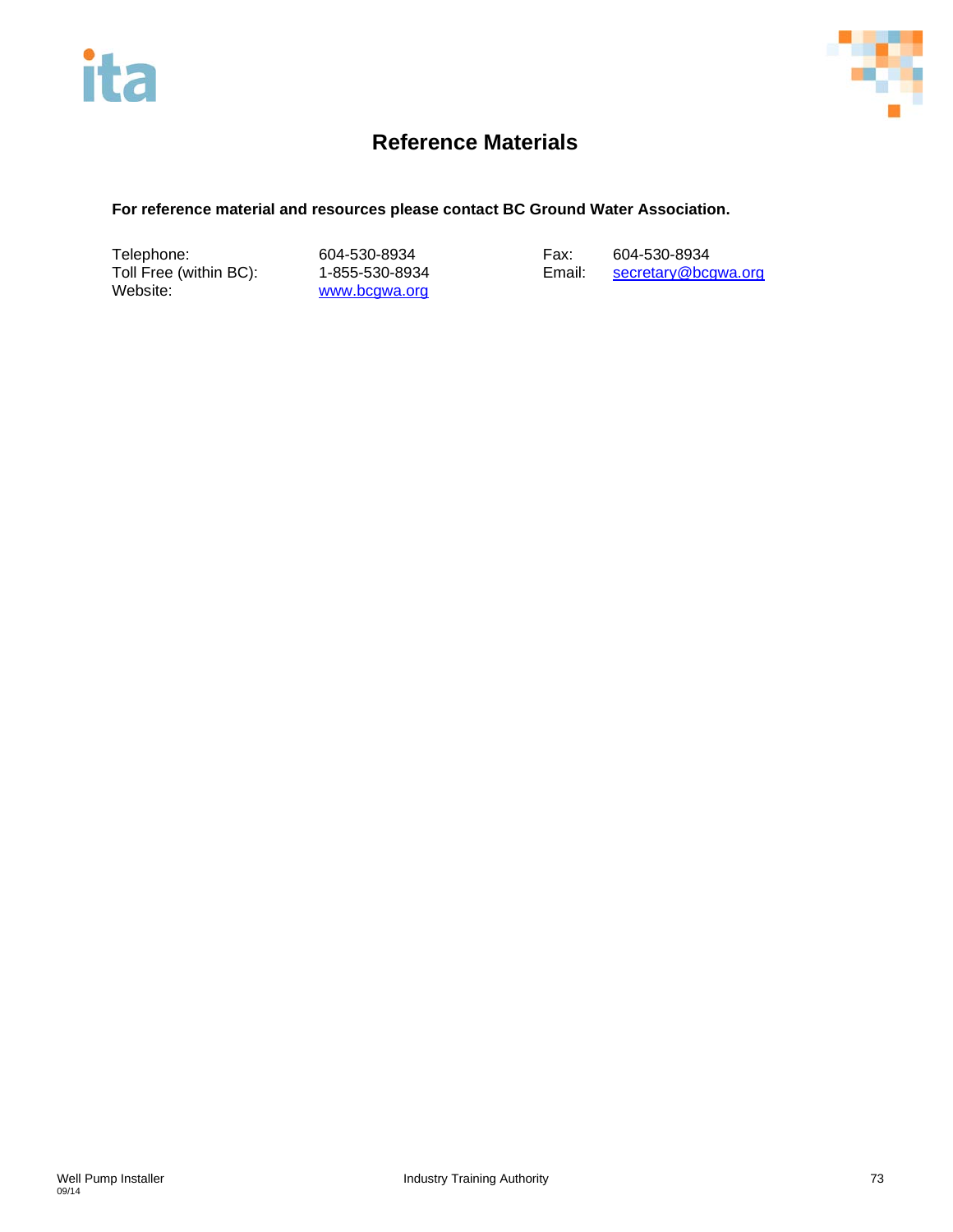# Reference Materials

**For reference material and resources please contact BC Ground Water Association.**

| | | | |
|---|---|---|---|
| Telephone: | 604-530-8934 | Fax: | 604-530-8934 |
| Toll Free (within BC): | 1-855-530-8934 | Email: | secretary@bcgwa.org |
| Website: | www.bcgwa.org | | |